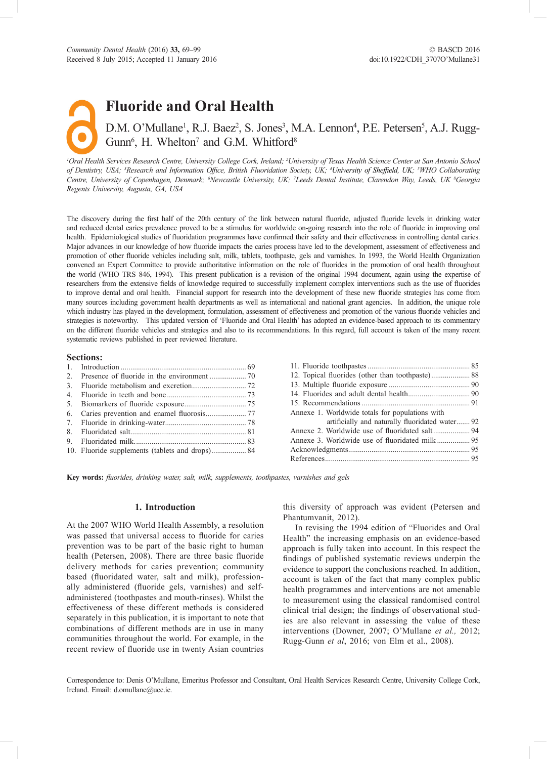# Fluoride and Oral Health

D.M. O'Mullane[1], R.J. Baez[2], S. Jones[3], M.A. Lennon[4], P.E. Petersen[5], A.J. Rugg-Gunn[6], H. Whelton[7] and G.M. Whitford[8]

*[1]Oral Health Services Research Centre, University College Cork, Ireland; [2]University of Texas Health Science Center at San Antonio School of Dentistry, USA; [3]Research and Information Office, British Fluoridation Society, UK; [4]University of Sheffield, UK; [5]WHO Collaborating Centre, University of Copenhagen, Denmark; [6]Newcastle University, UK; [7]Leeds Dental Institute, Clarendon Way, Leeds, UK [8]Georgia Regents University, Augusta, GA, USA*

The discovery during the first half of the 20th century of the link between natural fluoride, adjusted fluoride levels in drinking water and reduced dental caries prevalence proved to be a stimulus for worldwide on-going research into the role of fluoride in improving oral health. Epidemiological studies of fluoridation programmes have confirmed their safety and their effectiveness in controlling dental caries. Major advances in our knowledge of how fluoride impacts the caries process have led to the development, assessment of effectiveness and promotion of other fluoride vehicles including salt, milk, tablets, toothpaste, gels and varnishes. In 1993, the World Health Organization convened an Expert Committee to provide authoritative information on the role of fluorides in the promotion of oral health throughout the world (WHO TRS 846, 1994). This present publication is a revision of the original 1994 document, again using the expertise of researchers from the extensive fields of knowledge required to successfully implement complex interventions such as the use of fluorides to improve dental and oral health. Financial support for research into the development of these new fluoride strategies has come from many sources including government health departments as well as international and national grant agencies. In addition, the unique role which industry has played in the development, formulation, assessment of effectiveness and promotion of the various fluoride vehicles and strategies is noteworthy. This updated version of 'Fluoride and Oral Health' has adopted an evidence-based approach to its commentary on the different fluoride vehicles and strategies and also to its recommendations. In this regard, full account is taken of the many recent systematic reviews published in peer reviewed literature.

**Sections:**

1. Introduction ... 69
2. Presence of fluoride in the environment ... 70
3. Fluoride metabolism and excretion ... 72
4. Fluoride in teeth and bone ... 73
5. Biomarkers of fluoride exposure ... 75
6. Caries prevention and enamel fluorosis ... 77
7. Fluoride in drinking-water ... 78
8. Fluoridated salt ... 81
9. Fluoridated milk ... 83
10. Fluoride supplements (tablets and drops) ... 84
11. Fluoride toothpastes ... 85
12. Topical fluorides (other than toothpaste) ... 88
13. Multiple fluoride exposure ... 90
14. Fluorides and adult dental health ... 90
15. Recommendations ... 91

Annexe 1. Worldwide totals for populations with artificially and naturally fluoridated water ... 92
Annexe 2. Worldwide use of fluoridated salt ... 94
Annexe 3. Worldwide use of fluoridated milk ... 95
Acknowledgments ... 95
References ... 95

**Key words:** *fluorides, drinking water, salt, milk, supplements, toothpastes, varnishes and gels*

## 1. Introduction

At the 2007 WHO World Health Assembly, a resolution was passed that universal access to fluoride for caries prevention was to be part of the basic right to human health (Petersen, 2008). There are three basic fluoride delivery methods for caries prevention; community based (fluoridated water, salt and milk), professionally administered (fluoride gels, varnishes) and self-administered (toothpastes and mouth-rinses). Whilst the effectiveness of these different methods is considered separately in this publication, it is important to note that combinations of different methods are in use in many communities throughout the world. For example, in the recent review of fluoride use in twenty Asian countries this diversity of approach was evident (Petersen and Phantumvanit, 2012).

In revising the 1994 edition of "Fluorides and Oral Health" the increasing emphasis on an evidence-based approach is fully taken into account. In this respect the findings of published systematic reviews underpin the evidence to support the conclusions reached. In addition, account is taken of the fact that many complex public health programmes and interventions are not amenable to measurement using the classical randomised control clinical trial design; the findings of observational studies are also relevant in assessing the value of these interventions (Downer, 2007; O'Mullane *et al.,* 2012; Rugg-Gunn *et al*, 2016; von Elm et al., 2008).

Correspondence to: Denis O'Mullane, Emeritus Professor and Consultant, Oral Health Services Research Centre, University College Cork, Ireland. Email: d.omullane@ucc.ie.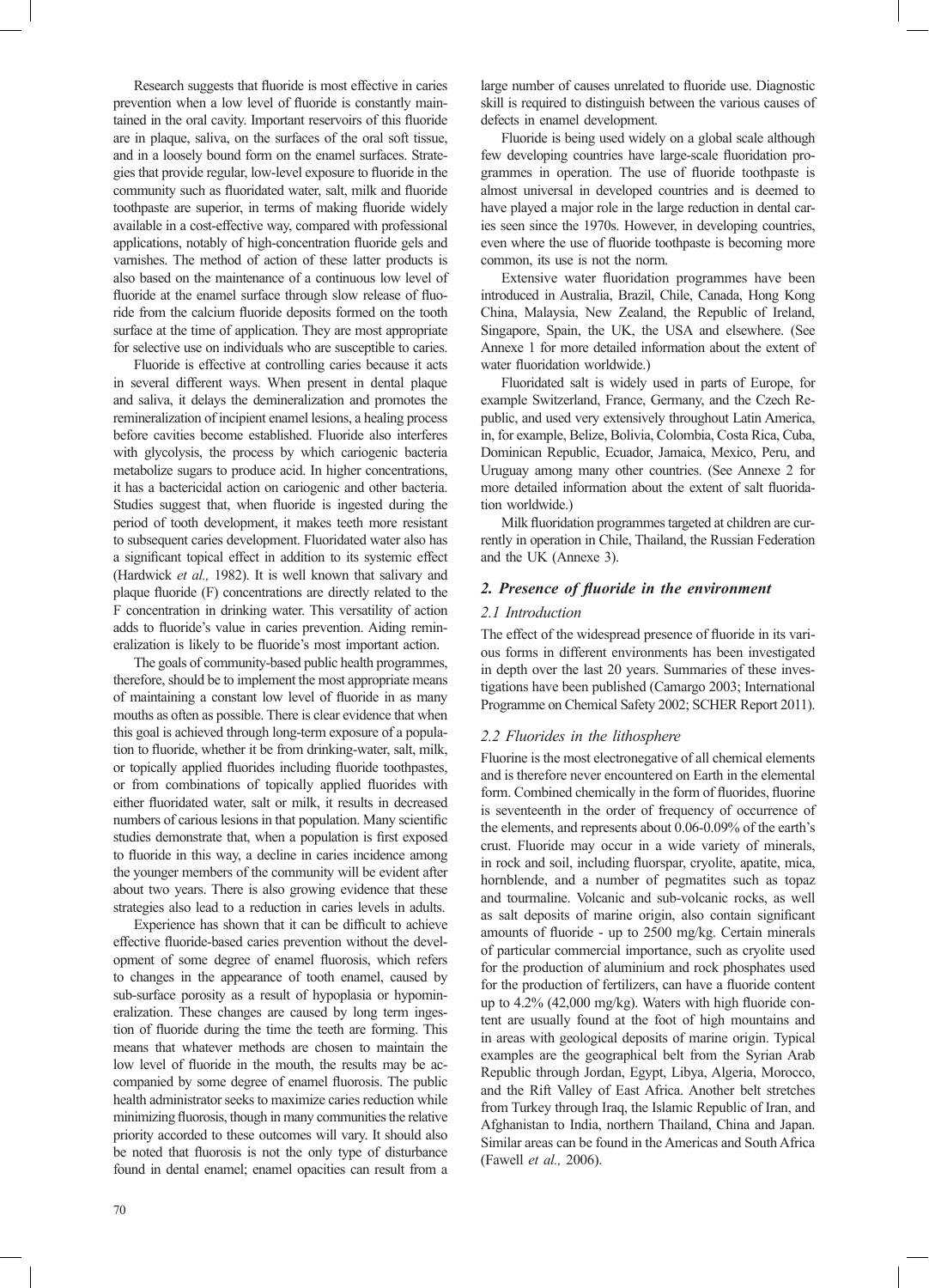Research suggests that fluoride is most effective in caries prevention when a low level of fluoride is constantly maintained in the oral cavity. Important reservoirs of this fluoride are in plaque, saliva, on the surfaces of the oral soft tissue, and in a loosely bound form on the enamel surfaces. Strategies that provide regular, low-level exposure to fluoride in the community such as fluoridated water, salt, milk and fluoride toothpaste are superior, in terms of making fluoride widely available in a cost-effective way, compared with professional applications, notably of high-concentration fluoride gels and varnishes. The method of action of these latter products is also based on the maintenance of a continuous low level of fluoride at the enamel surface through slow release of fluoride from the calcium fluoride deposits formed on the tooth surface at the time of application. They are most appropriate for selective use on individuals who are susceptible to caries.

Fluoride is effective at controlling caries because it acts in several different ways. When present in dental plaque and saliva, it delays the demineralization and promotes the remineralization of incipient enamel lesions, a healing process before cavities become established. Fluoride also interferes with glycolysis, the process by which cariogenic bacteria metabolize sugars to produce acid. In higher concentrations, it has a bactericidal action on cariogenic and other bacteria. Studies suggest that, when fluoride is ingested during the period of tooth development, it makes teeth more resistant to subsequent caries development. Fluoridated water also has a significant topical effect in addition to its systemic effect (Hardwick *et al.,* 1982). It is well known that salivary and plaque fluoride (F) concentrations are directly related to the F concentration in drinking water. This versatility of action adds to fluoride's value in caries prevention. Aiding remineralization is likely to be fluoride's most important action.

The goals of community-based public health programmes, therefore, should be to implement the most appropriate means of maintaining a constant low level of fluoride in as many mouths as often as possible. There is clear evidence that when this goal is achieved through long-term exposure of a population to fluoride, whether it be from drinking-water, salt, milk, or topically applied fluorides including fluoride toothpastes, or from combinations of topically applied fluorides with either fluoridated water, salt or milk, it results in decreased numbers of carious lesions in that population. Many scientific studies demonstrate that, when a population is first exposed to fluoride in this way, a decline in caries incidence among the younger members of the community will be evident after about two years. There is also growing evidence that these strategies also lead to a reduction in caries levels in adults.

Experience has shown that it can be difficult to achieve effective fluoride-based caries prevention without the development of some degree of enamel fluorosis, which refers to changes in the appearance of tooth enamel, caused by sub-surface porosity as a result of hypoplasia or hypomineralization. These changes are caused by long term ingestion of fluoride during the time the teeth are forming. This means that whatever methods are chosen to maintain the low level of fluoride in the mouth, the results may be accompanied by some degree of enamel fluorosis. The public health administrator seeks to maximize caries reduction while minimizing fluorosis, though in many communities the relative priority accorded to these outcomes will vary. It should also be noted that fluorosis is not the only type of disturbance found in dental enamel; enamel opacities can result from a large number of causes unrelated to fluoride use. Diagnostic skill is required to distinguish between the various causes of defects in enamel development.

Fluoride is being used widely on a global scale although few developing countries have large-scale fluoridation programmes in operation. The use of fluoride toothpaste is almost universal in developed countries and is deemed to have played a major role in the large reduction in dental caries seen since the 1970s. However, in developing countries, even where the use of fluoride toothpaste is becoming more common, its use is not the norm.

Extensive water fluoridation programmes have been introduced in Australia, Brazil, Chile, Canada, Hong Kong China, Malaysia, New Zealand, the Republic of Ireland, Singapore, Spain, the UK, the USA and elsewhere. (See Annexe 1 for more detailed information about the extent of water fluoridation worldwide.)

Fluoridated salt is widely used in parts of Europe, for example Switzerland, France, Germany, and the Czech Republic, and used very extensively throughout Latin America, in, for example, Belize, Bolivia, Colombia, Costa Rica, Cuba, Dominican Republic, Ecuador, Jamaica, Mexico, Peru, and Uruguay among many other countries. (See Annexe 2 for more detailed information about the extent of salt fluoridation worldwide.)

Milk fluoridation programmes targeted at children are currently in operation in Chile, Thailand, the Russian Federation and the UK (Annexe 3).

## *2. Presence of fluoride in the environment*

### *2.1 Introduction*

The effect of the widespread presence of fluoride in its various forms in different environments has been investigated in depth over the last 20 years. Summaries of these investigations have been published (Camargo 2003; International Programme on Chemical Safety 2002; SCHER Report 2011).

### *2.2 Fluorides in the lithosphere*

Fluorine is the most electronegative of all chemical elements and is therefore never encountered on Earth in the elemental form. Combined chemically in the form of fluorides, fluorine is seventeenth in the order of frequency of occurrence of the elements, and represents about 0.06-0.09% of the earth's crust. Fluoride may occur in a wide variety of minerals, in rock and soil, including fluorspar, cryolite, apatite, mica, hornblende, and a number of pegmatites such as topaz and tourmaline. Volcanic and sub-volcanic rocks, as well as salt deposits of marine origin, also contain significant amounts of fluoride - up to 2500 mg/kg. Certain minerals of particular commercial importance, such as cryolite used for the production of aluminium and rock phosphates used for the production of fertilizers, can have a fluoride content up to 4.2% (42,000 mg/kg). Waters with high fluoride content are usually found at the foot of high mountains and in areas with geological deposits of marine origin. Typical examples are the geographical belt from the Syrian Arab Republic through Jordan, Egypt, Libya, Algeria, Morocco, and the Rift Valley of East Africa. Another belt stretches from Turkey through Iraq, the Islamic Republic of Iran, and Afghanistan to India, northern Thailand, China and Japan. Similar areas can be found in the Americas and South Africa (Fawell *et al.,* 2006).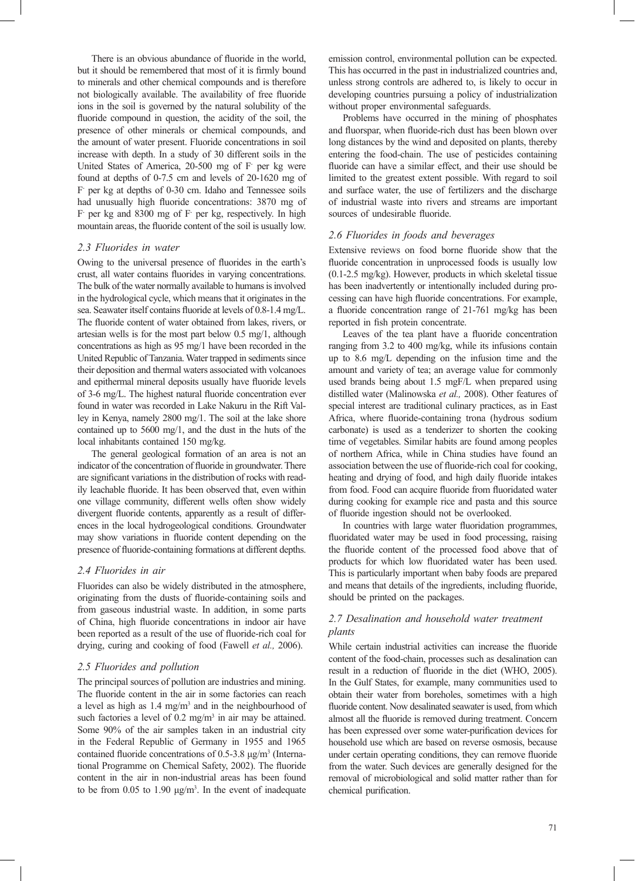There is an obvious abundance of fluoride in the world, but it should be remembered that most of it is firmly bound to minerals and other chemical compounds and is therefore not biologically available. The availability of free fluoride ions in the soil is governed by the natural solubility of the fluoride compound in question, the acidity of the soil, the presence of other minerals or chemical compounds, and the amount of water present. Fluoride concentrations in soil increase with depth. In a study of 30 different soils in the United States of America, 20-500 mg of $F^-$ per kg were found at depths of 0-7.5 cm and levels of 20-1620 mg of $F^-$ per kg at depths of 0-30 cm. Idaho and Tennessee soils had unusually high fluoride concentrations: 3870 mg of $F^-$ per kg and 8300 mg of $F^-$ per kg, respectively. In high mountain areas, the fluoride content of the soil is usually low.

### *2.3 Fluorides in water*

Owing to the universal presence of fluorides in the earth's crust, all water contains fluorides in varying concentrations. The bulk of the water normally available to humans is involved in the hydrological cycle, which means that it originates in the sea. Seawater itself contains fluoride at levels of 0.8-1.4 mg/L. The fluoride content of water obtained from lakes, rivers, or artesian wells is for the most part below 0.5 mg/1, although concentrations as high as 95 mg/1 have been recorded in the United Republic of Tanzania. Water trapped in sediments since their deposition and thermal waters associated with volcanoes and epithermal mineral deposits usually have fluoride levels of 3-6 mg/L. The highest natural fluoride concentration ever found in water was recorded in Lake Nakuru in the Rift Valley in Kenya, namely 2800 mg/1. The soil at the lake shore contained up to 5600 mg/1, and the dust in the huts of the local inhabitants contained 150 mg/kg.

The general geological formation of an area is not an indicator of the concentration of fluoride in groundwater. There are significant variations in the distribution of rocks with readily leachable fluoride. It has been observed that, even within one village community, different wells often show widely divergent fluoride contents, apparently as a result of differences in the local hydrogeological conditions. Groundwater may show variations in fluoride content depending on the presence of fluoride-containing formations at different depths.

### *2.4 Fluorides in air*

Fluorides can also be widely distributed in the atmosphere, originating from the dusts of fluoride-containing soils and from gaseous industrial waste. In addition, in some parts of China, high fluoride concentrations in indoor air have been reported as a result of the use of fluoride-rich coal for drying, curing and cooking of food (Fawell *et al.,* 2006).

### *2.5 Fluorides and pollution*

The principal sources of pollution are industries and mining. The fluoride content in the air in some factories can reach a level as high as 1.4 mg/m$^3$ and in the neighbourhood of such factories a level of 0.2 mg/m$^3$ in air may be attained. Some 90% of the air samples taken in an industrial city in the Federal Republic of Germany in 1955 and 1965 contained fluoride concentrations of 0.5-3.8 μg/m$^3$ (International Programme on Chemical Safety, 2002). The fluoride content in the air in non-industrial areas has been found to be from 0.05 to 1.90 μg/m$^3$. In the event of inadequate emission control, environmental pollution can be expected. This has occurred in the past in industrialized countries and, unless strong controls are adhered to, is likely to occur in developing countries pursuing a policy of industrialization without proper environmental safeguards.

Problems have occurred in the mining of phosphates and fluorspar, when fluoride-rich dust has been blown over long distances by the wind and deposited on plants, thereby entering the food-chain. The use of pesticides containing fluoride can have a similar effect, and their use should be limited to the greatest extent possible. With regard to soil and surface water, the use of fertilizers and the discharge of industrial waste into rivers and streams are important sources of undesirable fluoride.

### *2.6 Fluorides in foods and beverages*

Extensive reviews on food borne fluoride show that the fluoride concentration in unprocessed foods is usually low (0.1-2.5 mg/kg). However, products in which skeletal tissue has been inadvertently or intentionally included during processing can have high fluoride concentrations. For example, a fluoride concentration range of 21-761 mg/kg has been reported in fish protein concentrate.

Leaves of the tea plant have a fluoride concentration ranging from 3.2 to 400 mg/kg, while its infusions contain up to 8.6 mg/L depending on the infusion time and the amount and variety of tea; an average value for commonly used brands being about 1.5 mgF/L when prepared using distilled water (Malinowska *et al.,* 2008). Other features of special interest are traditional culinary practices, as in East Africa, where fluoride-containing trona (hydrous sodium carbonate) is used as a tenderizer to shorten the cooking time of vegetables. Similar habits are found among peoples of northern Africa, while in China studies have found an association between the use of fluoride-rich coal for cooking, heating and drying of food, and high daily fluoride intakes from food. Food can acquire fluoride from fluoridated water during cooking for example rice and pasta and this source of fluoride ingestion should not be overlooked.

In countries with large water fluoridation programmes, fluoridated water may be used in food processing, raising the fluoride content of the processed food above that of products for which low fluoridated water has been used. This is particularly important when baby foods are prepared and means that details of the ingredients, including fluoride, should be printed on the packages.

### *2.7 Desalination and household water treatment plants*

While certain industrial activities can increase the fluoride content of the food-chain, processes such as desalination can result in a reduction of fluoride in the diet (WHO, 2005). In the Gulf States, for example, many communities used to obtain their water from boreholes, sometimes with a high fluoride content. Now desalinated seawater is used, from which almost all the fluoride is removed during treatment. Concern has been expressed over some water-purification devices for household use which are based on reverse osmosis, because under certain operating conditions, they can remove fluoride from the water. Such devices are generally designed for the removal of microbiological and solid matter rather than for chemical purification.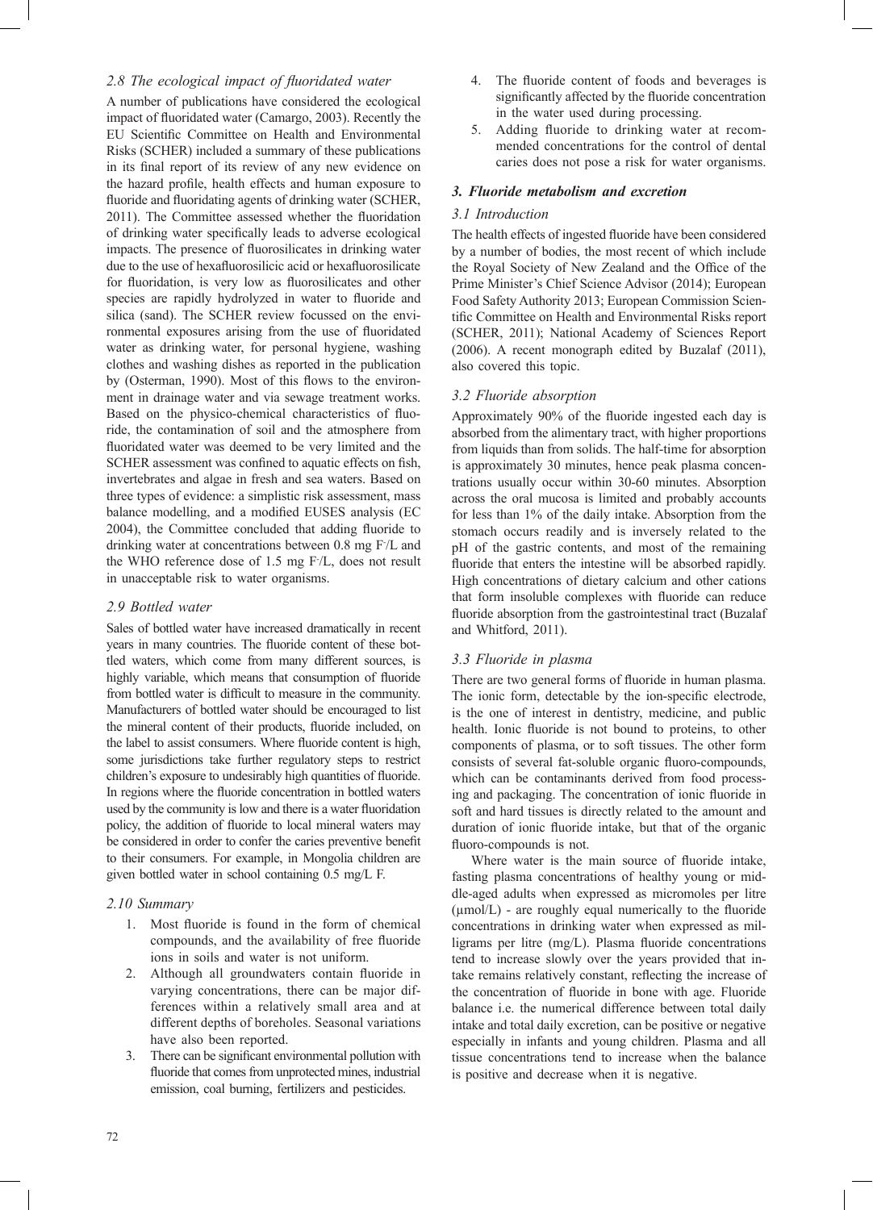### *2.8 The ecological impact of fluoridated water*

A number of publications have considered the ecological impact of fluoridated water (Camargo, 2003). Recently the EU Scientific Committee on Health and Environmental Risks (SCHER) included a summary of these publications in its final report of its review of any new evidence on the hazard profile, health effects and human exposure to fluoride and fluoridating agents of drinking water (SCHER, 2011). The Committee assessed whether the fluoridation of drinking water specifically leads to adverse ecological impacts. The presence of fluorosilicates in drinking water due to the use of hexafluorosilicic acid or hexafluorosilicate for fluoridation, is very low as fluorosilicates and other species are rapidly hydrolyzed in water to fluoride and silica (sand). The SCHER review focussed on the environmental exposures arising from the use of fluoridated water as drinking water, for personal hygiene, washing clothes and washing dishes as reported in the publication by (Osterman, 1990). Most of this flows to the environment in drainage water and via sewage treatment works. Based on the physico-chemical characteristics of fluoride, the contamination of soil and the atmosphere from fluoridated water was deemed to be very limited and the SCHER assessment was confined to aquatic effects on fish, invertebrates and algae in fresh and sea waters. Based on three types of evidence: a simplistic risk assessment, mass balance modelling, and a modified EUSES analysis (EC 2004), the Committee concluded that adding fluoride to drinking water at concentrations between 0.8 mg $F^-$/L and the WHO reference dose of 1.5 mg $F^-$/L, does not result in unacceptable risk to water organisms.

### *2.9 Bottled water*

Sales of bottled water have increased dramatically in recent years in many countries. The fluoride content of these bottled waters, which come from many different sources, is highly variable, which means that consumption of fluoride from bottled water is difficult to measure in the community. Manufacturers of bottled water should be encouraged to list the mineral content of their products, fluoride included, on the label to assist consumers. Where fluoride content is high, some jurisdictions take further regulatory steps to restrict children's exposure to undesirably high quantities of fluoride. In regions where the fluoride concentration in bottled waters used by the community is low and there is a water fluoridation policy, the addition of fluoride to local mineral waters may be considered in order to confer the caries preventive benefit to their consumers. For example, in Mongolia children are given bottled water in school containing 0.5 mg/L F.

### *2.10 Summary*

1. Most fluoride is found in the form of chemical compounds, and the availability of free fluoride ions in soils and water is not uniform.
2. Although all groundwaters contain fluoride in varying concentrations, there can be major differences within a relatively small area and at different depths of boreholes. Seasonal variations have also been reported.
3. There can be significant environmental pollution with fluoride that comes from unprotected mines, industrial emission, coal burning, fertilizers and pesticides.
4. The fluoride content of foods and beverages is significantly affected by the fluoride concentration in the water used during processing.
5. Adding fluoride to drinking water at recommended concentrations for the control of dental caries does not pose a risk for water organisms.

## *3. Fluoride metabolism and excretion*

### *3.1 Introduction*

The health effects of ingested fluoride have been considered by a number of bodies, the most recent of which include the Royal Society of New Zealand and the Office of the Prime Minister's Chief Science Advisor (2014); European Food Safety Authority 2013; European Commission Scientific Committee on Health and Environmental Risks report (SCHER, 2011); National Academy of Sciences Report (2006). A recent monograph edited by Buzalaf (2011), also covered this topic.

### *3.2 Fluoride absorption*

Approximately 90% of the fluoride ingested each day is absorbed from the alimentary tract, with higher proportions from liquids than from solids. The half-time for absorption is approximately 30 minutes, hence peak plasma concentrations usually occur within 30-60 minutes. Absorption across the oral mucosa is limited and probably accounts for less than 1% of the daily intake. Absorption from the stomach occurs readily and is inversely related to the pH of the gastric contents, and most of the remaining fluoride that enters the intestine will be absorbed rapidly. High concentrations of dietary calcium and other cations that form insoluble complexes with fluoride can reduce fluoride absorption from the gastrointestinal tract (Buzalaf and Whitford, 2011).

### *3.3 Fluoride in plasma*

There are two general forms of fluoride in human plasma. The ionic form, detectable by the ion-specific electrode, is the one of interest in dentistry, medicine, and public health. Ionic fluoride is not bound to proteins, to other components of plasma, or to soft tissues. The other form consists of several fat-soluble organic fluoro-compounds, which can be contaminants derived from food processing and packaging. The concentration of ionic fluoride in soft and hard tissues is directly related to the amount and duration of ionic fluoride intake, but that of the organic fluoro-compounds is not.

Where water is the main source of fluoride intake, fasting plasma concentrations of healthy young or middle-aged adults when expressed as micromoles per litre (μmol/L) - are roughly equal numerically to the fluoride concentrations in drinking water when expressed as milligrams per litre (mg/L). Plasma fluoride concentrations tend to increase slowly over the years provided that intake remains relatively constant, reflecting the increase of the concentration of fluoride in bone with age. Fluoride balance i.e. the numerical difference between total daily intake and total daily excretion, can be positive or negative especially in infants and young children. Plasma and all tissue concentrations tend to increase when the balance is positive and decrease when it is negative.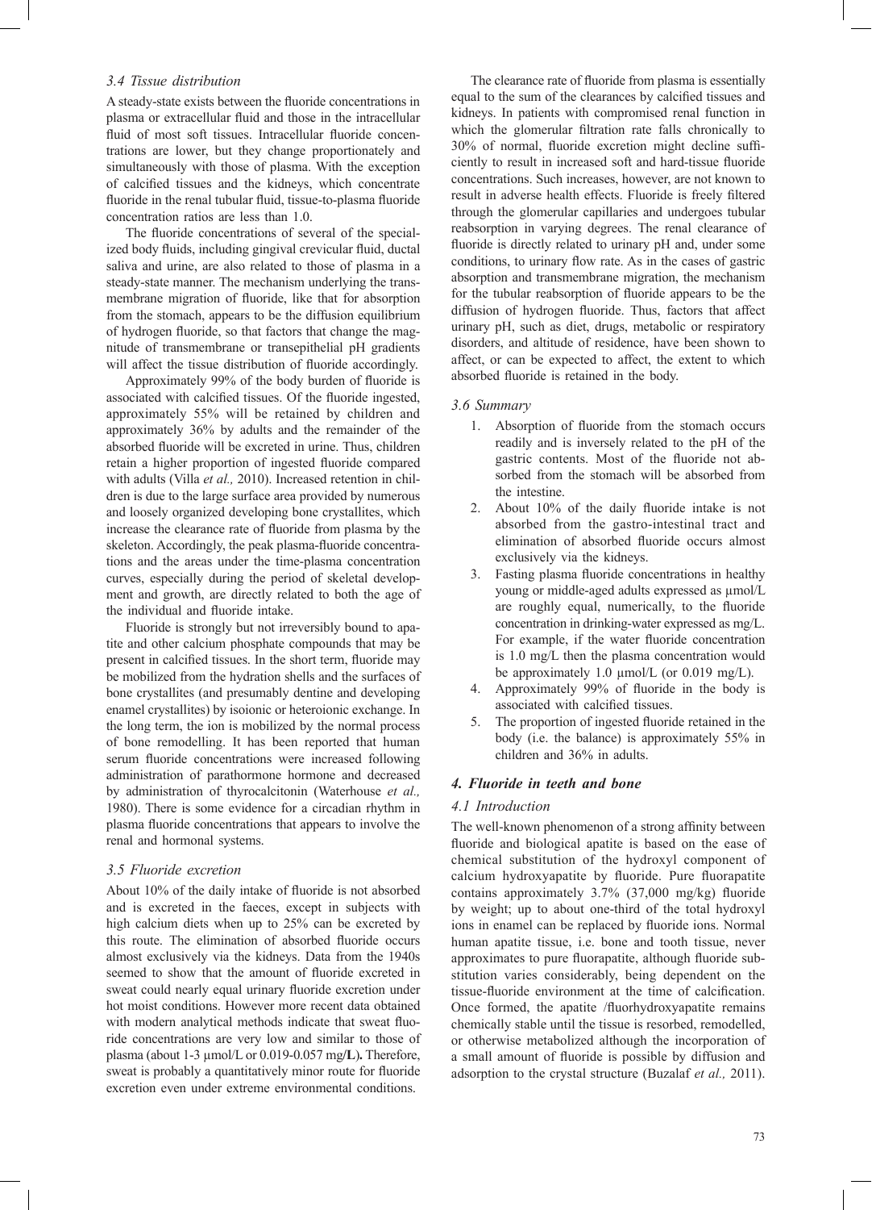### *3.4 Tissue distribution*

A steady-state exists between the fluoride concentrations in plasma or extracellular fluid and those in the intracellular fluid of most soft tissues. Intracellular fluoride concentrations are lower, but they change proportionately and simultaneously with those of plasma. With the exception of calcified tissues and the kidneys, which concentrate fluoride in the renal tubular fluid, tissue-to-plasma fluoride concentration ratios are less than 1.0.

The fluoride concentrations of several of the specialized body fluids, including gingival crevicular fluid, ductal saliva and urine, are also related to those of plasma in a steady-state manner. The mechanism underlying the transmembrane migration of fluoride, like that for absorption from the stomach, appears to be the diffusion equilibrium of hydrogen fluoride, so that factors that change the magnitude of transmembrane or transepithelial pH gradients will affect the tissue distribution of fluoride accordingly.

Approximately 99% of the body burden of fluoride is associated with calcified tissues. Of the fluoride ingested, approximately 55% will be retained by children and approximately 36% by adults and the remainder of the absorbed fluoride will be excreted in urine. Thus, children retain a higher proportion of ingested fluoride compared with adults (Villa *et al.,* 2010). Increased retention in children is due to the large surface area provided by numerous and loosely organized developing bone crystallites, which increase the clearance rate of fluoride from plasma by the skeleton. Accordingly, the peak plasma-fluoride concentrations and the areas under the time-plasma concentration curves, especially during the period of skeletal development and growth, are directly related to both the age of the individual and fluoride intake.

Fluoride is strongly but not irreversibly bound to apatite and other calcium phosphate compounds that may be present in calcified tissues. In the short term, fluoride may be mobilized from the hydration shells and the surfaces of bone crystallites (and presumably dentine and developing enamel crystallites) by isoionic or heteroionic exchange. In the long term, the ion is mobilized by the normal process of bone remodelling. It has been reported that human serum fluoride concentrations were increased following administration of parathormone hormone and decreased by administration of thyrocalcitonin (Waterhouse *et al.,* 1980). There is some evidence for a circadian rhythm in plasma fluoride concentrations that appears to involve the renal and hormonal systems.

### *3.5 Fluoride excretion*

About 10% of the daily intake of fluoride is not absorbed and is excreted in the faeces, except in subjects with high calcium diets when up to 25% can be excreted by this route. The elimination of absorbed fluoride occurs almost exclusively via the kidneys. Data from the 1940s seemed to show that the amount of fluoride excreted in sweat could nearly equal urinary fluoride excretion under hot moist conditions. However more recent data obtained with modern analytical methods indicate that sweat fluoride concentrations are very low and similar to those of plasma (about 1-3 µmol/L or 0.019-0.057 mg/L**)**. Therefore, sweat is probably a quantitatively minor route for fluoride excretion even under extreme environmental conditions.

The clearance rate of fluoride from plasma is essentially equal to the sum of the clearances by calcified tissues and kidneys. In patients with compromised renal function in which the glomerular filtration rate falls chronically to 30% of normal, fluoride excretion might decline sufficiently to result in increased soft and hard-tissue fluoride concentrations. Such increases, however, are not known to result in adverse health effects. Fluoride is freely filtered through the glomerular capillaries and undergoes tubular reabsorption in varying degrees. The renal clearance of fluoride is directly related to urinary pH and, under some conditions, to urinary flow rate. As in the cases of gastric absorption and transmembrane migration, the mechanism for the tubular reabsorption of fluoride appears to be the diffusion of hydrogen fluoride. Thus, factors that affect urinary pH, such as diet, drugs, metabolic or respiratory disorders, and altitude of residence, have been shown to affect, or can be expected to affect, the extent to which absorbed fluoride is retained in the body.

### *3.6 Summary*

1. Absorption of fluoride from the stomach occurs readily and is inversely related to the pH of the gastric contents. Most of the fluoride not absorbed from the stomach will be absorbed from the intestine.
2. About 10% of the daily fluoride intake is not absorbed from the gastro-intestinal tract and elimination of absorbed fluoride occurs almost exclusively via the kidneys.
3. Fasting plasma fluoride concentrations in healthy young or middle-aged adults expressed as µmol/L are roughly equal, numerically, to the fluoride concentration in drinking-water expressed as mg/L. For example, if the water fluoride concentration is 1.0 mg/L then the plasma concentration would be approximately 1.0 µmol/L (or 0.019 mg/L).
4. Approximately 99% of fluoride in the body is associated with calcified tissues.
5. The proportion of ingested fluoride retained in the body (i.e. the balance) is approximately 55% in children and 36% in adults.

## *4. Fluoride in teeth and bone*

### *4.1 Introduction*

The well-known phenomenon of a strong affinity between fluoride and biological apatite is based on the ease of chemical substitution of the hydroxyl component of calcium hydroxyapatite by fluoride. Pure fluorapatite contains approximately 3.7% (37,000 mg/kg) fluoride by weight; up to about one-third of the total hydroxyl ions in enamel can be replaced by fluoride ions. Normal human apatite tissue, i.e. bone and tooth tissue, never approximates to pure fluorapatite, although fluoride substitution varies considerably, being dependent on the tissue-fluoride environment at the time of calcification. Once formed, the apatite /fluorhydroxyapatite remains chemically stable until the tissue is resorbed, remodelled, or otherwise metabolized although the incorporation of a small amount of fluoride is possible by diffusion and adsorption to the crystal structure (Buzalaf *et al.,* 2011).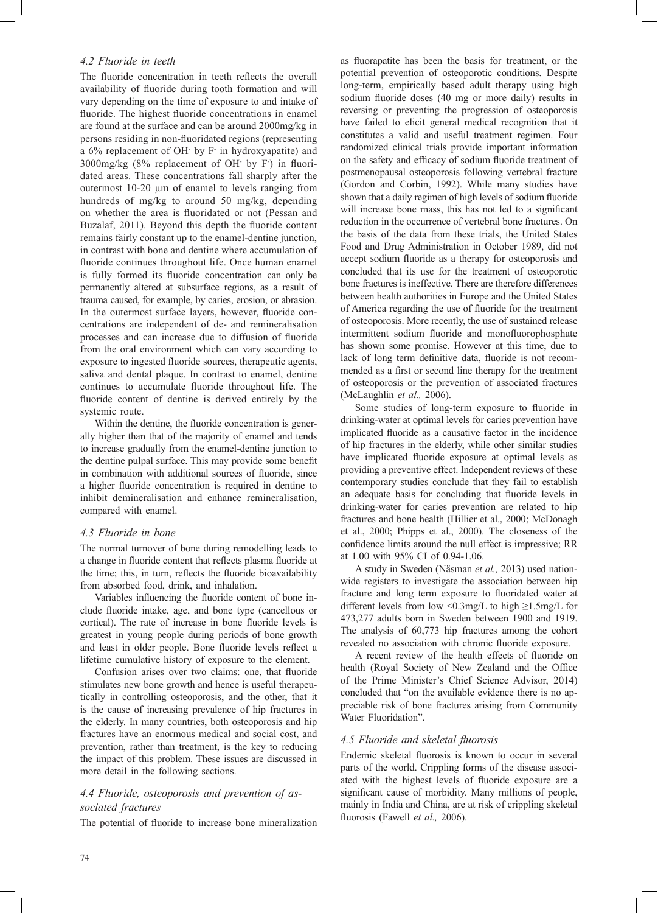### *4.2 Fluoride in teeth*

The fluoride concentration in teeth reflects the overall availability of fluoride during tooth formation and will vary depending on the time of exposure to and intake of fluoride. The highest fluoride concentrations in enamel are found at the surface and can be around 2000mg/kg in persons residing in non-fluoridated regions (representing a 6% replacement of $OH^-$ by $F^-$ in hydroxyapatite) and 3000mg/kg (8% replacement of $OH^-$ by $F^-$) in fluoridated areas. These concentrations fall sharply after the outermost 10-20 µm of enamel to levels ranging from hundreds of mg/kg to around 50 mg/kg, depending on whether the area is fluoridated or not (Pessan and Buzalaf, 2011). Beyond this depth the fluoride content remains fairly constant up to the enamel-dentine junction, in contrast with bone and dentine where accumulation of fluoride continues throughout life. Once human enamel is fully formed its fluoride concentration can only be permanently altered at subsurface regions, as a result of trauma caused, for example, by caries, erosion, or abrasion. In the outermost surface layers, however, fluoride concentrations are independent of de- and remineralisation processes and can increase due to diffusion of fluoride from the oral environment which can vary according to exposure to ingested fluoride sources, therapeutic agents, saliva and dental plaque. In contrast to enamel, dentine continues to accumulate fluoride throughout life. The fluoride content of dentine is derived entirely by the systemic route.

Within the dentine, the fluoride concentration is generally higher than that of the majority of enamel and tends to increase gradually from the enamel-dentine junction to the dentine pulpal surface. This may provide some benefit in combination with additional sources of fluoride, since a higher fluoride concentration is required in dentine to inhibit demineralisation and enhance remineralisation, compared with enamel.

### *4.3 Fluoride in bone*

The normal turnover of bone during remodelling leads to a change in fluoride content that reflects plasma fluoride at the time; this, in turn, reflects the fluoride bioavailability from absorbed food, drink, and inhalation.

Variables influencing the fluoride content of bone include fluoride intake, age, and bone type (cancellous or cortical). The rate of increase in bone fluoride levels is greatest in young people during periods of bone growth and least in older people. Bone fluoride levels reflect a lifetime cumulative history of exposure to the element.

Confusion arises over two claims: one, that fluoride stimulates new bone growth and hence is useful therapeutically in controlling osteoporosis, and the other, that it is the cause of increasing prevalence of hip fractures in the elderly. In many countries, both osteoporosis and hip fractures have an enormous medical and social cost, and prevention, rather than treatment, is the key to reducing the impact of this problem. These issues are discussed in more detail in the following sections.

### *4.4 Fluoride, osteoporosis and prevention of associated fractures*

The potential of fluoride to increase bone mineralization as fluorapatite has been the basis for treatment, or the potential prevention of osteoporotic conditions. Despite long-term, empirically based adult therapy using high sodium fluoride doses (40 mg or more daily) results in reversing or preventing the progression of osteoporosis have failed to elicit general medical recognition that it constitutes a valid and useful treatment regimen. Four randomized clinical trials provide important information on the safety and efficacy of sodium fluoride treatment of postmenopausal osteoporosis following vertebral fracture (Gordon and Corbin, 1992). While many studies have shown that a daily regimen of high levels of sodium fluoride will increase bone mass, this has not led to a significant reduction in the occurrence of vertebral bone fractures. On the basis of the data from these trials, the United States Food and Drug Administration in October 1989, did not accept sodium fluoride as a therapy for osteoporosis and concluded that its use for the treatment of osteoporotic bone fractures is ineffective. There are therefore differences between health authorities in Europe and the United States of America regarding the use of fluoride for the treatment of osteoporosis. More recently, the use of sustained release intermittent sodium fluoride and monofluorophosphate has shown some promise. However at this time, due to lack of long term definitive data, fluoride is not recommended as a first or second line therapy for the treatment of osteoporosis or the prevention of associated fractures (McLaughlin *et al.,* 2006).

Some studies of long-term exposure to fluoride in drinking-water at optimal levels for caries prevention have implicated fluoride as a causative factor in the incidence of hip fractures in the elderly, while other similar studies have implicated fluoride exposure at optimal levels as providing a preventive effect. Independent reviews of these contemporary studies conclude that they fail to establish an adequate basis for concluding that fluoride levels in drinking-water for caries prevention are related to hip fractures and bone health (Hillier et al., 2000; McDonagh et al., 2000; Phipps et al., 2000). The closeness of the confidence limits around the null effect is impressive; RR at 1.00 with 95% CI of 0.94-1.06.

A study in Sweden (Näsman *et al.,* 2013) used nationwide registers to investigate the association between hip fracture and long term exposure to fluoridated water at different levels from low <0.3mg/L to high ≥1.5mg/L for 473,277 adults born in Sweden between 1900 and 1919. The analysis of 60,773 hip fractures among the cohort revealed no association with chronic fluoride exposure.

A recent review of the health effects of fluoride on health (Royal Society of New Zealand and the Office of the Prime Minister's Chief Science Advisor, 2014) concluded that "on the available evidence there is no appreciable risk of bone fractures arising from Community Water Fluoridation".

### *4.5 Fluoride and skeletal fluorosis*

Endemic skeletal fluorosis is known to occur in several parts of the world. Crippling forms of the disease associated with the highest levels of fluoride exposure are a significant cause of morbidity. Many millions of people, mainly in India and China, are at risk of crippling skeletal fluorosis (Fawell *et al.,* 2006).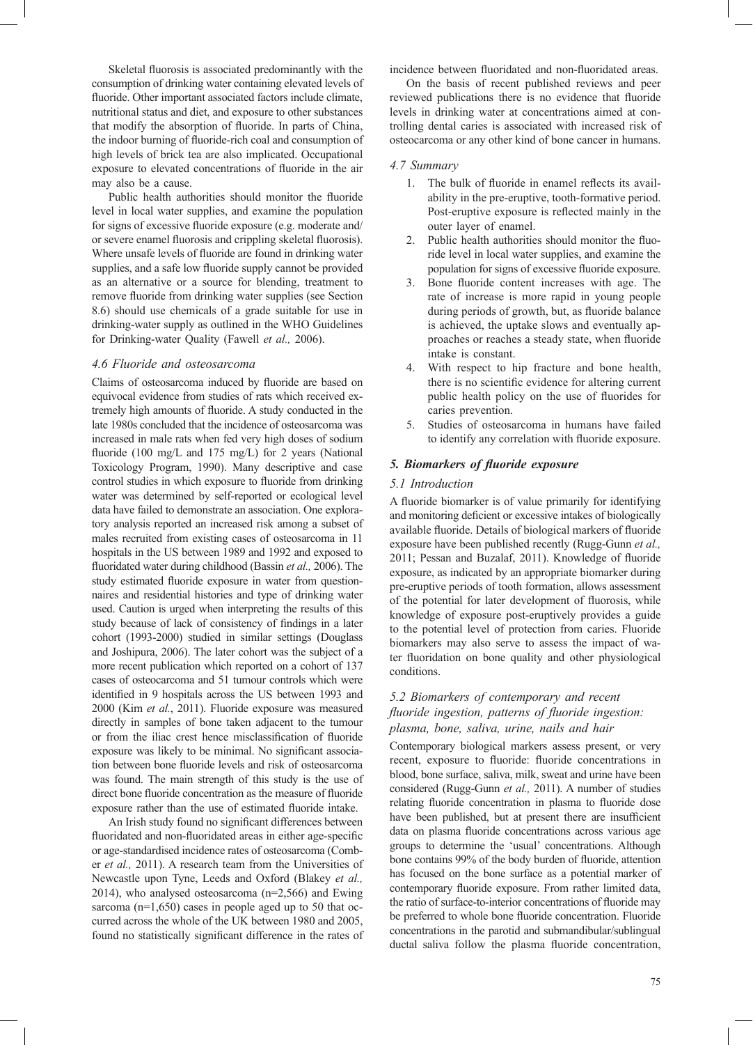Skeletal fluorosis is associated predominantly with the consumption of drinking water containing elevated levels of fluoride. Other important associated factors include climate, nutritional status and diet, and exposure to other substances that modify the absorption of fluoride. In parts of China, the indoor burning of fluoride-rich coal and consumption of high levels of brick tea are also implicated. Occupational exposure to elevated concentrations of fluoride in the air may also be a cause.

Public health authorities should monitor the fluoride level in local water supplies, and examine the population for signs of excessive fluoride exposure (e.g. moderate and/or severe enamel fluorosis and crippling skeletal fluorosis). Where unsafe levels of fluoride are found in drinking water supplies, and a safe low fluoride supply cannot be provided as an alternative or a source for blending, treatment to remove fluoride from drinking water supplies (see Section 8.6) should use chemicals of a grade suitable for use in drinking-water supply as outlined in the WHO Guidelines for Drinking-water Quality (Fawell *et al.,* 2006).

### *4.6 Fluoride and osteosarcoma*

Claims of osteosarcoma induced by fluoride are based on equivocal evidence from studies of rats which received extremely high amounts of fluoride. A study conducted in the late 1980s concluded that the incidence of osteosarcoma was increased in male rats when fed very high doses of sodium fluoride (100 mg/L and 175 mg/L) for 2 years (National Toxicology Program, 1990). Many descriptive and case control studies in which exposure to fluoride from drinking water was determined by self-reported or ecological level data have failed to demonstrate an association. One exploratory analysis reported an increased risk among a subset of males recruited from existing cases of osteosarcoma in 11 hospitals in the US between 1989 and 1992 and exposed to fluoridated water during childhood (Bassin *et al.,* 2006). The study estimated fluoride exposure in water from questionnaires and residential histories and type of drinking water used. Caution is urged when interpreting the results of this study because of lack of consistency of findings in a later cohort (1993-2000) studied in similar settings (Douglass and Joshipura, 2006). The later cohort was the subject of a more recent publication which reported on a cohort of 137 cases of osteocarcoma and 51 tumour controls which were identified in 9 hospitals across the US between 1993 and 2000 (Kim *et al.*, 2011). Fluoride exposure was measured directly in samples of bone taken adjacent to the tumour or from the iliac crest hence misclassification of fluoride exposure was likely to be minimal. No significant association between bone fluoride levels and risk of osteosarcoma was found. The main strength of this study is the use of direct bone fluoride concentration as the measure of fluoride exposure rather than the use of estimated fluoride intake.

An Irish study found no significant differences between fluoridated and non-fluoridated areas in either age-specific or age-standardised incidence rates of osteosarcoma (Comber *et al.,* 2011). A research team from the Universities of Newcastle upon Tyne, Leeds and Oxford (Blakey *et al.,* 2014), who analysed osteosarcoma (n=2,566) and Ewing sarcoma (n=1,650) cases in people aged up to 50 that occurred across the whole of the UK between 1980 and 2005, found no statistically significant difference in the rates of incidence between fluoridated and non-fluoridated areas.

On the basis of recent published reviews and peer reviewed publications there is no evidence that fluoride levels in drinking water at concentrations aimed at controlling dental caries is associated with increased risk of osteocarcoma or any other kind of bone cancer in humans.

### *4.7 Summary*

1. The bulk of fluoride in enamel reflects its availability in the pre-eruptive, tooth-formative period. Post-eruptive exposure is reflected mainly in the outer layer of enamel.
2. Public health authorities should monitor the fluoride level in local water supplies, and examine the population for signs of excessive fluoride exposure.
3. Bone fluoride content increases with age. The rate of increase is more rapid in young people during periods of growth, but, as fluoride balance is achieved, the uptake slows and eventually approaches or reaches a steady state, when fluoride intake is constant.
4. With respect to hip fracture and bone health, there is no scientific evidence for altering current public health policy on the use of fluorides for caries prevention.
5. Studies of osteosarcoma in humans have failed to identify any correlation with fluoride exposure.

## ***5. Biomarkers of fluoride exposure***

### *5.1 Introduction*

A fluoride biomarker is of value primarily for identifying and monitoring deficient or excessive intakes of biologically available fluoride. Details of biological markers of fluoride exposure have been published recently (Rugg-Gunn *et al.,* 2011; Pessan and Buzalaf, 2011). Knowledge of fluoride exposure, as indicated by an appropriate biomarker during pre-eruptive periods of tooth formation, allows assessment of the potential for later development of fluorosis, while knowledge of exposure post-eruptively provides a guide to the potential level of protection from caries. Fluoride biomarkers may also serve to assess the impact of water fluoridation on bone quality and other physiological conditions.

### *5.2 Biomarkers of contemporary and recent fluoride ingestion, patterns of fluoride ingestion: plasma, bone, saliva, urine, nails and hair*

Contemporary biological markers assess present, or very recent, exposure to fluoride: fluoride concentrations in blood, bone surface, saliva, milk, sweat and urine have been considered (Rugg-Gunn *et al.,* 2011). A number of studies relating fluoride concentration in plasma to fluoride dose have been published, but at present there are insufficient data on plasma fluoride concentrations across various age groups to determine the 'usual' concentrations. Although bone contains 99% of the body burden of fluoride, attention has focused on the bone surface as a potential marker of contemporary fluoride exposure. From rather limited data, the ratio of surface-to-interior concentrations of fluoride may be preferred to whole bone fluoride concentration. Fluoride concentrations in the parotid and submandibular/sublingual ductal saliva follow the plasma fluoride concentration,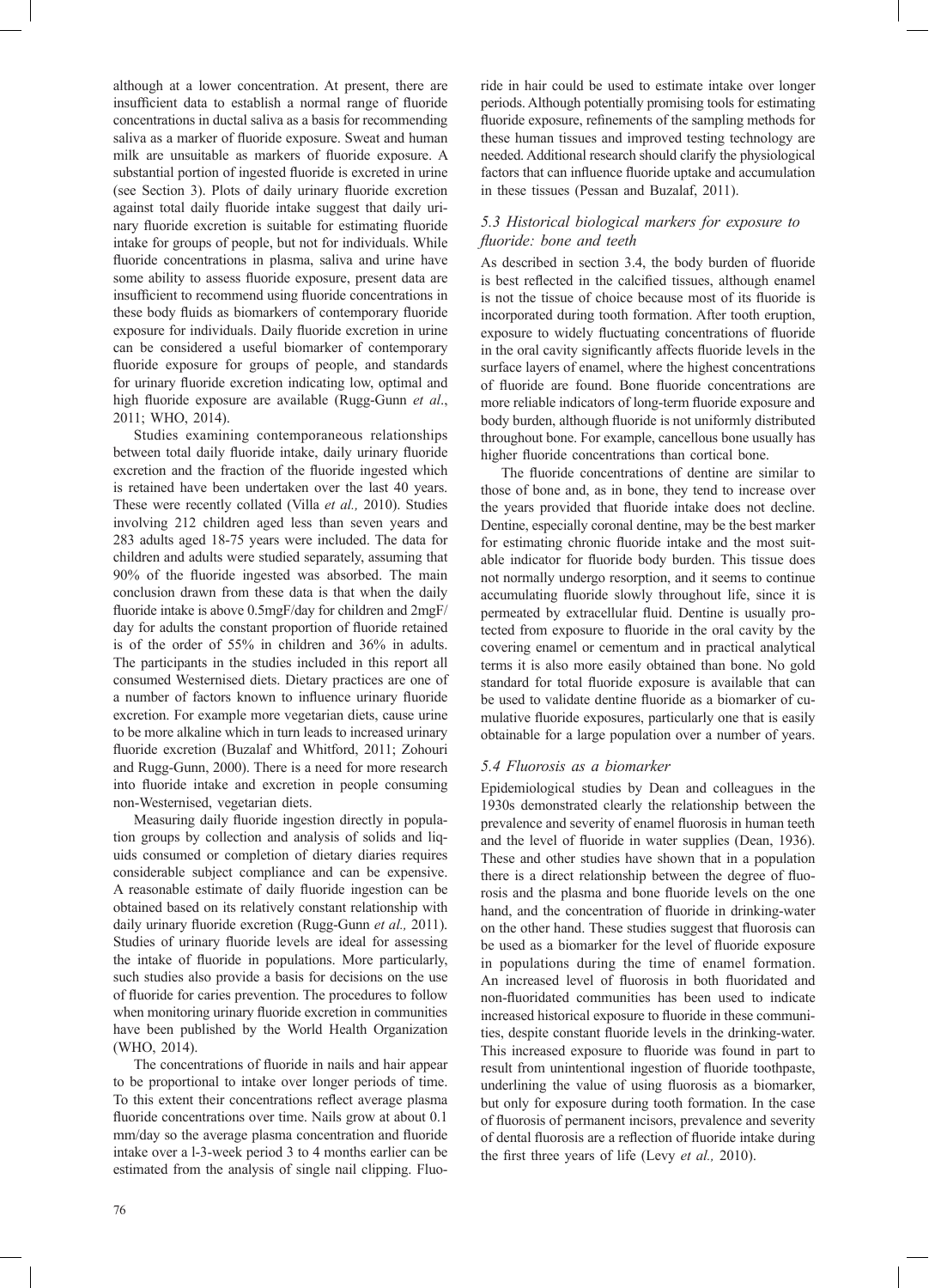although at a lower concentration. At present, there are insufficient data to establish a normal range of fluoride concentrations in ductal saliva as a basis for recommending saliva as a marker of fluoride exposure. Sweat and human milk are unsuitable as markers of fluoride exposure. A substantial portion of ingested fluoride is excreted in urine (see Section 3). Plots of daily urinary fluoride excretion against total daily fluoride intake suggest that daily urinary fluoride excretion is suitable for estimating fluoride intake for groups of people, but not for individuals. While fluoride concentrations in plasma, saliva and urine have some ability to assess fluoride exposure, present data are insufficient to recommend using fluoride concentrations in these body fluids as biomarkers of contemporary fluoride exposure for individuals. Daily fluoride excretion in urine can be considered a useful biomarker of contemporary fluoride exposure for groups of people, and standards for urinary fluoride excretion indicating low, optimal and high fluoride exposure are available (Rugg-Gunn *et al*., 2011; WHO, 2014).

Studies examining contemporaneous relationships between total daily fluoride intake, daily urinary fluoride excretion and the fraction of the fluoride ingested which is retained have been undertaken over the last 40 years. These were recently collated (Villa *et al.,* 2010). Studies involving 212 children aged less than seven years and 283 adults aged 18-75 years were included. The data for children and adults were studied separately, assuming that 90% of the fluoride ingested was absorbed. The main conclusion drawn from these data is that when the daily fluoride intake is above 0.5mgF/day for children and 2mgF/day for adults the constant proportion of fluoride retained is of the order of 55% in children and 36% in adults. The participants in the studies included in this report all consumed Westernised diets. Dietary practices are one of a number of factors known to influence urinary fluoride excretion. For example more vegetarian diets, cause urine to be more alkaline which in turn leads to increased urinary fluoride excretion (Buzalaf and Whitford, 2011; Zohouri and Rugg-Gunn, 2000). There is a need for more research into fluoride intake and excretion in people consuming non-Westernised, vegetarian diets.

Measuring daily fluoride ingestion directly in population groups by collection and analysis of solids and liquids consumed or completion of dietary diaries requires considerable subject compliance and can be expensive. A reasonable estimate of daily fluoride ingestion can be obtained based on its relatively constant relationship with daily urinary fluoride excretion (Rugg-Gunn *et al.,* 2011). Studies of urinary fluoride levels are ideal for assessing the intake of fluoride in populations. More particularly, such studies also provide a basis for decisions on the use of fluoride for caries prevention. The procedures to follow when monitoring urinary fluoride excretion in communities have been published by the World Health Organization (WHO, 2014).

The concentrations of fluoride in nails and hair appear to be proportional to intake over longer periods of time. To this extent their concentrations reflect average plasma fluoride concentrations over time. Nails grow at about 0.1 mm/day so the average plasma concentration and fluoride intake over a l-3-week period 3 to 4 months earlier can be estimated from the analysis of single nail clipping. Fluoride in hair could be used to estimate intake over longer periods. Although potentially promising tools for estimating fluoride exposure, refinements of the sampling methods for these human tissues and improved testing technology are needed. Additional research should clarify the physiological factors that can influence fluoride uptake and accumulation in these tissues (Pessan and Buzalaf, 2011).

### *5.3 Historical biological markers for exposure to fluoride: bone and teeth*

As described in section 3.4, the body burden of fluoride is best reflected in the calcified tissues, although enamel is not the tissue of choice because most of its fluoride is incorporated during tooth formation. After tooth eruption, exposure to widely fluctuating concentrations of fluoride in the oral cavity significantly affects fluoride levels in the surface layers of enamel, where the highest concentrations of fluoride are found. Bone fluoride concentrations are more reliable indicators of long-term fluoride exposure and body burden, although fluoride is not uniformly distributed throughout bone. For example, cancellous bone usually has higher fluoride concentrations than cortical bone.

The fluoride concentrations of dentine are similar to those of bone and, as in bone, they tend to increase over the years provided that fluoride intake does not decline. Dentine, especially coronal dentine, may be the best marker for estimating chronic fluoride intake and the most suitable indicator for fluoride body burden. This tissue does not normally undergo resorption, and it seems to continue accumulating fluoride slowly throughout life, since it is permeated by extracellular fluid. Dentine is usually protected from exposure to fluoride in the oral cavity by the covering enamel or cementum and in practical analytical terms it is also more easily obtained than bone. No gold standard for total fluoride exposure is available that can be used to validate dentine fluoride as a biomarker of cumulative fluoride exposures, particularly one that is easily obtainable for a large population over a number of years.

### *5.4 Fluorosis as a biomarker*

Epidemiological studies by Dean and colleagues in the 1930s demonstrated clearly the relationship between the prevalence and severity of enamel fluorosis in human teeth and the level of fluoride in water supplies (Dean, 1936). These and other studies have shown that in a population there is a direct relationship between the degree of fluorosis and the plasma and bone fluoride levels on the one hand, and the concentration of fluoride in drinking-water on the other hand. These studies suggest that fluorosis can be used as a biomarker for the level of fluoride exposure in populations during the time of enamel formation. An increased level of fluorosis in both fluoridated and non-fluoridated communities has been used to indicate increased historical exposure to fluoride in these communities, despite constant fluoride levels in the drinking-water. This increased exposure to fluoride was found in part to result from unintentional ingestion of fluoride toothpaste, underlining the value of using fluorosis as a biomarker, but only for exposure during tooth formation. In the case of fluorosis of permanent incisors, prevalence and severity of dental fluorosis are a reflection of fluoride intake during the first three years of life (Levy *et al.,* 2010).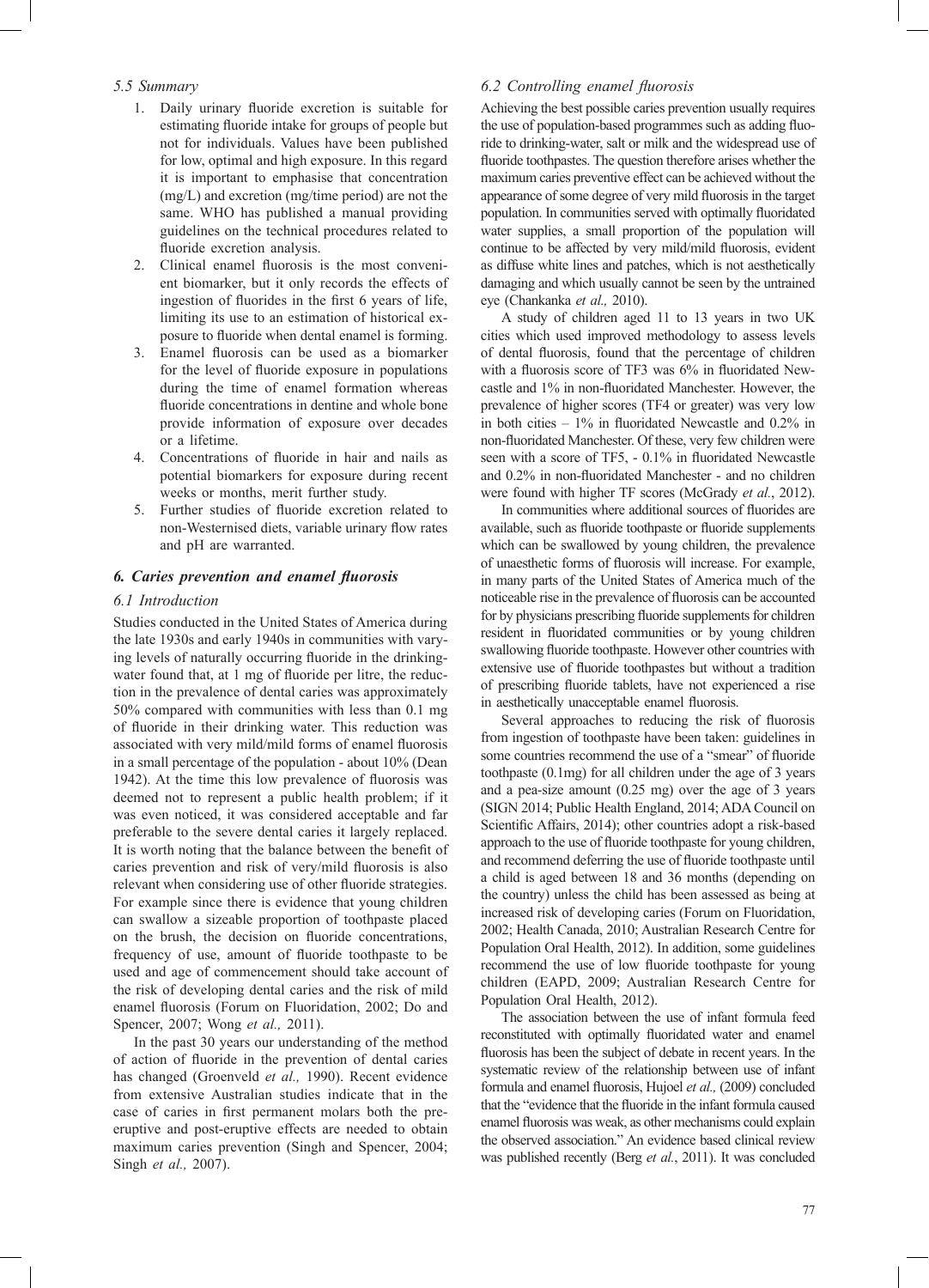### *5.5 Summary*

1. Daily urinary fluoride excretion is suitable for estimating fluoride intake for groups of people but not for individuals. Values have been published for low, optimal and high exposure. In this regard it is important to emphasise that concentration (mg/L) and excretion (mg/time period) are not the same. WHO has published a manual providing guidelines on the technical procedures related to fluoride excretion analysis.
2. Clinical enamel fluorosis is the most convenient biomarker, but it only records the effects of ingestion of fluorides in the first 6 years of life, limiting its use to an estimation of historical exposure to fluoride when dental enamel is forming.
3. Enamel fluorosis can be used as a biomarker for the level of fluoride exposure in populations during the time of enamel formation whereas fluoride concentrations in dentine and whole bone provide information of exposure over decades or a lifetime.
4. Concentrations of fluoride in hair and nails as potential biomarkers for exposure during recent weeks or months, merit further study.
5. Further studies of fluoride excretion related to non-Westernised diets, variable urinary flow rates and pH are warranted.

## *6. Caries prevention and enamel fluorosis*

### *6.1 Introduction*

Studies conducted in the United States of America during the late 1930s and early 1940s in communities with varying levels of naturally occurring fluoride in the drinking-water found that, at 1 mg of fluoride per litre, the reduction in the prevalence of dental caries was approximately 50% compared with communities with less than 0.1 mg of fluoride in their drinking water. This reduction was associated with very mild/mild forms of enamel fluorosis in a small percentage of the population - about 10% (Dean 1942). At the time this low prevalence of fluorosis was deemed not to represent a public health problem; if it was even noticed, it was considered acceptable and far preferable to the severe dental caries it largely replaced. It is worth noting that the balance between the benefit of caries prevention and risk of very/mild fluorosis is also relevant when considering use of other fluoride strategies. For example since there is evidence that young children can swallow a sizeable proportion of toothpaste placed on the brush, the decision on fluoride concentrations, frequency of use, amount of fluoride toothpaste to be used and age of commencement should take account of the risk of developing dental caries and the risk of mild enamel fluorosis (Forum on Fluoridation, 2002; Do and Spencer, 2007; Wong *et al.,* 2011).

In the past 30 years our understanding of the method of action of fluoride in the prevention of dental caries has changed (Groenveld *et al.,* 1990). Recent evidence from extensive Australian studies indicate that in the case of caries in first permanent molars both the pre-eruptive and post-eruptive effects are needed to obtain maximum caries prevention (Singh and Spencer, 2004; Singh *et al.,* 2007).

### *6.2 Controlling enamel fluorosis*

Achieving the best possible caries prevention usually requires the use of population-based programmes such as adding fluoride to drinking-water, salt or milk and the widespread use of fluoride toothpastes. The question therefore arises whether the maximum caries preventive effect can be achieved without the appearance of some degree of very mild fluorosis in the target population. In communities served with optimally fluoridated water supplies, a small proportion of the population will continue to be affected by very mild/mild fluorosis, evident as diffuse white lines and patches, which is not aesthetically damaging and which usually cannot be seen by the untrained eye (Chankanka *et al.,* 2010).

A study of children aged 11 to 13 years in two UK cities which used improved methodology to assess levels of dental fluorosis, found that the percentage of children with a fluorosis score of TF3 was 6% in fluoridated Newcastle and 1% in non-fluoridated Manchester. However, the prevalence of higher scores (TF4 or greater) was very low in both cities – 1% in fluoridated Newcastle and 0.2% in non-fluoridated Manchester. Of these, very few children were seen with a score of TF5, - 0.1% in fluoridated Newcastle and 0.2% in non-fluoridated Manchester - and no children were found with higher TF scores (McGrady *et al.*, 2012).

In communities where additional sources of fluorides are available, such as fluoride toothpaste or fluoride supplements which can be swallowed by young children, the prevalence of unaesthetic forms of fluorosis will increase. For example, in many parts of the United States of America much of the noticeable rise in the prevalence of fluorosis can be accounted for by physicians prescribing fluoride supplements for children resident in fluoridated communities or by young children swallowing fluoride toothpaste. However other countries with extensive use of fluoride toothpastes but without a tradition of prescribing fluoride tablets, have not experienced a rise in aesthetically unacceptable enamel fluorosis.

Several approaches to reducing the risk of fluorosis from ingestion of toothpaste have been taken: guidelines in some countries recommend the use of a "smear" of fluoride toothpaste (0.1mg) for all children under the age of 3 years and a pea-size amount (0.25 mg) over the age of 3 years (SIGN 2014; Public Health England, 2014; ADA Council on Scientific Affairs, 2014); other countries adopt a risk-based approach to the use of fluoride toothpaste for young children, and recommend deferring the use of fluoride toothpaste until a child is aged between 18 and 36 months (depending on the country) unless the child has been assessed as being at increased risk of developing caries (Forum on Fluoridation, 2002; Health Canada, 2010; Australian Research Centre for Population Oral Health, 2012). In addition, some guidelines recommend the use of low fluoride toothpaste for young children (EAPD, 2009; Australian Research Centre for Population Oral Health, 2012).

The association between the use of infant formula feed reconstituted with optimally fluoridated water and enamel fluorosis has been the subject of debate in recent years. In the systematic review of the relationship between use of infant formula and enamel fluorosis, Hujoel *et al.,* (2009) concluded that the "evidence that the fluoride in the infant formula caused enamel fluorosis was weak, as other mechanisms could explain the observed association." An evidence based clinical review was published recently (Berg *et al.*, 2011). It was concluded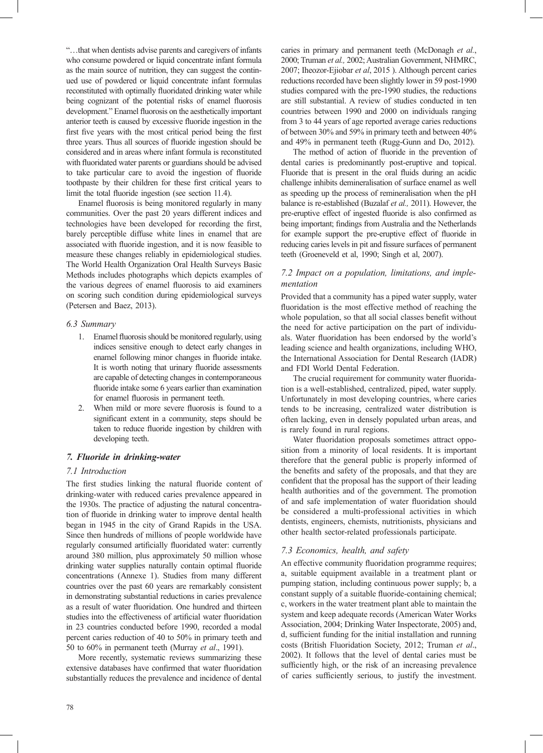"…that when dentists advise parents and caregivers of infants who consume powdered or liquid concentrate infant formula as the main source of nutrition, they can suggest the continued use of powdered or liquid concentrate infant formulas reconstituted with optimally fluoridated drinking water while being cognizant of the potential risks of enamel fluorosis development." Enamel fluorosis on the aesthetically important anterior teeth is caused by excessive fluoride ingestion in the first five years with the most critical period being the first three years. Thus all sources of fluoride ingestion should be considered and in areas where infant formula is reconstituted with fluoridated water parents or guardians should be advised to take particular care to avoid the ingestion of fluoride toothpaste by their children for these first critical years to limit the total fluoride ingestion (see section 11.4).

Enamel fluorosis is being monitored regularly in many communities. Over the past 20 years different indices and technologies have been developed for recording the first, barely perceptible diffuse white lines in enamel that are associated with fluoride ingestion, and it is now feasible to measure these changes reliably in epidemiological studies. The World Health Organization Oral Health Surveys Basic Methods includes photographs which depicts examples of the various degrees of enamel fluorosis to aid examiners on scoring such condition during epidemiological surveys (Petersen and Baez, 2013).

### *6.3 Summary*

1. Enamel fluorosis should be monitored regularly, using indices sensitive enough to detect early changes in enamel following minor changes in fluoride intake. It is worth noting that urinary fluoride assessments are capable of detecting changes in contemporaneous fluoride intake some 6 years earlier than examination for enamel fluorosis in permanent teeth.
2. When mild or more severe fluorosis is found to a significant extent in a community, steps should be taken to reduce fluoride ingestion by children with developing teeth.

## *7. Fluoride in drinking-water*

### *7.1 Introduction*

The first studies linking the natural fluoride content of drinking-water with reduced caries prevalence appeared in the 1930s. The practice of adjusting the natural concentration of fluoride in drinking water to improve dental health began in 1945 in the city of Grand Rapids in the USA. Since then hundreds of millions of people worldwide have regularly consumed artificially fluoridated water: currently around 380 million, plus approximately 50 million whose drinking water supplies naturally contain optimal fluoride concentrations (Annexe 1). Studies from many different countries over the past 60 years are remarkably consistent in demonstrating substantial reductions in caries prevalence as a result of water fluoridation. One hundred and thirteen studies into the effectiveness of artificial water fluoridation in 23 countries conducted before 1990, recorded a modal percent caries reduction of 40 to 50% in primary teeth and 50 to 60% in permanent teeth (Murray *et al*., 1991).

More recently, systematic reviews summarizing these extensive databases have confirmed that water fluoridation substantially reduces the prevalence and incidence of dental caries in primary and permanent teeth (McDonagh *et al.*, 2000; Truman *et al.,* 2002; Australian Government, NHMRC, 2007; Iheozor-Ejiobar *et al*, 2015 ). Although percent caries reductions recorded have been slightly lower in 59 post-1990 studies compared with the pre-1990 studies, the reductions are still substantial. A review of studies conducted in ten countries between 1990 and 2000 on individuals ranging from 3 to 44 years of age reported average caries reductions of between 30% and 59% in primary teeth and between 40% and 49% in permanent teeth (Rugg-Gunn and Do, 2012).

The method of action of fluoride in the prevention of dental caries is predominantly post-eruptive and topical. Fluoride that is present in the oral fluids during an acidic challenge inhibits demineralisation of surface enamel as well as speeding up the process of remineralisation when the pH balance is re-established (Buzalaf *et al.,* 2011). However, the pre-eruptive effect of ingested fluoride is also confirmed as being important; findings from Australia and the Netherlands for example support the pre-eruptive effect of fluoride in reducing caries levels in pit and fissure surfaces of permanent teeth (Groeneveld et al, 1990; Singh et al, 2007).

### *7.2 Impact on a population, limitations, and implementation*

Provided that a community has a piped water supply, water fluoridation is the most effective method of reaching the whole population, so that all social classes benefit without the need for active participation on the part of individuals. Water fluoridation has been endorsed by the world's leading science and health organizations, including WHO, the International Association for Dental Research (IADR) and FDI World Dental Federation.

The crucial requirement for community water fluoridation is a well-established, centralized, piped, water supply. Unfortunately in most developing countries, where caries tends to be increasing, centralized water distribution is often lacking, even in densely populated urban areas, and is rarely found in rural regions.

Water fluoridation proposals sometimes attract opposition from a minority of local residents. It is important therefore that the general public is properly informed of the benefits and safety of the proposals, and that they are confident that the proposal has the support of their leading health authorities and of the government. The promotion of and safe implementation of water fluoridation should be considered a multi-professional activities in which dentists, engineers, chemists, nutritionists, physicians and other health sector-related professionals participate.

### *7.3 Economics, health, and safety*

An effective community fluoridation programme requires; a, suitable equipment available in a treatment plant or pumping station, including continuous power supply; b, a constant supply of a suitable fluoride-containing chemical; c, workers in the water treatment plant able to maintain the system and keep adequate records (American Water Works Association, 2004; Drinking Water Inspectorate, 2005) and, d, sufficient funding for the initial installation and running costs (British Fluoridation Society, 2012; Truman *et al*., 2002). It follows that the level of dental caries must be sufficiently high, or the risk of an increasing prevalence of caries sufficiently serious, to justify the investment.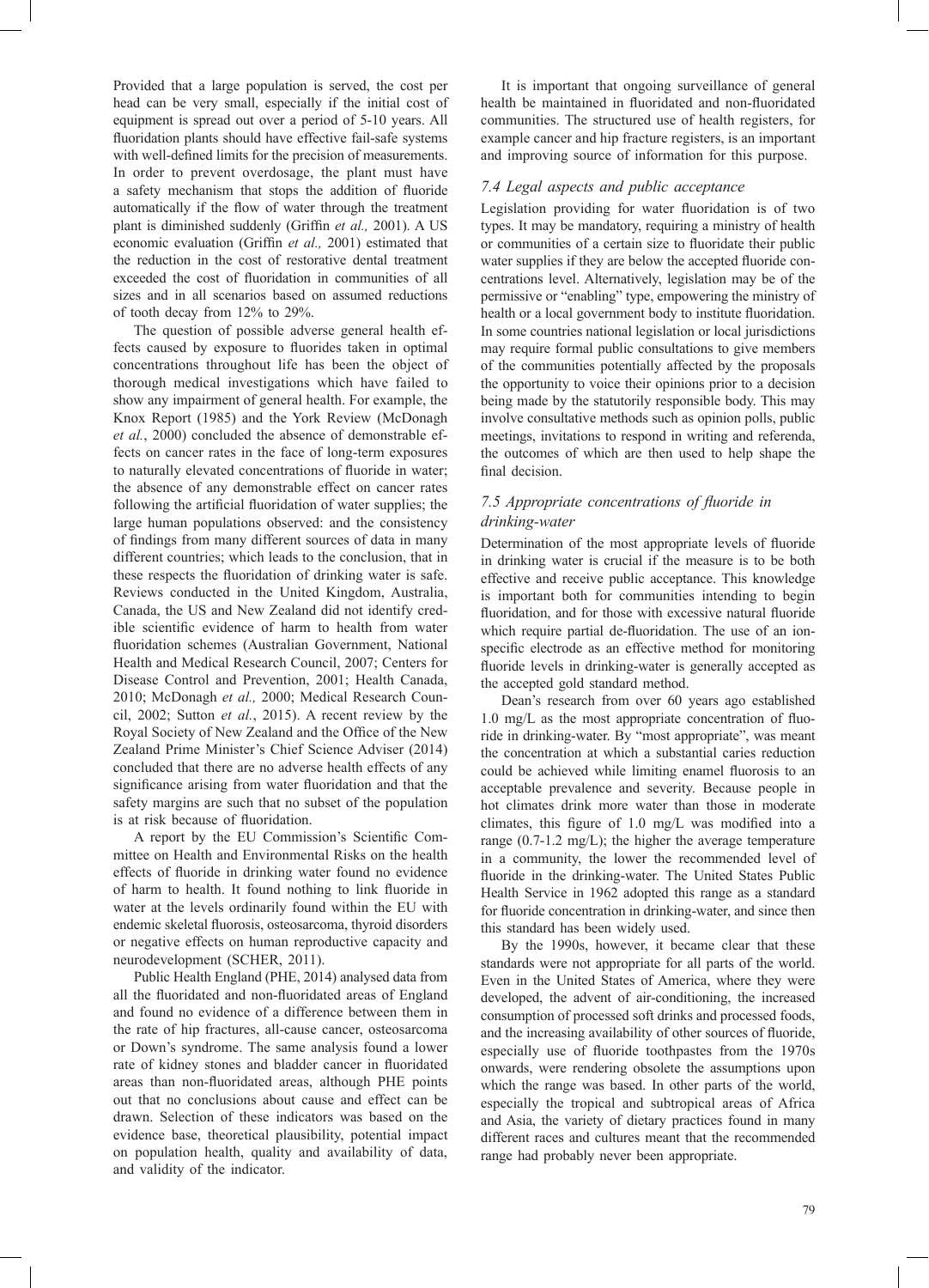Provided that a large population is served, the cost per head can be very small, especially if the initial cost of equipment is spread out over a period of 5-10 years. All fluoridation plants should have effective fail-safe systems with well-defined limits for the precision of measurements. In order to prevent overdosage, the plant must have a safety mechanism that stops the addition of fluoride automatically if the flow of water through the treatment plant is diminished suddenly (Griffin *et al.,* 2001). A US economic evaluation (Griffin *et al.,* 2001) estimated that the reduction in the cost of restorative dental treatment exceeded the cost of fluoridation in communities of all sizes and in all scenarios based on assumed reductions of tooth decay from 12% to 29%.

The question of possible adverse general health effects caused by exposure to fluorides taken in optimal concentrations throughout life has been the object of thorough medical investigations which have failed to show any impairment of general health. For example, the Knox Report (1985) and the York Review (McDonagh *et al.*, 2000) concluded the absence of demonstrable effects on cancer rates in the face of long-term exposures to naturally elevated concentrations of fluoride in water; the absence of any demonstrable effect on cancer rates following the artificial fluoridation of water supplies; the large human populations observed: and the consistency of findings from many different sources of data in many different countries; which leads to the conclusion, that in these respects the fluoridation of drinking water is safe. Reviews conducted in the United Kingdom, Australia, Canada, the US and New Zealand did not identify credible scientific evidence of harm to health from water fluoridation schemes (Australian Government, National Health and Medical Research Council, 2007; Centers for Disease Control and Prevention, 2001; Health Canada, 2010; McDonagh *et al.,* 2000; Medical Research Council, 2002; Sutton *et al.*, 2015). A recent review by the Royal Society of New Zealand and the Office of the New Zealand Prime Minister's Chief Science Adviser (2014) concluded that there are no adverse health effects of any significance arising from water fluoridation and that the safety margins are such that no subset of the population is at risk because of fluoridation.

A report by the EU Commission's Scientific Committee on Health and Environmental Risks on the health effects of fluoride in drinking water found no evidence of harm to health. It found nothing to link fluoride in water at the levels ordinarily found within the EU with endemic skeletal fluorosis, osteosarcoma, thyroid disorders or negative effects on human reproductive capacity and neurodevelopment (SCHER, 2011).

Public Health England (PHE, 2014) analysed data from all the fluoridated and non-fluoridated areas of England and found no evidence of a difference between them in the rate of hip fractures, all-cause cancer, osteosarcoma or Down's syndrome. The same analysis found a lower rate of kidney stones and bladder cancer in fluoridated areas than non-fluoridated areas, although PHE points out that no conclusions about cause and effect can be drawn. Selection of these indicators was based on the evidence base, theoretical plausibility, potential impact on population health, quality and availability of data, and validity of the indicator.

It is important that ongoing surveillance of general health be maintained in fluoridated and non-fluoridated communities. The structured use of health registers, for example cancer and hip fracture registers, is an important and improving source of information for this purpose.

### *7.4 Legal aspects and public acceptance*

Legislation providing for water fluoridation is of two types. It may be mandatory, requiring a ministry of health or communities of a certain size to fluoridate their public water supplies if they are below the accepted fluoride concentrations level. Alternatively, legislation may be of the permissive or "enabling" type, empowering the ministry of health or a local government body to institute fluoridation. In some countries national legislation or local jurisdictions may require formal public consultations to give members of the communities potentially affected by the proposals the opportunity to voice their opinions prior to a decision being made by the statutorily responsible body. This may involve consultative methods such as opinion polls, public meetings, invitations to respond in writing and referenda, the outcomes of which are then used to help shape the final decision.

### *7.5 Appropriate concentrations of fluoride in drinking-water*

Determination of the most appropriate levels of fluoride in drinking water is crucial if the measure is to be both effective and receive public acceptance. This knowledge is important both for communities intending to begin fluoridation, and for those with excessive natural fluoride which require partial de-fluoridation. The use of an ion-specific electrode as an effective method for monitoring fluoride levels in drinking-water is generally accepted as the accepted gold standard method.

Dean's research from over 60 years ago established 1.0 mg/L as the most appropriate concentration of fluoride in drinking-water. By "most appropriate", was meant the concentration at which a substantial caries reduction could be achieved while limiting enamel fluorosis to an acceptable prevalence and severity. Because people in hot climates drink more water than those in moderate climates, this figure of 1.0 mg/L was modified into a range (0.7-1.2 mg/L); the higher the average temperature in a community, the lower the recommended level of fluoride in the drinking-water. The United States Public Health Service in 1962 adopted this range as a standard for fluoride concentration in drinking-water, and since then this standard has been widely used.

By the 1990s, however, it became clear that these standards were not appropriate for all parts of the world. Even in the United States of America, where they were developed, the advent of air-conditioning, the increased consumption of processed soft drinks and processed foods, and the increasing availability of other sources of fluoride, especially use of fluoride toothpastes from the 1970s onwards, were rendering obsolete the assumptions upon which the range was based. In other parts of the world, especially the tropical and subtropical areas of Africa and Asia, the variety of dietary practices found in many different races and cultures meant that the recommended range had probably never been appropriate.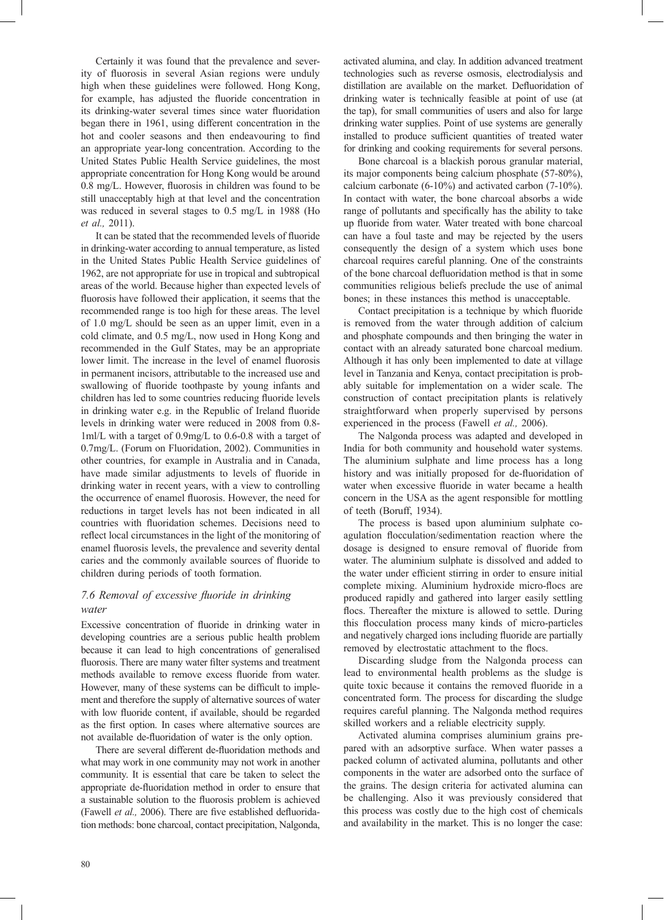Certainly it was found that the prevalence and severity of fluorosis in several Asian regions were unduly high when these guidelines were followed. Hong Kong, for example, has adjusted the fluoride concentration in its drinking-water several times since water fluoridation began there in 1961, using different concentration in the hot and cooler seasons and then endeavouring to find an appropriate year-long concentration. According to the United States Public Health Service guidelines, the most appropriate concentration for Hong Kong would be around 0.8 mg/L. However, fluorosis in children was found to be still unacceptably high at that level and the concentration was reduced in several stages to 0.5 mg/L in 1988 (Ho *et al.,* 2011).

It can be stated that the recommended levels of fluoride in drinking-water according to annual temperature, as listed in the United States Public Health Service guidelines of 1962, are not appropriate for use in tropical and subtropical areas of the world. Because higher than expected levels of fluorosis have followed their application, it seems that the recommended range is too high for these areas. The level of 1.0 mg/L should be seen as an upper limit, even in a cold climate, and 0.5 mg/L, now used in Hong Kong and recommended in the Gulf States, may be an appropriate lower limit. The increase in the level of enamel fluorosis in permanent incisors, attributable to the increased use and swallowing of fluoride toothpaste by young infants and children has led to some countries reducing fluoride levels in drinking water e.g. in the Republic of Ireland fluoride levels in drinking water were reduced in 2008 from 0.8-1ml/L with a target of 0.9mg/L to 0.6-0.8 with a target of 0.7mg/L. (Forum on Fluoridation, 2002). Communities in other countries, for example in Australia and in Canada, have made similar adjustments to levels of fluoride in drinking water in recent years, with a view to controlling the occurrence of enamel fluorosis. However, the need for reductions in target levels has not been indicated in all countries with fluoridation schemes. Decisions need to reflect local circumstances in the light of the monitoring of enamel fluorosis levels, the prevalence and severity dental caries and the commonly available sources of fluoride to children during periods of tooth formation.

### *7.6 Removal of excessive fluoride in drinking water*

Excessive concentration of fluoride in drinking water in developing countries are a serious public health problem because it can lead to high concentrations of generalised fluorosis. There are many water filter systems and treatment methods available to remove excess fluoride from water. However, many of these systems can be difficult to implement and therefore the supply of alternative sources of water with low fluoride content, if available, should be regarded as the first option. In cases where alternative sources are not available de-fluoridation of water is the only option.

There are several different de-fluoridation methods and what may work in one community may not work in another community. It is essential that care be taken to select the appropriate de-fluoridation method in order to ensure that a sustainable solution to the fluorosis problem is achieved (Fawell *et al.,* 2006). There are five established defluoridation methods: bone charcoal, contact precipitation, Nalgonda, activated alumina, and clay. In addition advanced treatment technologies such as reverse osmosis, electrodialysis and distillation are available on the market. Defluoridation of drinking water is technically feasible at point of use (at the tap), for small communities of users and also for large drinking water supplies. Point of use systems are generally installed to produce sufficient quantities of treated water for drinking and cooking requirements for several persons.

Bone charcoal is a blackish porous granular material, its major components being calcium phosphate (57-80%), calcium carbonate (6-10%) and activated carbon (7-10%). In contact with water, the bone charcoal absorbs a wide range of pollutants and specifically has the ability to take up fluoride from water. Water treated with bone charcoal can have a foul taste and may be rejected by the users consequently the design of a system which uses bone charcoal requires careful planning. One of the constraints of the bone charcoal defluoridation method is that in some communities religious beliefs preclude the use of animal bones; in these instances this method is unacceptable.

Contact precipitation is a technique by which fluoride is removed from the water through addition of calcium and phosphate compounds and then bringing the water in contact with an already saturated bone charcoal medium. Although it has only been implemented to date at village level in Tanzania and Kenya, contact precipitation is probably suitable for implementation on a wider scale. The construction of contact precipitation plants is relatively straightforward when properly supervised by persons experienced in the process (Fawell *et al.,* 2006).

The Nalgonda process was adapted and developed in India for both community and household water systems. The aluminium sulphate and lime process has a long history and was initially proposed for de-fluoridation of water when excessive fluoride in water became a health concern in the USA as the agent responsible for mottling of teeth (Boruff, 1934).

The process is based upon aluminium sulphate coagulation flocculation/sedimentation reaction where the dosage is designed to ensure removal of fluoride from water. The aluminium sulphate is dissolved and added to the water under efficient stirring in order to ensure initial complete mixing. Aluminium hydroxide micro-flocs are produced rapidly and gathered into larger easily settling flocs. Thereafter the mixture is allowed to settle. During this flocculation process many kinds of micro-particles and negatively charged ions including fluoride are partially removed by electrostatic attachment to the flocs.

Discarding sludge from the Nalgonda process can lead to environmental health problems as the sludge is quite toxic because it contains the removed fluoride in a concentrated form. The process for discarding the sludge requires careful planning. The Nalgonda method requires skilled workers and a reliable electricity supply.

Activated alumina comprises aluminium grains prepared with an adsorptive surface. When water passes a packed column of activated alumina, pollutants and other components in the water are adsorbed onto the surface of the grains. The design criteria for activated alumina can be challenging. Also it was previously considered that this process was costly due to the high cost of chemicals and availability in the market. This is no longer the case: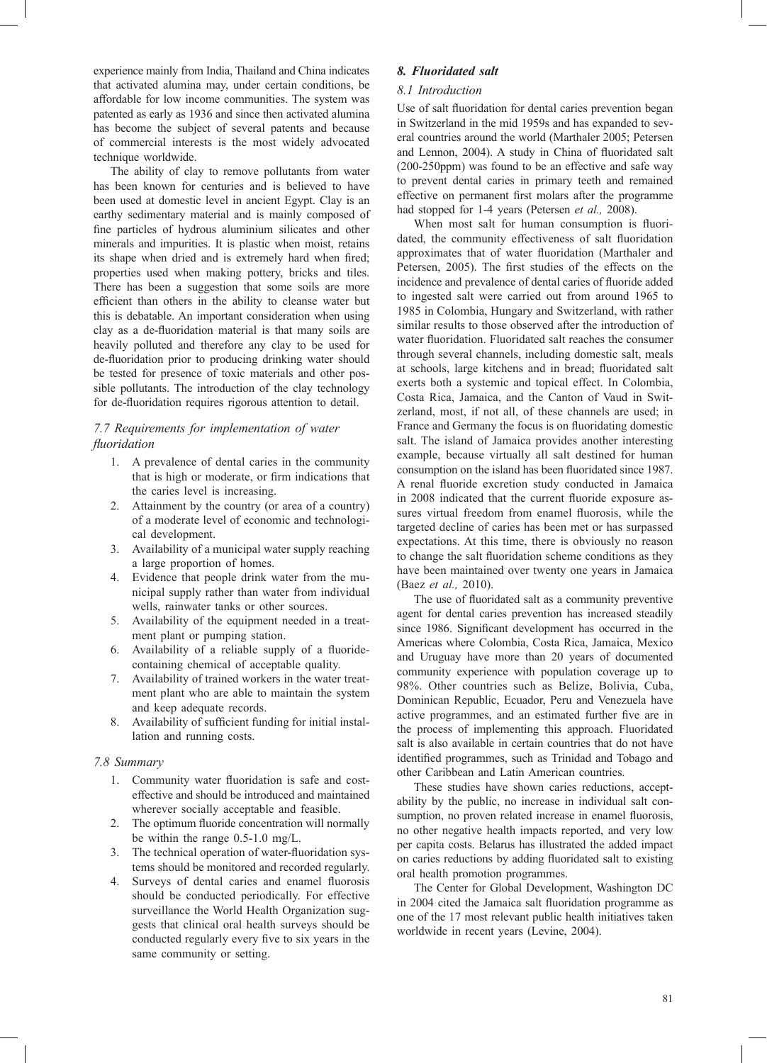experience mainly from India, Thailand and China indicates that activated alumina may, under certain conditions, be affordable for low income communities. The system was patented as early as 1936 and since then activated alumina has become the subject of several patents and because of commercial interests is the most widely advocated technique worldwide.

The ability of clay to remove pollutants from water has been known for centuries and is believed to have been used at domestic level in ancient Egypt. Clay is an earthy sedimentary material and is mainly composed of fine particles of hydrous aluminium silicates and other minerals and impurities. It is plastic when moist, retains its shape when dried and is extremely hard when fired; properties used when making pottery, bricks and tiles. There has been a suggestion that some soils are more efficient than others in the ability to cleanse water but this is debatable. An important consideration when using clay as a de-fluoridation material is that many soils are heavily polluted and therefore any clay to be used for de-fluoridation prior to producing drinking water should be tested for presence of toxic materials and other possible pollutants. The introduction of the clay technology for de-fluoridation requires rigorous attention to detail.

### *7.7 Requirements for implementation of water fluoridation*

1. A prevalence of dental caries in the community that is high or moderate, or firm indications that the caries level is increasing.
2. Attainment by the country (or area of a country) of a moderate level of economic and technological development.
3. Availability of a municipal water supply reaching a large proportion of homes.
4. Evidence that people drink water from the municipal supply rather than water from individual wells, rainwater tanks or other sources.
5. Availability of the equipment needed in a treatment plant or pumping station.
6. Availability of a reliable supply of a fluoride-containing chemical of acceptable quality.
7. Availability of trained workers in the water treatment plant who are able to maintain the system and keep adequate records.
8. Availability of sufficient funding for initial installation and running costs.

### *7.8 Summary*

1. Community water fluoridation is safe and cost-effective and should be introduced and maintained wherever socially acceptable and feasible.
2. The optimum fluoride concentration will normally be within the range 0.5-1.0 mg/L.
3. The technical operation of water-fluoridation systems should be monitored and recorded regularly.
4. Surveys of dental caries and enamel fluorosis should be conducted periodically. For effective surveillance the World Health Organization suggests that clinical oral health surveys should be conducted regularly every five to six years in the same community or setting.

## *8. Fluoridated salt*

### *8.1 Introduction*

Use of salt fluoridation for dental caries prevention began in Switzerland in the mid 1959s and has expanded to several countries around the world (Marthaler 2005; Petersen and Lennon, 2004). A study in China of fluoridated salt (200-250ppm) was found to be an effective and safe way to prevent dental caries in primary teeth and remained effective on permanent first molars after the programme had stopped for 1-4 years (Petersen *et al.,* 2008).

When most salt for human consumption is fluoridated, the community effectiveness of salt fluoridation approximates that of water fluoridation (Marthaler and Petersen, 2005). The first studies of the effects on the incidence and prevalence of dental caries of fluoride added to ingested salt were carried out from around 1965 to 1985 in Colombia, Hungary and Switzerland, with rather similar results to those observed after the introduction of water fluoridation. Fluoridated salt reaches the consumer through several channels, including domestic salt, meals at schools, large kitchens and in bread; fluoridated salt exerts both a systemic and topical effect. In Colombia, Costa Rica, Jamaica, and the Canton of Vaud in Switzerland, most, if not all, of these channels are used; in France and Germany the focus is on fluoridating domestic salt. The island of Jamaica provides another interesting example, because virtually all salt destined for human consumption on the island has been fluoridated since 1987. A renal fluoride excretion study conducted in Jamaica in 2008 indicated that the current fluoride exposure assures virtual freedom from enamel fluorosis, while the targeted decline of caries has been met or has surpassed expectations. At this time, there is obviously no reason to change the salt fluoridation scheme conditions as they have been maintained over twenty one years in Jamaica (Baez *et al.,* 2010).

The use of fluoridated salt as a community preventive agent for dental caries prevention has increased steadily since 1986. Significant development has occurred in the Americas where Colombia, Costa Rica, Jamaica, Mexico and Uruguay have more than 20 years of documented community experience with population coverage up to 98%. Other countries such as Belize, Bolivia, Cuba, Dominican Republic, Ecuador, Peru and Venezuela have active programmes, and an estimated further five are in the process of implementing this approach. Fluoridated salt is also available in certain countries that do not have identified programmes, such as Trinidad and Tobago and other Caribbean and Latin American countries.

These studies have shown caries reductions, acceptability by the public, no increase in individual salt consumption, no proven related increase in enamel fluorosis, no other negative health impacts reported, and very low per capita costs. Belarus has illustrated the added impact on caries reductions by adding fluoridated salt to existing oral health promotion programmes.

The Center for Global Development, Washington DC in 2004 cited the Jamaica salt fluoridation programme as one of the 17 most relevant public health initiatives taken worldwide in recent years (Levine, 2004).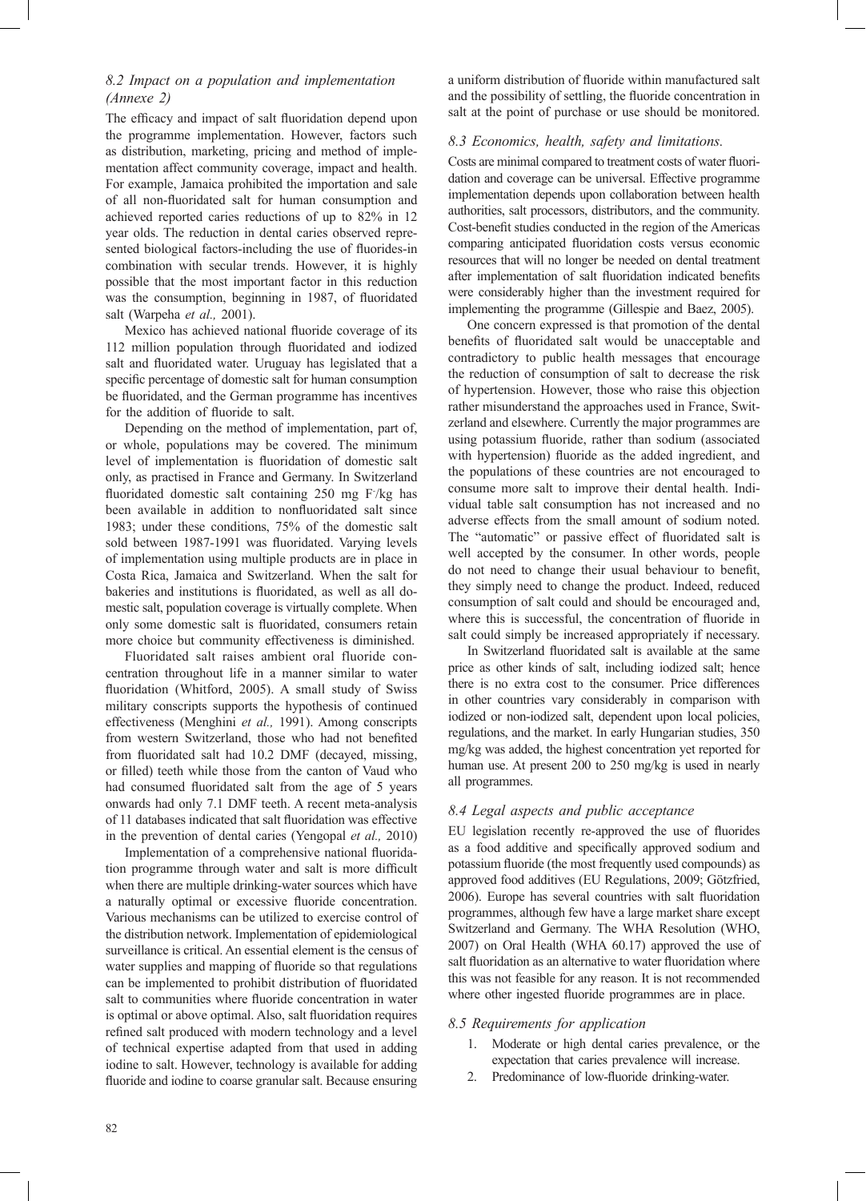### *8.2 Impact on a population and implementation (Annexe 2)*

The efficacy and impact of salt fluoridation depend upon the programme implementation. However, factors such as distribution, marketing, pricing and method of implementation affect community coverage, impact and health. For example, Jamaica prohibited the importation and sale of all non-fluoridated salt for human consumption and achieved reported caries reductions of up to 82% in 12 year olds. The reduction in dental caries observed represented biological factors-including the use of fluorides-in combination with secular trends. However, it is highly possible that the most important factor in this reduction was the consumption, beginning in 1987, of fluoridated salt (Warpeha *et al.,* 2001).

Mexico has achieved national fluoride coverage of its 112 million population through fluoridated and iodized salt and fluoridated water. Uruguay has legislated that a specific percentage of domestic salt for human consumption be fluoridated, and the German programme has incentives for the addition of fluoride to salt.

Depending on the method of implementation, part of, or whole, populations may be covered. The minimum level of implementation is fluoridation of domestic salt only, as practised in France and Germany. In Switzerland fluoridated domestic salt containing 250 mg $F^{-}$/kg has been available in addition to nonfluoridated salt since 1983; under these conditions, 75% of the domestic salt sold between 1987-1991 was fluoridated. Varying levels of implementation using multiple products are in place in Costa Rica, Jamaica and Switzerland. When the salt for bakeries and institutions is fluoridated, as well as all domestic salt, population coverage is virtually complete. When only some domestic salt is fluoridated, consumers retain more choice but community effectiveness is diminished.

Fluoridated salt raises ambient oral fluoride concentration throughout life in a manner similar to water fluoridation (Whitford, 2005). A small study of Swiss military conscripts supports the hypothesis of continued effectiveness (Menghini *et al.,* 1991). Among conscripts from western Switzerland, those who had not benefited from fluoridated salt had 10.2 DMF (decayed, missing, or filled) teeth while those from the canton of Vaud who had consumed fluoridated salt from the age of 5 years onwards had only 7.1 DMF teeth. A recent meta-analysis of 11 databases indicated that salt fluoridation was effective in the prevention of dental caries (Yengopal *et al.,* 2010)

Implementation of a comprehensive national fluoridation programme through water and salt is more difficult when there are multiple drinking-water sources which have a naturally optimal or excessive fluoride concentration. Various mechanisms can be utilized to exercise control of the distribution network. Implementation of epidemiological surveillance is critical. An essential element is the census of water supplies and mapping of fluoride so that regulations can be implemented to prohibit distribution of fluoridated salt to communities where fluoride concentration in water is optimal or above optimal. Also, salt fluoridation requires refined salt produced with modern technology and a level of technical expertise adapted from that used in adding iodine to salt. However, technology is available for adding fluoride and iodine to coarse granular salt. Because ensuring a uniform distribution of fluoride within manufactured salt and the possibility of settling, the fluoride concentration in salt at the point of purchase or use should be monitored.

### *8.3 Economics, health, safety and limitations.*

Costs are minimal compared to treatment costs of water fluoridation and coverage can be universal. Effective programme implementation depends upon collaboration between health authorities, salt processors, distributors, and the community. Cost-benefit studies conducted in the region of the Americas comparing anticipated fluoridation costs versus economic resources that will no longer be needed on dental treatment after implementation of salt fluoridation indicated benefits were considerably higher than the investment required for implementing the programme (Gillespie and Baez, 2005).

One concern expressed is that promotion of the dental benefits of fluoridated salt would be unacceptable and contradictory to public health messages that encourage the reduction of consumption of salt to decrease the risk of hypertension. However, those who raise this objection rather misunderstand the approaches used in France, Switzerland and elsewhere. Currently the major programmes are using potassium fluoride, rather than sodium (associated with hypertension) fluoride as the added ingredient, and the populations of these countries are not encouraged to consume more salt to improve their dental health. Individual table salt consumption has not increased and no adverse effects from the small amount of sodium noted. The "automatic" or passive effect of fluoridated salt is well accepted by the consumer. In other words, people do not need to change their usual behaviour to benefit, they simply need to change the product. Indeed, reduced consumption of salt could and should be encouraged and, where this is successful, the concentration of fluoride in salt could simply be increased appropriately if necessary.

In Switzerland fluoridated salt is available at the same price as other kinds of salt, including iodized salt; hence there is no extra cost to the consumer. Price differences in other countries vary considerably in comparison with iodized or non-iodized salt, dependent upon local policies, regulations, and the market. In early Hungarian studies, 350 mg/kg was added, the highest concentration yet reported for human use. At present 200 to 250 mg/kg is used in nearly all programmes.

### *8.4 Legal aspects and public acceptance*

EU legislation recently re-approved the use of fluorides as a food additive and specifically approved sodium and potassium fluoride (the most frequently used compounds) as approved food additives (EU Regulations, 2009; Götzfried, 2006). Europe has several countries with salt fluoridation programmes, although few have a large market share except Switzerland and Germany. The WHA Resolution (WHO, 2007) on Oral Health (WHA 60.17) approved the use of salt fluoridation as an alternative to water fluoridation where this was not feasible for any reason. It is not recommended where other ingested fluoride programmes are in place.

### *8.5 Requirements for application*

1. Moderate or high dental caries prevalence, or the expectation that caries prevalence will increase.
2. Predominance of low-fluoride drinking-water.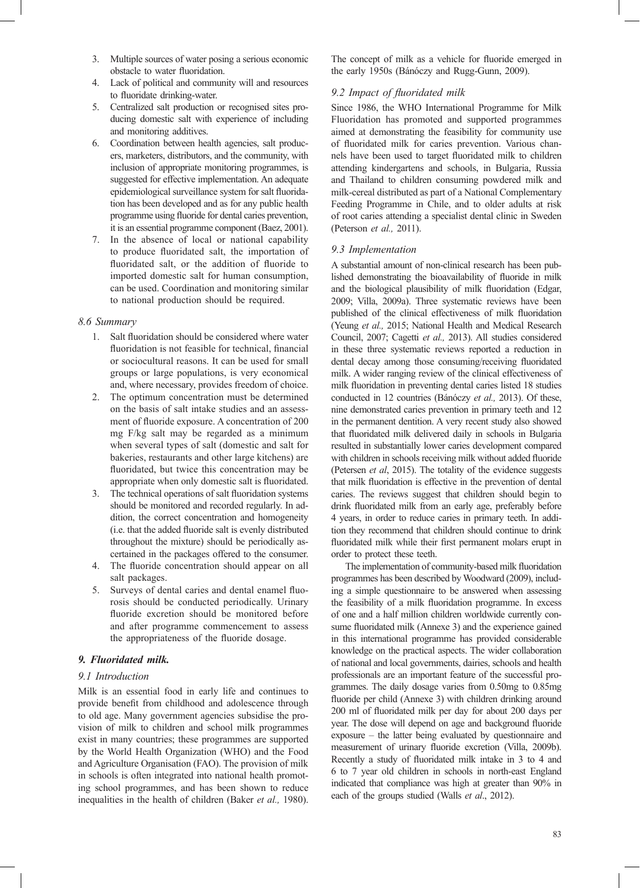3. Multiple sources of water posing a serious economic obstacle to water fluoridation.
4. Lack of political and community will and resources to fluoridate drinking-water.
5. Centralized salt production or recognised sites producing domestic salt with experience of including and monitoring additives.
6. Coordination between health agencies, salt producers, marketers, distributors, and the community, with inclusion of appropriate monitoring programmes, is suggested for effective implementation. An adequate epidemiological surveillance system for salt fluoridation has been developed and as for any public health programme using fluoride for dental caries prevention, it is an essential programme component (Baez, 2001).
7. In the absence of local or national capability to produce fluoridated salt, the importation of fluoridated salt, or the addition of fluoride to imported domestic salt for human consumption, can be used. Coordination and monitoring similar to national production should be required.

### *8.6 Summary*

1. Salt fluoridation should be considered where water fluoridation is not feasible for technical, financial or sociocultural reasons. It can be used for small groups or large populations, is very economical and, where necessary, provides freedom of choice.
2. The optimum concentration must be determined on the basis of salt intake studies and an assessment of fluoride exposure. A concentration of 200 mg F/kg salt may be regarded as a minimum when several types of salt (domestic and salt for bakeries, restaurants and other large kitchens) are fluoridated, but twice this concentration may be appropriate when only domestic salt is fluoridated.
3. The technical operations of salt fluoridation systems should be monitored and recorded regularly. In addition, the correct concentration and homogeneity (i.e. that the added fluoride salt is evenly distributed throughout the mixture) should be periodically ascertained in the packages offered to the consumer.
4. The fluoride concentration should appear on all salt packages.
5. Surveys of dental caries and dental enamel fluorosis should be conducted periodically. Urinary fluoride excretion should be monitored before and after programme commencement to assess the appropriateness of the fluoride dosage.

## *9. Fluoridated milk.*

### *9.1 Introduction*

Milk is an essential food in early life and continues to provide benefit from childhood and adolescence through to old age. Many government agencies subsidise the provision of milk to children and school milk programmes exist in many countries; these programmes are supported by the World Health Organization (WHO) and the Food and Agriculture Organisation (FAO). The provision of milk in schools is often integrated into national health promoting school programmes, and has been shown to reduce inequalities in the health of children (Baker *et al.,* 1980). The concept of milk as a vehicle for fluoride emerged in the early 1950s (Bánóczy and Rugg-Gunn, 2009).

### *9.2 Impact of fluoridated milk*

Since 1986, the WHO International Programme for Milk Fluoridation has promoted and supported programmes aimed at demonstrating the feasibility for community use of fluoridated milk for caries prevention. Various channels have been used to target fluoridated milk to children attending kindergartens and schools, in Bulgaria, Russia and Thailand to children consuming powdered milk and milk-cereal distributed as part of a National Complementary Feeding Programme in Chile, and to older adults at risk of root caries attending a specialist dental clinic in Sweden (Peterson *et al.,* 2011).

### *9.3 Implementation*

A substantial amount of non-clinical research has been published demonstrating the bioavailability of fluoride in milk and the biological plausibility of milk fluoridation (Edgar, 2009; Villa, 2009a). Three systematic reviews have been published of the clinical effectiveness of milk fluoridation (Yeung *et al.,* 2015; National Health and Medical Research Council, 2007; Cagetti *et al.,* 2013). All studies considered in these three systematic reviews reported a reduction in dental decay among those consuming/receiving fluoridated milk. A wider ranging review of the clinical effectiveness of milk fluoridation in preventing dental caries listed 18 studies conducted in 12 countries (Bánóczy *et al.,* 2013). Of these, nine demonstrated caries prevention in primary teeth and 12 in the permanent dentition. A very recent study also showed that fluoridated milk delivered daily in schools in Bulgaria resulted in substantially lower caries development compared with children in schools receiving milk without added fluoride (Petersen *et al*, 2015). The totality of the evidence suggests that milk fluoridation is effective in the prevention of dental caries. The reviews suggest that children should begin to drink fluoridated milk from an early age, preferably before 4 years, in order to reduce caries in primary teeth. In addition they recommend that children should continue to drink fluoridated milk while their first permanent molars erupt in order to protect these teeth.

The implementation of community-based milk fluoridation programmes has been described by Woodward (2009), including a simple questionnaire to be answered when assessing the feasibility of a milk fluoridation programme. In excess of one and a half million children worldwide currently consume fluoridated milk (Annexe 3) and the experience gained in this international programme has provided considerable knowledge on the practical aspects. The wider collaboration of national and local governments, dairies, schools and health professionals are an important feature of the successful programmes. The daily dosage varies from 0.50mg to 0.85mg fluoride per child (Annexe 3) with children drinking around 200 ml of fluoridated milk per day for about 200 days per year. The dose will depend on age and background fluoride exposure – the latter being evaluated by questionnaire and measurement of urinary fluoride excretion (Villa, 2009b). Recently a study of fluoridated milk intake in 3 to 4 and 6 to 7 year old children in schools in north-east England indicated that compliance was high at greater than 90% in each of the groups studied (Walls *et al*., 2012).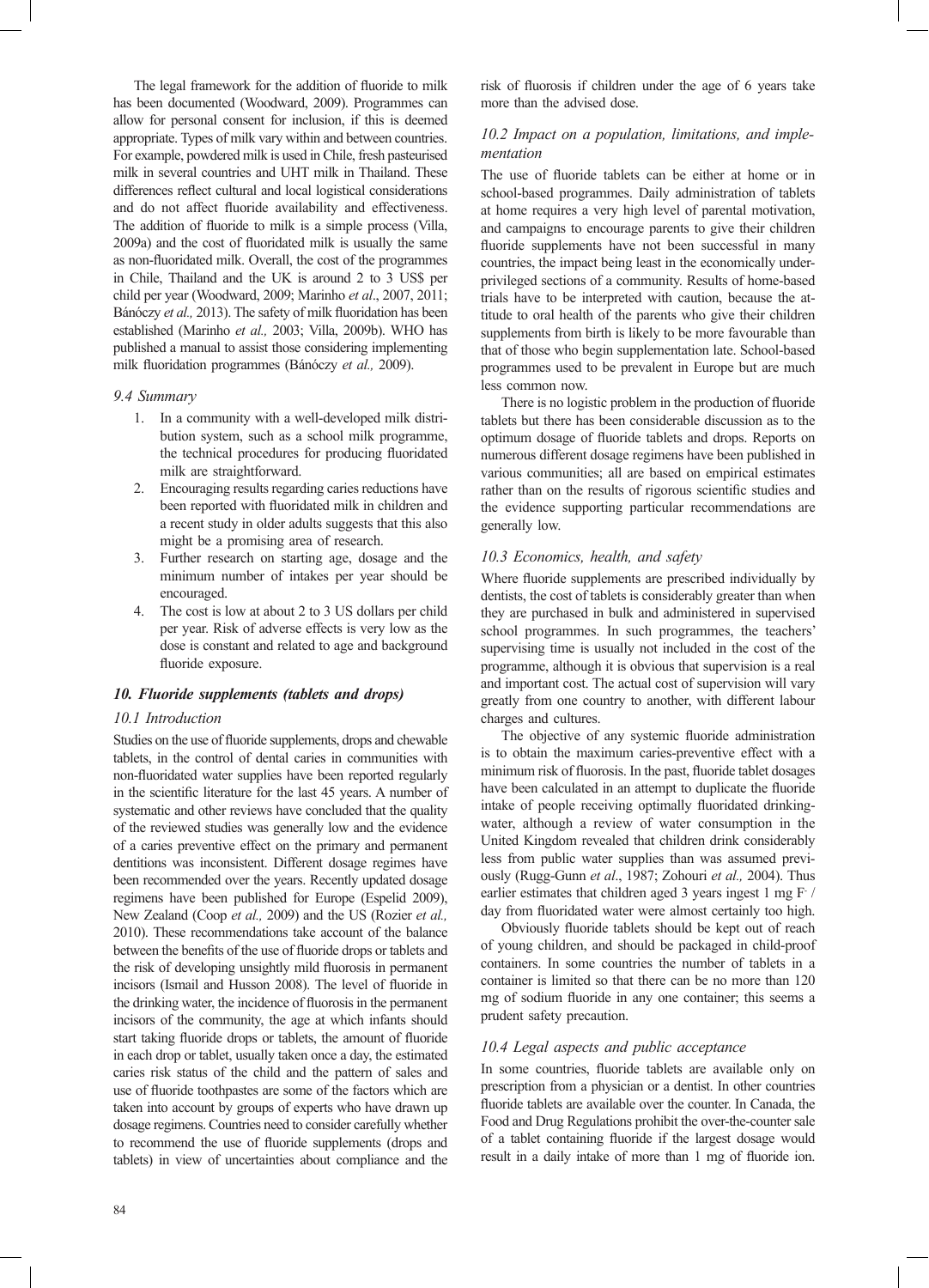The legal framework for the addition of fluoride to milk has been documented (Woodward, 2009). Programmes can allow for personal consent for inclusion, if this is deemed appropriate. Types of milk vary within and between countries. For example, powdered milk is used in Chile, fresh pasteurised milk in several countries and UHT milk in Thailand. These differences reflect cultural and local logistical considerations and do not affect fluoride availability and effectiveness. The addition of fluoride to milk is a simple process (Villa, 2009a) and the cost of fluoridated milk is usually the same as non-fluoridated milk. Overall, the cost of the programmes in Chile, Thailand and the UK is around 2 to 3 US$ per child per year (Woodward, 2009; Marinho *et al*., 2007, 2011; Bánóczy *et al.,* 2013). The safety of milk fluoridation has been established (Marinho *et al.,* 2003; Villa, 2009b). WHO has published a manual to assist those considering implementing milk fluoridation programmes (Bánóczy *et al.,* 2009).

### *9.4 Summary*

1. In a community with a well-developed milk distribution system, such as a school milk programme, the technical procedures for producing fluoridated milk are straightforward.
2. Encouraging results regarding caries reductions have been reported with fluoridated milk in children and a recent study in older adults suggests that this also might be a promising area of research.
3. Further research on starting age, dosage and the minimum number of intakes per year should be encouraged.
4. The cost is low at about 2 to 3 US dollars per child per year. Risk of adverse effects is very low as the dose is constant and related to age and background fluoride exposure.

## *10. Fluoride supplements (tablets and drops)*

### *10.1 Introduction*

Studies on the use of fluoride supplements, drops and chewable tablets, in the control of dental caries in communities with non-fluoridated water supplies have been reported regularly in the scientific literature for the last 45 years. A number of systematic and other reviews have concluded that the quality of the reviewed studies was generally low and the evidence of a caries preventive effect on the primary and permanent dentitions was inconsistent. Different dosage regimes have been recommended over the years. Recently updated dosage regimens have been published for Europe (Espelid 2009), New Zealand (Coop *et al.,* 2009) and the US (Rozier *et al.,* 2010). These recommendations take account of the balance between the benefits of the use of fluoride drops or tablets and the risk of developing unsightly mild fluorosis in permanent incisors (Ismail and Husson 2008). The level of fluoride in the drinking water, the incidence of fluorosis in the permanent incisors of the community, the age at which infants should start taking fluoride drops or tablets, the amount of fluoride in each drop or tablet, usually taken once a day, the estimated caries risk status of the child and the pattern of sales and use of fluoride toothpastes are some of the factors which are taken into account by groups of experts who have drawn up dosage regimens. Countries need to consider carefully whether to recommend the use of fluoride supplements (drops and tablets) in view of uncertainties about compliance and the risk of fluorosis if children under the age of 6 years take more than the advised dose.

### *10.2 Impact on a population, limitations, and implementation*

The use of fluoride tablets can be either at home or in school-based programmes. Daily administration of tablets at home requires a very high level of parental motivation, and campaigns to encourage parents to give their children fluoride supplements have not been successful in many countries, the impact being least in the economically underprivileged sections of a community. Results of home-based trials have to be interpreted with caution, because the attitude to oral health of the parents who give their children supplements from birth is likely to be more favourable than that of those who begin supplementation late. School-based programmes used to be prevalent in Europe but are much less common now.

There is no logistic problem in the production of fluoride tablets but there has been considerable discussion as to the optimum dosage of fluoride tablets and drops. Reports on numerous different dosage regimens have been published in various communities; all are based on empirical estimates rather than on the results of rigorous scientific studies and the evidence supporting particular recommendations are generally low.

### *10.3 Economics, health, and safety*

Where fluoride supplements are prescribed individually by dentists, the cost of tablets is considerably greater than when they are purchased in bulk and administered in supervised school programmes. In such programmes, the teachers' supervising time is usually not included in the cost of the programme, although it is obvious that supervision is a real and important cost. The actual cost of supervision will vary greatly from one country to another, with different labour charges and cultures.

The objective of any systemic fluoride administration is to obtain the maximum caries-preventive effect with a minimum risk of fluorosis. In the past, fluoride tablet dosages have been calculated in an attempt to duplicate the fluoride intake of people receiving optimally fluoridated drinking-water, although a review of water consumption in the United Kingdom revealed that children drink considerably less from public water supplies than was assumed previously (Rugg-Gunn *et al*., 1987; Zohouri *et al.,* 2004). Thus earlier estimates that children aged 3 years ingest 1 mg $F^-$ / day from fluoridated water were almost certainly too high.

Obviously fluoride tablets should be kept out of reach of young children, and should be packaged in child-proof containers. In some countries the number of tablets in a container is limited so that there can be no more than 120 mg of sodium fluoride in any one container; this seems a prudent safety precaution.

### *10.4 Legal aspects and public acceptance*

In some countries, fluoride tablets are available only on prescription from a physician or a dentist. In other countries fluoride tablets are available over the counter. In Canada, the Food and Drug Regulations prohibit the over-the-counter sale of a tablet containing fluoride if the largest dosage would result in a daily intake of more than 1 mg of fluoride ion.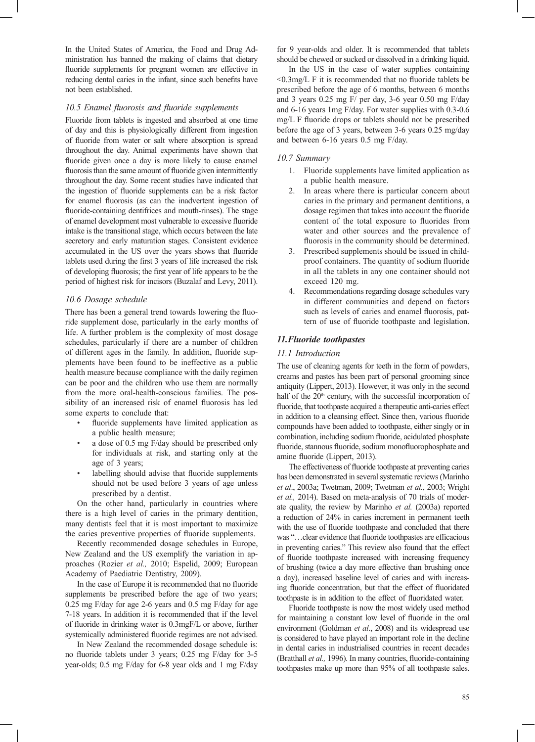In the United States of America, the Food and Drug Administration has banned the making of claims that dietary fluoride supplements for pregnant women are effective in reducing dental caries in the infant, since such benefits have not been established.

### *10.5 Enamel fluorosis and fluoride supplements*

Fluoride from tablets is ingested and absorbed at one time of day and this is physiologically different from ingestion of fluoride from water or salt where absorption is spread throughout the day. Animal experiments have shown that fluoride given once a day is more likely to cause enamel fluorosis than the same amount of fluoride given intermittently throughout the day. Some recent studies have indicated that the ingestion of fluoride supplements can be a risk factor for enamel fluorosis (as can the inadvertent ingestion of fluoride-containing dentifrices and mouth-rinses). The stage of enamel development most vulnerable to excessive fluoride intake is the transitional stage, which occurs between the late secretory and early maturation stages. Consistent evidence accumulated in the US over the years shows that fluoride tablets used during the first 3 years of life increased the risk of developing fluorosis; the first year of life appears to be the period of highest risk for incisors (Buzalaf and Levy, 2011).

### *10.6 Dosage schedule*

There has been a general trend towards lowering the fluoride supplement dose, particularly in the early months of life. A further problem is the complexity of most dosage schedules, particularly if there are a number of children of different ages in the family. In addition, fluoride supplements have been found to be ineffective as a public health measure because compliance with the daily regimen can be poor and the children who use them are normally from the more oral-health-conscious families. The possibility of an increased risk of enamel fluorosis has led some experts to conclude that:

- fluoride supplements have limited application as a public health measure;
- a dose of 0.5 mg F/day should be prescribed only for individuals at risk, and starting only at the age of 3 years;
- labelling should advise that fluoride supplements should not be used before 3 years of age unless prescribed by a dentist.

On the other hand, particularly in countries where there is a high level of caries in the primary dentition, many dentists feel that it is most important to maximize the caries preventive properties of fluoride supplements.

Recently recommended dosage schedules in Europe, New Zealand and the US exemplify the variation in approaches (Rozier *et al.,* 2010; Espelid, 2009; European Academy of Paediatric Dentistry, 2009).

In the case of Europe it is recommended that no fluoride supplements be prescribed before the age of two years; 0.25 mg F/day for age 2-6 years and 0.5 mg F/day for age 7-18 years. In addition it is recommended that if the level of fluoride in drinking water is 0.3mgF/L or above, further systemically administered fluoride regimes are not advised.

In New Zealand the recommended dosage schedule is: no fluoride tablets under 3 years; 0.25 mg F/day for 3-5 year-olds; 0.5 mg F/day for 6-8 year olds and 1 mg F/day for 9 year-olds and older. It is recommended that tablets should be chewed or sucked or dissolved in a drinking liquid.

In the US in the case of water supplies containing <0.3mg/L F it is recommended that no fluoride tablets be prescribed before the age of 6 months, between 6 months and 3 years 0.25 mg F/ per day, 3-6 year 0.50 mg F/day and 6-16 years 1mg F/day. For water supplies with 0.3-0.6 mg/L F fluoride drops or tablets should not be prescribed before the age of 3 years, between 3-6 years 0.25 mg/day and between 6-16 years 0.5 mg F/day.

### *10.7 Summary*

1. Fluoride supplements have limited application as a public health measure.
2. In areas where there is particular concern about caries in the primary and permanent dentitions, a dosage regimen that takes into account the fluoride content of the total exposure to fluorides from water and other sources and the prevalence of fluorosis in the community should be determined.
3. Prescribed supplements should be issued in child-proof containers. The quantity of sodium fluoride in all the tablets in any one container should not exceed 120 mg.
4. Recommendations regarding dosage schedules vary in different communities and depend on factors such as levels of caries and enamel fluorosis, pattern of use of fluoride toothpaste and legislation.

## ***11.Fluoride toothpastes***

### *11.1 Introduction*

The use of cleaning agents for teeth in the form of powders, creams and pastes has been part of personal grooming since antiquity (Lippert, 2013). However, it was only in the second half of the 20th century, with the successful incorporation of fluoride, that toothpaste acquired a therapeutic anti-caries effect in addition to a cleansing effect. Since then, various fluoride compounds have been added to toothpaste, either singly or in combination, including sodium fluoride, acidulated phosphate fluoride, stannous fluoride, sodium monofluorophosphate and amine fluoride (Lippert, 2013).

The effectiveness of fluoride toothpaste at preventing caries has been demonstrated in several systematic reviews (Marinho *et al*., 2003a; Twetman, 2009; Twetman *et al.*, 2003; Wright *et al.,* 2014). Based on meta-analysis of 70 trials of moderate quality, the review by Marinho *et al.* (2003a) reported a reduction of 24% in caries increment in permanent teeth with the use of fluoride toothpaste and concluded that there was "…clear evidence that fluoride toothpastes are efficacious in preventing caries." This review also found that the effect of fluoride toothpaste increased with increasing frequency of brushing (twice a day more effective than brushing once a day), increased baseline level of caries and with increasing fluoride concentration, but that the effect of fluoridated toothpaste is in addition to the effect of fluoridated water.

Fluoride toothpaste is now the most widely used method for maintaining a constant low level of fluoride in the oral environment (Goldman *et al*., 2008) and its widespread use is considered to have played an important role in the decline in dental caries in industrialised countries in recent decades (Bratthall *et al.,* 1996). In many countries, fluoride-containing toothpastes make up more than 95% of all toothpaste sales.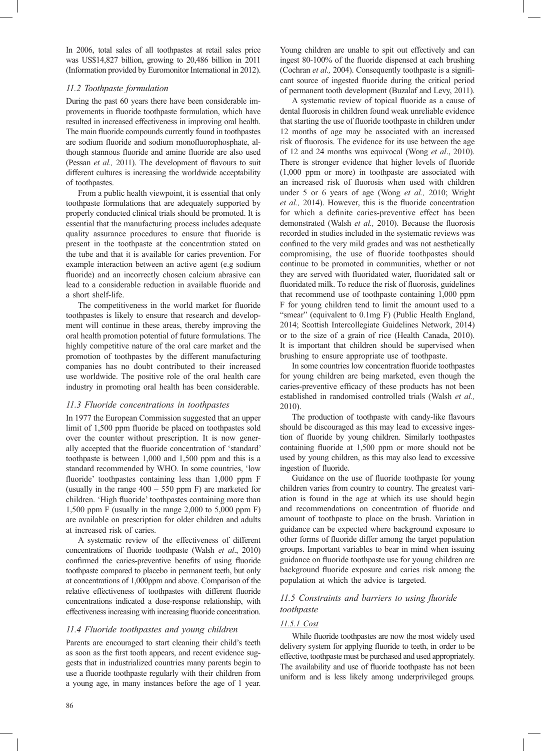In 2006, total sales of all toothpastes at retail sales price was US$14,827 billion, growing to 20,486 billion in 2011 (Information provided by Euromonitor International in 2012).

### *11.2 Toothpaste formulation*

During the past 60 years there have been considerable improvements in fluoride toothpaste formulation, which have resulted in increased effectiveness in improving oral health. The main fluoride compounds currently found in toothpastes are sodium fluoride and sodium monofluorophosphate, although stannous fluoride and amine fluoride are also used (Pessan *et al.,* 2011). The development of flavours to suit different cultures is increasing the worldwide acceptability of toothpastes.

From a public health viewpoint, it is essential that only toothpaste formulations that are adequately supported by properly conducted clinical trials should be promoted. It is essential that the manufacturing process includes adequate quality assurance procedures to ensure that fluoride is present in the toothpaste at the concentration stated on the tube and that it is available for caries prevention. For example interaction between an active agent (e.g sodium fluoride) and an incorrectly chosen calcium abrasive can lead to a considerable reduction in available fluoride and a short shelf-life.

The competitiveness in the world market for fluoride toothpastes is likely to ensure that research and development will continue in these areas, thereby improving the oral health promotion potential of future formulations. The highly competitive nature of the oral care market and the promotion of toothpastes by the different manufacturing companies has no doubt contributed to their increased use worldwide. The positive role of the oral health care industry in promoting oral health has been considerable.

### *11.3 Fluoride concentrations in toothpastes*

In 1977 the European Commission suggested that an upper limit of 1,500 ppm fluoride be placed on toothpastes sold over the counter without prescription. It is now generally accepted that the fluoride concentration of 'standard' toothpaste is between 1,000 and 1,500 ppm and this is a standard recommended by WHO. In some countries, 'low fluoride' toothpastes containing less than 1,000 ppm F (usually in the range 400 – 550 ppm F) are marketed for children. 'High fluoride' toothpastes containing more than 1,500 ppm F (usually in the range 2,000 to 5,000 ppm F) are available on prescription for older children and adults at increased risk of caries.

A systematic review of the effectiveness of different concentrations of fluoride toothpaste (Walsh *et al*., 2010) confirmed the caries-preventive benefits of using fluoride toothpaste compared to placebo in permanent teeth, but only at concentrations of 1,000ppm and above. Comparison of the relative effectiveness of toothpastes with different fluoride concentrations indicated a dose-response relationship, with effectiveness increasing with increasing fluoride concentration.

### *11.4 Fluoride toothpastes and young children*

Parents are encouraged to start cleaning their child's teeth as soon as the first tooth appears, and recent evidence suggests that in industrialized countries many parents begin to use a fluoride toothpaste regularly with their children from a young age, in many instances before the age of 1 year. Young children are unable to spit out effectively and can ingest 80-100% of the fluoride dispensed at each brushing (Cochran *et al.,* 2004). Consequently toothpaste is a significant source of ingested fluoride during the critical period of permanent tooth development (Buzalaf and Levy, 2011).

A systematic review of topical fluoride as a cause of dental fluorosis in children found weak unreliable evidence that starting the use of fluoride toothpaste in children under 12 months of age may be associated with an increased risk of fluorosis. The evidence for its use between the age of 12 and 24 months was equivocal (Wong *et al*., 2010). There is stronger evidence that higher levels of fluoride (1,000 ppm or more) in toothpaste are associated with an increased risk of fluorosis when used with children under 5 or 6 years of age (Wong *et al.,* 2010; Wright *et al.,* 2014). However, this is the fluoride concentration for which a definite caries-preventive effect has been demonstrated (Walsh *et al.,* 2010). Because the fluorosis recorded in studies included in the systematic reviews was confined to the very mild grades and was not aesthetically compromising, the use of fluoride toothpastes should continue to be promoted in communities, whether or not they are served with fluoridated water, fluoridated salt or fluoridated milk. To reduce the risk of fluorosis, guidelines that recommend use of toothpaste containing 1,000 ppm F for young children tend to limit the amount used to a "smear" (equivalent to 0.1mg F) (Public Health England, 2014; Scottish Intercollegiate Guidelines Network, 2014) or to the size of a grain of rice (Health Canada, 2010). It is important that children should be supervised when brushing to ensure appropriate use of toothpaste.

In some countries low concentration fluoride toothpastes for young children are being marketed, even though the caries-preventive efficacy of these products has not been established in randomised controlled trials (Walsh *et al.,* 2010).

The production of toothpaste with candy-like flavours should be discouraged as this may lead to excessive ingestion of fluoride by young children. Similarly toothpastes containing fluoride at 1,500 ppm or more should not be used by young children, as this may also lead to excessive ingestion of fluoride.

Guidance on the use of fluoride toothpaste for young children varies from country to country. The greatest variation is found in the age at which its use should begin and recommendations on concentration of fluoride and amount of toothpaste to place on the brush. Variation in guidance can be expected where background exposure to other forms of fluoride differ among the target population groups. Important variables to bear in mind when issuing guidance on fluoride toothpaste use for young children are background fluoride exposure and caries risk among the population at which the advice is targeted.

### *11.5 Constraints and barriers to using fluoride toothpaste*

#### *11.5.1 Cost*

While fluoride toothpastes are now the most widely used delivery system for applying fluoride to teeth, in order to be effective, toothpaste must be purchased and used appropriately. The availability and use of fluoride toothpaste has not been uniform and is less likely among underprivileged groups.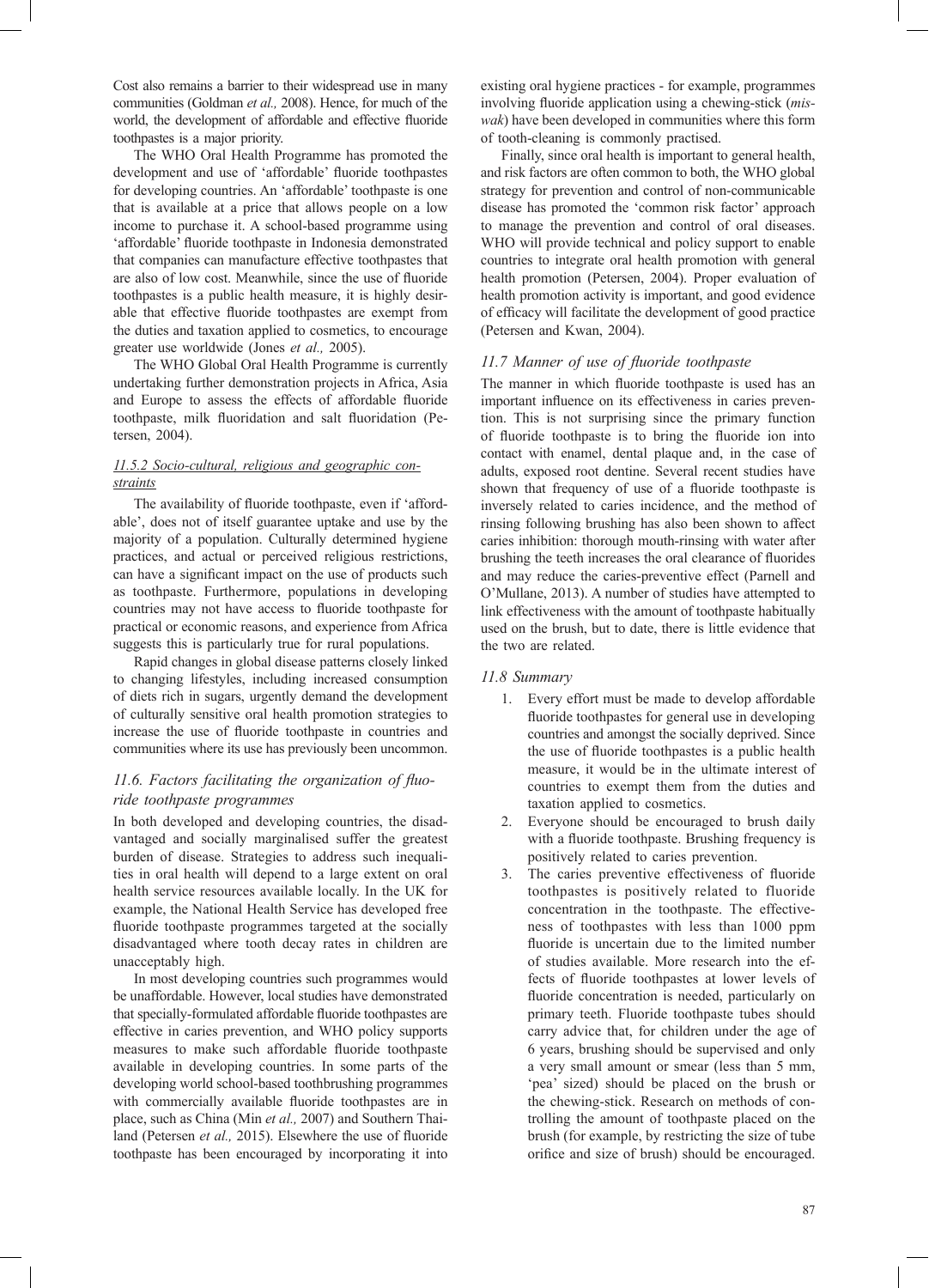Cost also remains a barrier to their widespread use in many communities (Goldman *et al.,* 2008). Hence, for much of the world, the development of affordable and effective fluoride toothpastes is a major priority.

The WHO Oral Health Programme has promoted the development and use of 'affordable' fluoride toothpastes for developing countries. An 'affordable' toothpaste is one that is available at a price that allows people on a low income to purchase it. A school-based programme using 'affordable' fluoride toothpaste in Indonesia demonstrated that companies can manufacture effective toothpastes that are also of low cost. Meanwhile, since the use of fluoride toothpastes is a public health measure, it is highly desirable that effective fluoride toothpastes are exempt from the duties and taxation applied to cosmetics, to encourage greater use worldwide (Jones *et al.,* 2005).

The WHO Global Oral Health Programme is currently undertaking further demonstration projects in Africa, Asia and Europe to assess the effects of affordable fluoride toothpaste, milk fluoridation and salt fluoridation (Petersen, 2004).

#### 11.5.2 Socio-cultural, religious and geographic constraints

The availability of fluoride toothpaste, even if 'affordable', does not of itself guarantee uptake and use by the majority of a population. Culturally determined hygiene practices, and actual or perceived religious restrictions, can have a significant impact on the use of products such as toothpaste. Furthermore, populations in developing countries may not have access to fluoride toothpaste for practical or economic reasons, and experience from Africa suggests this is particularly true for rural populations.

Rapid changes in global disease patterns closely linked to changing lifestyles, including increased consumption of diets rich in sugars, urgently demand the development of culturally sensitive oral health promotion strategies to increase the use of fluoride toothpaste in countries and communities where its use has previously been uncommon.

### 11.6. Factors facilitating the organization of fluoride toothpaste programmes

In both developed and developing countries, the disadvantaged and socially marginalised suffer the greatest burden of disease. Strategies to address such inequalities in oral health will depend to a large extent on oral health service resources available locally. In the UK for example, the National Health Service has developed free fluoride toothpaste programmes targeted at the socially disadvantaged where tooth decay rates in children are unacceptably high.

In most developing countries such programmes would be unaffordable. However, local studies have demonstrated that specially-formulated affordable fluoride toothpastes are effective in caries prevention, and WHO policy supports measures to make such affordable fluoride toothpaste available in developing countries. In some parts of the developing world school-based toothbrushing programmes with commercially available fluoride toothpastes are in place, such as China (Min *et al.,* 2007) and Southern Thailand (Petersen *et al.,* 2015). Elsewhere the use of fluoride toothpaste has been encouraged by incorporating it into existing oral hygiene practices - for example, programmes involving fluoride application using a chewing-stick (*miswak*) have been developed in communities where this form of tooth-cleaning is commonly practised.

Finally, since oral health is important to general health, and risk factors are often common to both, the WHO global strategy for prevention and control of non-communicable disease has promoted the 'common risk factor' approach to manage the prevention and control of oral diseases. WHO will provide technical and policy support to enable countries to integrate oral health promotion with general health promotion (Petersen, 2004). Proper evaluation of health promotion activity is important, and good evidence of efficacy will facilitate the development of good practice (Petersen and Kwan, 2004).

### 11.7 Manner of use of fluoride toothpaste

The manner in which fluoride toothpaste is used has an important influence on its effectiveness in caries prevention. This is not surprising since the primary function of fluoride toothpaste is to bring the fluoride ion into contact with enamel, dental plaque and, in the case of adults, exposed root dentine. Several recent studies have shown that frequency of use of a fluoride toothpaste is inversely related to caries incidence, and the method of rinsing following brushing has also been shown to affect caries inhibition: thorough mouth-rinsing with water after brushing the teeth increases the oral clearance of fluorides and may reduce the caries-preventive effect (Parnell and O'Mullane, 2013). A number of studies have attempted to link effectiveness with the amount of toothpaste habitually used on the brush, but to date, there is little evidence that the two are related.

### 11.8 Summary

1. Every effort must be made to develop affordable fluoride toothpastes for general use in developing countries and amongst the socially deprived. Since the use of fluoride toothpastes is a public health measure, it would be in the ultimate interest of countries to exempt them from the duties and taxation applied to cosmetics.
2. Everyone should be encouraged to brush daily with a fluoride toothpaste. Brushing frequency is positively related to caries prevention.
3. The caries preventive effectiveness of fluoride toothpastes is positively related to fluoride concentration in the toothpaste. The effectiveness of toothpastes with less than 1000 ppm fluoride is uncertain due to the limited number of studies available. More research into the effects of fluoride toothpastes at lower levels of fluoride concentration is needed, particularly on primary teeth. Fluoride toothpaste tubes should carry advice that, for children under the age of 6 years, brushing should be supervised and only a very small amount or smear (less than 5 mm, 'pea' sized) should be placed on the brush or the chewing-stick. Research on methods of controlling the amount of toothpaste placed on the brush (for example, by restricting the size of tube orifice and size of brush) should be encouraged.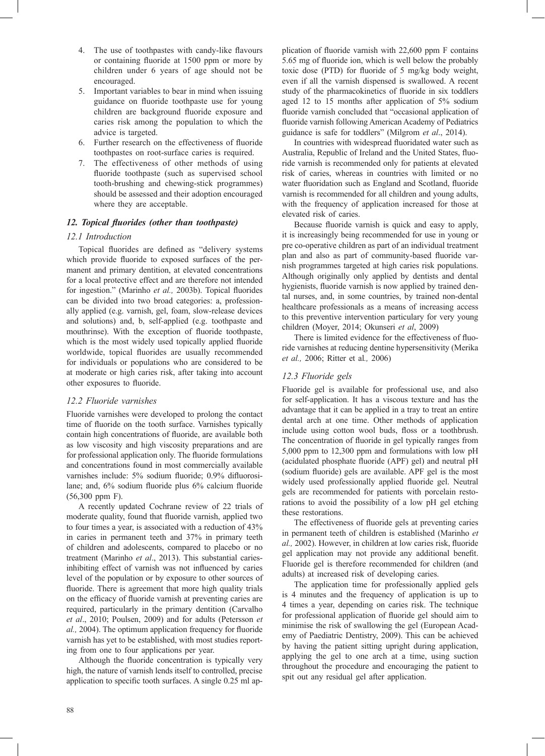4. The use of toothpastes with candy-like flavours or containing fluoride at 1500 ppm or more by children under 6 years of age should not be encouraged.
5. Important variables to bear in mind when issuing guidance on fluoride toothpaste use for young children are background fluoride exposure and caries risk among the population to which the advice is targeted.
6. Further research on the effectiveness of fluoride toothpastes on root-surface caries is required.
7. The effectiveness of other methods of using fluoride toothpaste (such as supervised school tooth-brushing and chewing-stick programmes) should be assessed and their adoption encouraged where they are acceptable.

## *12. Topical fluorides (other than toothpaste)*

### *12.1 Introduction*

Topical fluorides are defined as "delivery systems which provide fluoride to exposed surfaces of the permanent and primary dentition, at elevated concentrations for a local protective effect and are therefore not intended for ingestion." (Marinho *et al.,* 2003b). Topical fluorides can be divided into two broad categories: a, professionally applied (e.g. varnish, gel, foam, slow-release devices and solutions) and, b, self-applied (e.g. toothpaste and mouthrinse). With the exception of fluoride toothpaste, which is the most widely used topically applied fluoride worldwide, topical fluorides are usually recommended for individuals or populations who are considered to be at moderate or high caries risk, after taking into account other exposures to fluoride.

### *12.2 Fluoride varnishes*

Fluoride varnishes were developed to prolong the contact time of fluoride on the tooth surface. Varnishes typically contain high concentrations of fluoride, are available both as low viscosity and high viscosity preparations and are for professional application only. The fluoride formulations and concentrations found in most commercially available varnishes include: 5% sodium fluoride; 0.9% difluorosilane; and, 6% sodium fluoride plus 6% calcium fluoride (56,300 ppm F).

A recently updated Cochrane review of 22 trials of moderate quality, found that fluoride varnish, applied two to four times a year, is associated with a reduction of 43% in caries in permanent teeth and 37% in primary teeth of children and adolescents, compared to placebo or no treatment (Marinho *et al*., 2013). This substantial caries-inhibiting effect of varnish was not influenced by caries level of the population or by exposure to other sources of fluoride. There is agreement that more high quality trials on the efficacy of fluoride varnish at preventing caries are required, particularly in the primary dentition (Carvalho *et al*., 2010; Poulsen, 2009) and for adults (Petersson *et al.,* 2004). The optimum application frequency for fluoride varnish has yet to be established, with most studies reporting from one to four applications per year.

Although the fluoride concentration is typically very high, the nature of varnish lends itself to controlled, precise application to specific tooth surfaces. A single 0.25 ml application of fluoride varnish with 22,600 ppm F contains 5.65 mg of fluoride ion, which is well below the probably toxic dose (PTD) for fluoride of 5 mg/kg body weight, even if all the varnish dispensed is swallowed. A recent study of the pharmacokinetics of fluoride in six toddlers aged 12 to 15 months after application of 5% sodium fluoride varnish concluded that "occasional application of fluoride varnish following American Academy of Pediatrics guidance is safe for toddlers" (Milgrom *et al*., 2014).

In countries with widespread fluoridated water such as Australia, Republic of Ireland and the United States, fluoride varnish is recommended only for patients at elevated risk of caries, whereas in countries with limited or no water fluoridation such as England and Scotland, fluoride varnish is recommended for all children and young adults, with the frequency of application increased for those at elevated risk of caries.

Because fluoride varnish is quick and easy to apply, it is increasingly being recommended for use in young or pre co-operative children as part of an individual treatment plan and also as part of community-based fluoride varnish programmes targeted at high caries risk populations. Although originally only applied by dentists and dental hygienists, fluoride varnish is now applied by trained dental nurses, and, in some countries, by trained non-dental healthcare professionals as a means of increasing access to this preventive intervention particulary for very young children (Moyer, 2014; Okunseri *et al*, 2009)

There is limited evidence for the effectiveness of fluoride varnishes at reducing dentine hypersensitivity (Merika *et al.,* 2006; Ritter et al*.,* 2006)

### *12.3 Fluoride gels*

Fluoride gel is available for professional use, and also for self-application. It has a viscous texture and has the advantage that it can be applied in a tray to treat an entire dental arch at one time. Other methods of application include using cotton wool buds, floss or a toothbrush. The concentration of fluoride in gel typically ranges from 5,000 ppm to 12,300 ppm and formulations with low pH (acidulated phosphate fluoride (APF) gel) and neutral pH (sodium fluoride) gels are available. APF gel is the most widely used professionally applied fluoride gel. Neutral gels are recommended for patients with porcelain restorations to avoid the possibility of a low pH gel etching these restorations.

The effectiveness of fluoride gels at preventing caries in permanent teeth of children is established (Marinho *et al.,* 2002). However, in children at low caries risk, fluoride gel application may not provide any additional benefit. Fluoride gel is therefore recommended for children (and adults) at increased risk of developing caries.

The application time for professionally applied gels is 4 minutes and the frequency of application is up to 4 times a year, depending on caries risk. The technique for professional application of fluoride gel should aim to minimise the risk of swallowing the gel (European Academy of Paediatric Dentistry, 2009). This can be achieved by having the patient sitting upright during application, applying the gel to one arch at a time, using suction throughout the procedure and encouraging the patient to spit out any residual gel after application.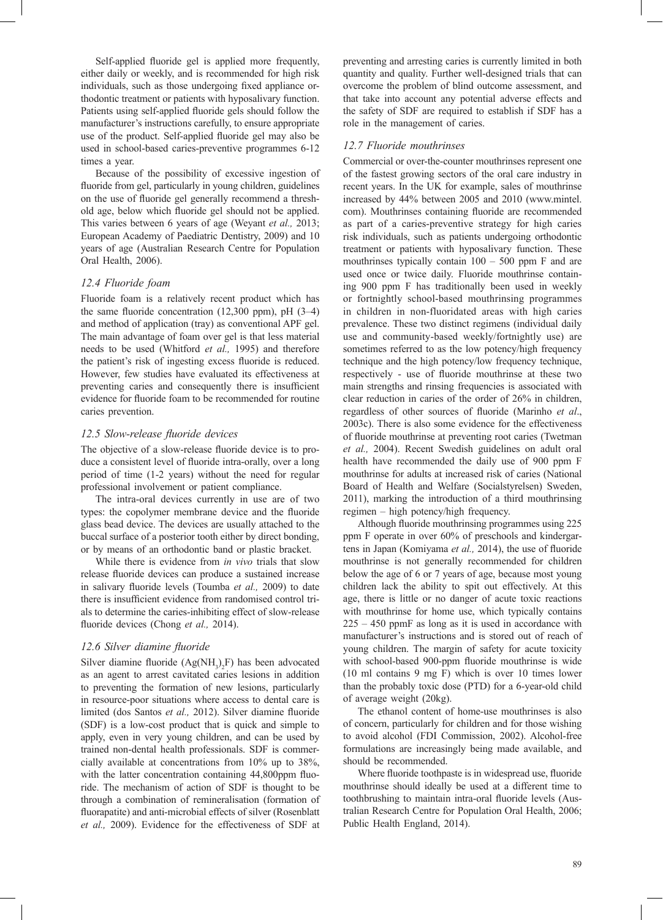Self-applied fluoride gel is applied more frequently, either daily or weekly, and is recommended for high risk individuals, such as those undergoing fixed appliance orthodontic treatment or patients with hyposalivary function. Patients using self-applied fluoride gels should follow the manufacturer's instructions carefully, to ensure appropriate use of the product. Self-applied fluoride gel may also be used in school-based caries-preventive programmes 6-12 times a year.

Because of the possibility of excessive ingestion of fluoride from gel, particularly in young children, guidelines on the use of fluoride gel generally recommend a threshold age, below which fluoride gel should not be applied. This varies between 6 years of age (Weyant *et al.,* 2013; European Academy of Paediatric Dentistry, 2009) and 10 years of age (Australian Research Centre for Population Oral Health, 2006).

### *12.4 Fluoride foam*

Fluoride foam is a relatively recent product which has the same fluoride concentration (12,300 ppm), pH (3–4) and method of application (tray) as conventional APF gel. The main advantage of foam over gel is that less material needs to be used (Whitford *et al.,* 1995) and therefore the patient's risk of ingesting excess fluoride is reduced. However, few studies have evaluated its effectiveness at preventing caries and consequently there is insufficient evidence for fluoride foam to be recommended for routine caries prevention.

### *12.5 Slow-release fluoride devices*

The objective of a slow-release fluoride device is to produce a consistent level of fluoride intra-orally, over a long period of time (1-2 years) without the need for regular professional involvement or patient compliance.

The intra-oral devices currently in use are of two types: the copolymer membrane device and the fluoride glass bead device. The devices are usually attached to the buccal surface of a posterior tooth either by direct bonding, or by means of an orthodontic band or plastic bracket.

While there is evidence from *in vivo* trials that slow release fluoride devices can produce a sustained increase in salivary fluoride levels (Toumba *et al.,* 2009) to date there is insufficient evidence from randomised control trials to determine the caries-inhibiting effect of slow-release fluoride devices (Chong *et al.,* 2014).

### *12.6 Silver diamine fluoride*

Silver diamine fluoride ($Ag(NH_3)_2F$) has been advocated as an agent to arrest cavitated caries lesions in addition to preventing the formation of new lesions, particularly in resource-poor situations where access to dental care is limited (dos Santos *et al.,* 2012). Silver diamine fluoride (SDF) is a low-cost product that is quick and simple to apply, even in very young children, and can be used by trained non-dental health professionals. SDF is commercially available at concentrations from 10% up to 38%, with the latter concentration containing 44,800ppm fluoride. The mechanism of action of SDF is thought to be through a combination of remineralisation (formation of fluorapatite) and anti-microbial effects of silver (Rosenblatt *et al.,* 2009). Evidence for the effectiveness of SDF at preventing and arresting caries is currently limited in both quantity and quality. Further well-designed trials that can overcome the problem of blind outcome assessment, and that take into account any potential adverse effects and the safety of SDF are required to establish if SDF has a role in the management of caries.

### *12.7 Fluoride mouthrinses*

Commercial or over-the-counter mouthrinses represent one of the fastest growing sectors of the oral care industry in recent years. In the UK for example, sales of mouthrinse increased by 44% between 2005 and 2010 (www.mintel.com). Mouthrinses containing fluoride are recommended as part of a caries-preventive strategy for high caries risk individuals, such as patients undergoing orthodontic treatment or patients with hyposalivary function. These mouthrinses typically contain 100 – 500 ppm F and are used once or twice daily. Fluoride mouthrinse containing 900 ppm F has traditionally been used in weekly or fortnightly school-based mouthrinsing programmes in children in non-fluoridated areas with high caries prevalence. These two distinct regimens (individual daily use and community-based weekly/fortnightly use) are sometimes referred to as the low potency/high frequency technique and the high potency/low frequency technique, respectively - use of fluoride mouthrinse at these two main strengths and rinsing frequencies is associated with clear reduction in caries of the order of 26% in children, regardless of other sources of fluoride (Marinho *et al*., 2003c). There is also some evidence for the effectiveness of fluoride mouthrinse at preventing root caries (Twetman *et al.,* 2004). Recent Swedish guidelines on adult oral health have recommended the daily use of 900 ppm F mouthrinse for adults at increased risk of caries (National Board of Health and Welfare (Socialstyrelsen) Sweden, 2011), marking the introduction of a third mouthrinsing regimen – high potency/high frequency.

Although fluoride mouthrinsing programmes using 225 ppm F operate in over 60% of preschools and kindergartens in Japan (Komiyama *et al.,* 2014), the use of fluoride mouthrinse is not generally recommended for children below the age of 6 or 7 years of age, because most young children lack the ability to spit out effectively. At this age, there is little or no danger of acute toxic reactions with mouthrinse for home use, which typically contains 225 – 450 ppmF as long as it is used in accordance with manufacturer's instructions and is stored out of reach of young children. The margin of safety for acute toxicity with school-based 900-ppm fluoride mouthrinse is wide (10 ml contains 9 mg F) which is over 10 times lower than the probably toxic dose (PTD) for a 6-year-old child of average weight (20kg).

The ethanol content of home-use mouthrinses is also of concern, particularly for children and for those wishing to avoid alcohol (FDI Commission, 2002). Alcohol-free formulations are increasingly being made available, and should be recommended.

Where fluoride toothpaste is in widespread use, fluoride mouthrinse should ideally be used at a different time to toothbrushing to maintain intra-oral fluoride levels (Australian Research Centre for Population Oral Health, 2006; Public Health England, 2014).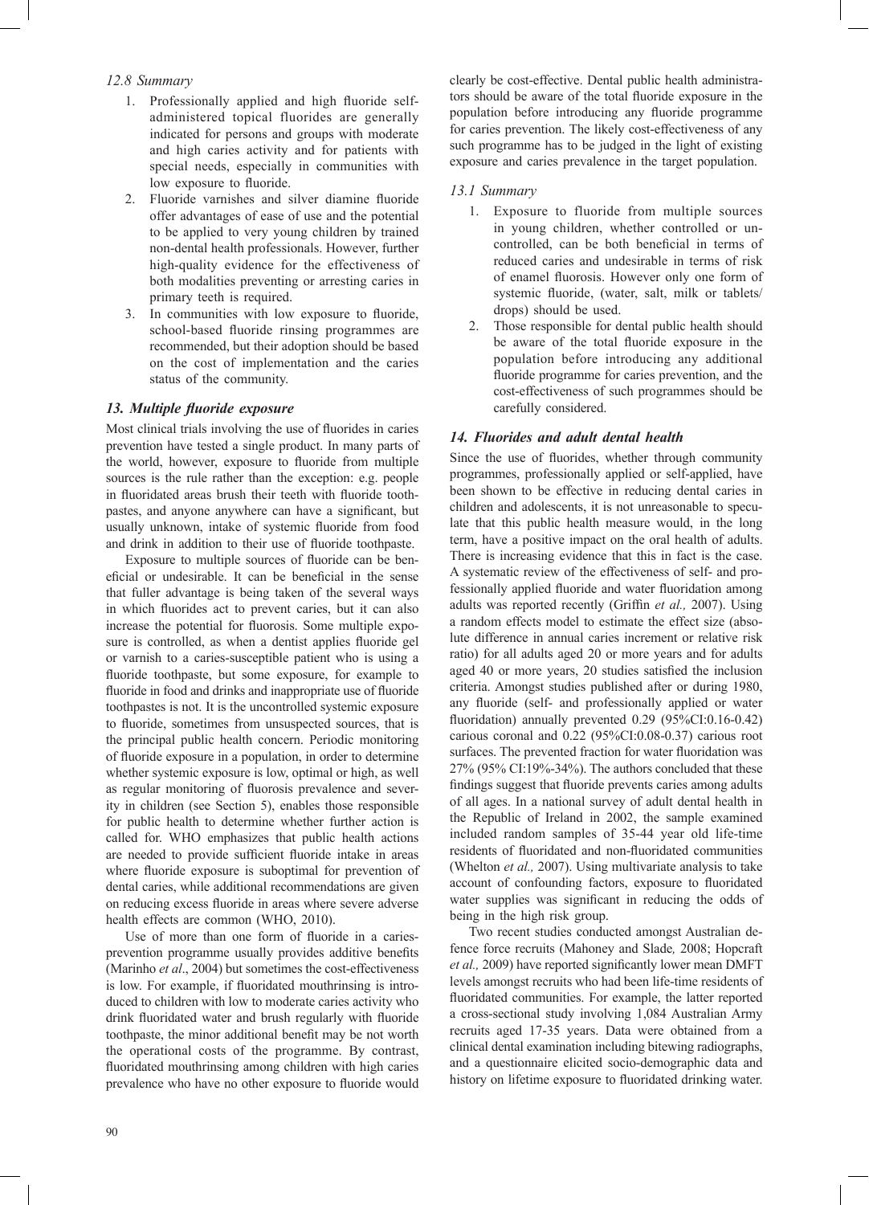### *12.8 Summary*

1. Professionally applied and high fluoride self-administered topical fluorides are generally indicated for persons and groups with moderate and high caries activity and for patients with special needs, especially in communities with low exposure to fluoride.
2. Fluoride varnishes and silver diamine fluoride offer advantages of ease of use and the potential to be applied to very young children by trained non-dental health professionals. However, further high-quality evidence for the effectiveness of both modalities preventing or arresting caries in primary teeth is required.
3. In communities with low exposure to fluoride, school-based fluoride rinsing programmes are recommended, but their adoption should be based on the cost of implementation and the caries status of the community.

## *13. Multiple fluoride exposure*

Most clinical trials involving the use of fluorides in caries prevention have tested a single product. In many parts of the world, however, exposure to fluoride from multiple sources is the rule rather than the exception: e.g. people in fluoridated areas brush their teeth with fluoride toothpastes, and anyone anywhere can have a significant, but usually unknown, intake of systemic fluoride from food and drink in addition to their use of fluoride toothpaste.

Exposure to multiple sources of fluoride can be beneficial or undesirable. It can be beneficial in the sense that fuller advantage is being taken of the several ways in which fluorides act to prevent caries, but it can also increase the potential for fluorosis. Some multiple exposure is controlled, as when a dentist applies fluoride gel or varnish to a caries-susceptible patient who is using a fluoride toothpaste, but some exposure, for example to fluoride in food and drinks and inappropriate use of fluoride toothpastes is not. It is the uncontrolled systemic exposure to fluoride, sometimes from unsuspected sources, that is the principal public health concern. Periodic monitoring of fluoride exposure in a population, in order to determine whether systemic exposure is low, optimal or high, as well as regular monitoring of fluorosis prevalence and severity in children (see Section 5), enables those responsible for public health to determine whether further action is called for. WHO emphasizes that public health actions are needed to provide sufficient fluoride intake in areas where fluoride exposure is suboptimal for prevention of dental caries, while additional recommendations are given on reducing excess fluoride in areas where severe adverse health effects are common (WHO, 2010).

Use of more than one form of fluoride in a caries-prevention programme usually provides additive benefits (Marinho *et al*., 2004) but sometimes the cost-effectiveness is low. For example, if fluoridated mouthrinsing is introduced to children with low to moderate caries activity who drink fluoridated water and brush regularly with fluoride toothpaste, the minor additional benefit may be not worth the operational costs of the programme. By contrast, fluoridated mouthrinsing among children with high caries prevalence who have no other exposure to fluoride would clearly be cost-effective. Dental public health administrators should be aware of the total fluoride exposure in the population before introducing any fluoride programme for caries prevention. The likely cost-effectiveness of any such programme has to be judged in the light of existing exposure and caries prevalence in the target population.

### *13.1 Summary*

1. Exposure to fluoride from multiple sources in young children, whether controlled or uncontrolled, can be both beneficial in terms of reduced caries and undesirable in terms of risk of enamel fluorosis. However only one form of systemic fluoride, (water, salt, milk or tablets/drops) should be used.
2. Those responsible for dental public health should be aware of the total fluoride exposure in the population before introducing any additional fluoride programme for caries prevention, and the cost-effectiveness of such programmes should be carefully considered.

## *14. Fluorides and adult dental health*

Since the use of fluorides, whether through community programmes, professionally applied or self-applied, have been shown to be effective in reducing dental caries in children and adolescents, it is not unreasonable to speculate that this public health measure would, in the long term, have a positive impact on the oral health of adults. There is increasing evidence that this in fact is the case. A systematic review of the effectiveness of self- and professionally applied fluoride and water fluoridation among adults was reported recently (Griffin *et al.,* 2007). Using a random effects model to estimate the effect size (absolute difference in annual caries increment or relative risk ratio) for all adults aged 20 or more years and for adults aged 40 or more years, 20 studies satisfied the inclusion criteria. Amongst studies published after or during 1980, any fluoride (self- and professionally applied or water fluoridation) annually prevented 0.29 (95%CI:0.16-0.42) carious coronal and 0.22 (95%CI:0.08-0.37) carious root surfaces. The prevented fraction for water fluoridation was 27% (95% CI:19%-34%). The authors concluded that these findings suggest that fluoride prevents caries among adults of all ages. In a national survey of adult dental health in the Republic of Ireland in 2002, the sample examined included random samples of 35-44 year old life-time residents of fluoridated and non-fluoridated communities (Whelton *et al.,* 2007). Using multivariate analysis to take account of confounding factors, exposure to fluoridated water supplies was significant in reducing the odds of being in the high risk group.

Two recent studies conducted amongst Australian defence force recruits (Mahoney and Slade*,* 2008; Hopcraft *et al.,* 2009) have reported significantly lower mean DMFT levels amongst recruits who had been life-time residents of fluoridated communities. For example, the latter reported a cross-sectional study involving 1,084 Australian Army recruits aged 17-35 years. Data were obtained from a clinical dental examination including bitewing radiographs, and a questionnaire elicited socio-demographic data and history on lifetime exposure to fluoridated drinking water.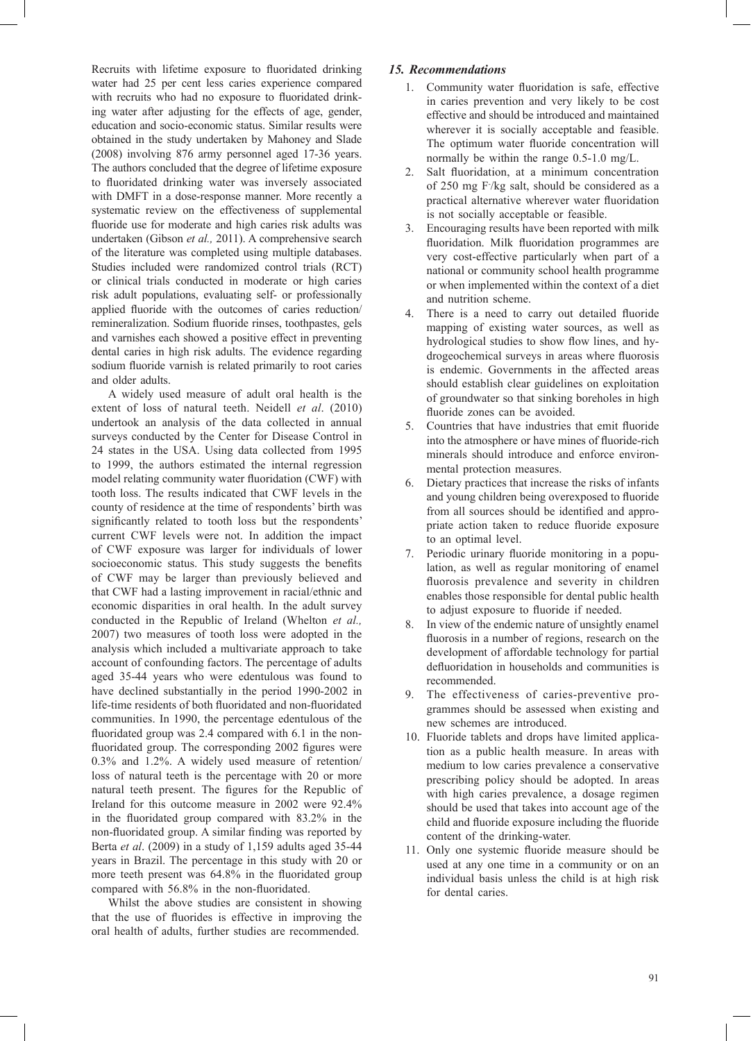Recruits with lifetime exposure to fluoridated drinking water had 25 per cent less caries experience compared with recruits who had no exposure to fluoridated drinking water after adjusting for the effects of age, gender, education and socio-economic status. Similar results were obtained in the study undertaken by Mahoney and Slade (2008) involving 876 army personnel aged 17-36 years. The authors concluded that the degree of lifetime exposure to fluoridated drinking water was inversely associated with DMFT in a dose-response manner. More recently a systematic review on the effectiveness of supplemental fluoride use for moderate and high caries risk adults was undertaken (Gibson *et al.,* 2011). A comprehensive search of the literature was completed using multiple databases. Studies included were randomized control trials (RCT) or clinical trials conducted in moderate or high caries risk adult populations, evaluating self- or professionally applied fluoride with the outcomes of caries reduction/remineralization. Sodium fluoride rinses, toothpastes, gels and varnishes each showed a positive effect in preventing dental caries in high risk adults. The evidence regarding sodium fluoride varnish is related primarily to root caries and older adults.

A widely used measure of adult oral health is the extent of loss of natural teeth. Neidell *et al*. (2010) undertook an analysis of the data collected in annual surveys conducted by the Center for Disease Control in 24 states in the USA. Using data collected from 1995 to 1999, the authors estimated the internal regression model relating community water fluoridation (CWF) with tooth loss. The results indicated that CWF levels in the county of residence at the time of respondents' birth was significantly related to tooth loss but the respondents' current CWF levels were not. In addition the impact of CWF exposure was larger for individuals of lower socioeconomic status. This study suggests the benefits of CWF may be larger than previously believed and that CWF had a lasting improvement in racial/ethnic and economic disparities in oral health. In the adult survey conducted in the Republic of Ireland (Whelton *et al.,* 2007) two measures of tooth loss were adopted in the analysis which included a multivariate approach to take account of confounding factors. The percentage of adults aged 35-44 years who were edentulous was found to have declined substantially in the period 1990-2002 in life-time residents of both fluoridated and non-fluoridated communities. In 1990, the percentage edentulous of the fluoridated group was 2.4 compared with 6.1 in the non-fluoridated group. The corresponding 2002 figures were 0.3% and 1.2%. A widely used measure of retention/loss of natural teeth is the percentage with 20 or more natural teeth present. The figures for the Republic of Ireland for this outcome measure in 2002 were 92.4% in the fluoridated group compared with 83.2% in the non-fluoridated group. A similar finding was reported by Berta *et al*. (2009) in a study of 1,159 adults aged 35-44 years in Brazil. The percentage in this study with 20 or more teeth present was 64.8% in the fluoridated group compared with 56.8% in the non-fluoridated.

Whilst the above studies are consistent in showing that the use of fluorides is effective in improving the oral health of adults, further studies are recommended.

### *15. Recommendations*

1. Community water fluoridation is safe, effective in caries prevention and very likely to be cost effective and should be introduced and maintained wherever it is socially acceptable and feasible. The optimum water fluoride concentration will normally be within the range 0.5-1.0 mg/L.
2. Salt fluoridation, at a minimum concentration of 250 mg $F^-$/kg salt, should be considered as a practical alternative wherever water fluoridation is not socially acceptable or feasible.
3. Encouraging results have been reported with milk fluoridation. Milk fluoridation programmes are very cost-effective particularly when part of a national or community school health programme or when implemented within the context of a diet and nutrition scheme.
4. There is a need to carry out detailed fluoride mapping of existing water sources, as well as hydrological studies to show flow lines, and hydrogeochemical surveys in areas where fluorosis is endemic. Governments in the affected areas should establish clear guidelines on exploitation of groundwater so that sinking boreholes in high fluoride zones can be avoided.
5. Countries that have industries that emit fluoride into the atmosphere or have mines of fluoride-rich minerals should introduce and enforce environmental protection measures.
6. Dietary practices that increase the risks of infants and young children being overexposed to fluoride from all sources should be identified and appropriate action taken to reduce fluoride exposure to an optimal level.
7. Periodic urinary fluoride monitoring in a population, as well as regular monitoring of enamel fluorosis prevalence and severity in children enables those responsible for dental public health to adjust exposure to fluoride if needed.
8. In view of the endemic nature of unsightly enamel fluorosis in a number of regions, research on the development of affordable technology for partial defluoridation in households and communities is recommended.
9. The effectiveness of caries-preventive programmes should be assessed when existing and new schemes are introduced.
10. Fluoride tablets and drops have limited application as a public health measure. In areas with medium to low caries prevalence a conservative prescribing policy should be adopted. In areas with high caries prevalence, a dosage regimen should be used that takes into account age of the child and fluoride exposure including the fluoride content of the drinking-water.
11. Only one systemic fluoride measure should be used at any one time in a community or on an individual basis unless the child is at high risk for dental caries.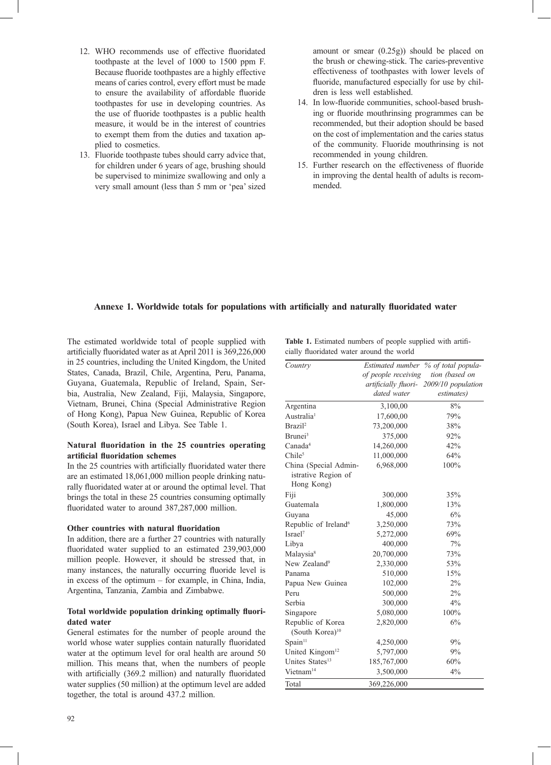12. WHO recommends use of effective fluoridated toothpaste at the level of 1000 to 1500 ppm F. Because fluoride toothpastes are a highly effective means of caries control, every effort must be made to ensure the availability of affordable fluoride toothpastes for use in developing countries. As the use of fluoride toothpastes is a public health measure, it would be in the interest of countries to exempt them from the duties and taxation applied to cosmetics.
13. Fluoride toothpaste tubes should carry advice that, for children under 6 years of age, brushing should be supervised to minimize swallowing and only a very small amount (less than 5 mm or 'pea' sized amount or smear (0.25g)) should be placed on the brush or chewing-stick. The caries-preventive effectiveness of toothpastes with lower levels of fluoride, manufactured especially for use by children is less well established.
14. In low-fluoride communities, school-based brushing or fluoride mouthrinsing programmes can be recommended, but their adoption should be based on the cost of implementation and the caries status of the community. Fluoride mouthrinsing is not recommended in young children.
15. Further research on the effectiveness of fluoride in improving the dental health of adults is recommended.

## Annexe 1. Worldwide totals for populations with artificially and naturally fluoridated water

The estimated worldwide total of people supplied with artificially fluoridated water as at April 2011 is 369,226,000 in 25 countries, including the United Kingdom, the United States, Canada, Brazil, Chile, Argentina, Peru, Panama, Guyana, Guatemala, Republic of Ireland, Spain, Serbia, Australia, New Zealand, Fiji, Malaysia, Singapore, Vietnam, Brunei, China (Special Administrative Region of Hong Kong), Papua New Guinea, Republic of Korea (South Korea), Israel and Libya. See Table 1.

### Natural fluoridation in the 25 countries operating artificial fluoridation schemes

In the 25 countries with artificially fluoridated water there are an estimated 18,061,000 million people drinking naturally fluoridated water at or around the optimal level. That brings the total in these 25 countries consuming optimally fluoridated water to around 387,287,000 million.

### Other countries with natural fluoridation

In addition, there are a further 27 countries with naturally fluoridated water supplied to an estimated 239,903,000 million people. However, it should be stressed that, in many instances, the naturally occurring fluoride level is in excess of the optimum – for example, in China, India, Argentina, Tanzania, Zambia and Zimbabwe.

### Total worldwide population drinking optimally fluoridated water

General estimates for the number of people around the world whose water supplies contain naturally fluoridated water at the optimum level for oral health are around 50 million. This means that, when the numbers of people with artificially (369.2 million) and naturally fluoridated water supplies (50 million) at the optimum level are added together, the total is around 437.2 million.

**Table 1.** Estimated numbers of people supplied with artificially fluoridated water around the world

| *Country* | *Estimated number of people receiving artificially fluoridated water* | *% of total population (based on 2009/10 population estimates)* |
|---|---|---|
| Argentina | 3,100,00 | 8% |
| Australia[1] | 17,600,00 | 79% |
| Brazil[2] | 73,200,000 | 38% |
| Brunei[3] | 375,000 | 92% |
| Canada[4] | 14,260,000 | 42% |
| Chile[5] | 11,000,000 | 64% |
| China (Special Administrative Region of Hong Kong) | 6,968,000 | 100% |
| Fiji | 300,000 | 35% |
| Guatemala | 1,800,000 | 13% |
| Guyana | 45,000 | 6% |
| Republic of Ireland[6] | 3,250,000 | 73% |
| Israel[7] | 5,272,000 | 69% |
| Libya | 400,000 | 7% |
| Malaysia[8] | 20,700,000 | 73% |
| New Zealand[9] | 2,330,000 | 53% |
| Panama | 510,000 | 15% |
| Papua New Guinea | 102,000 | 2% |
| Peru | 500,000 | 2% |
| Serbia | 300,000 | 4% |
| Singapore | 5,080,000 | 100% |
| Republic of Korea (South Korea)[10] | 2,820,000 | 6% |
| Spain[11] | 4,250,000 | 9% |
| United Kingom[12] | 5,797,000 | 9% |
| Unites States[13] | 185,767,000 | 60% |
| Vietnam[14] | 3,500,000 | 4% |
| Total | 369,226,000 | |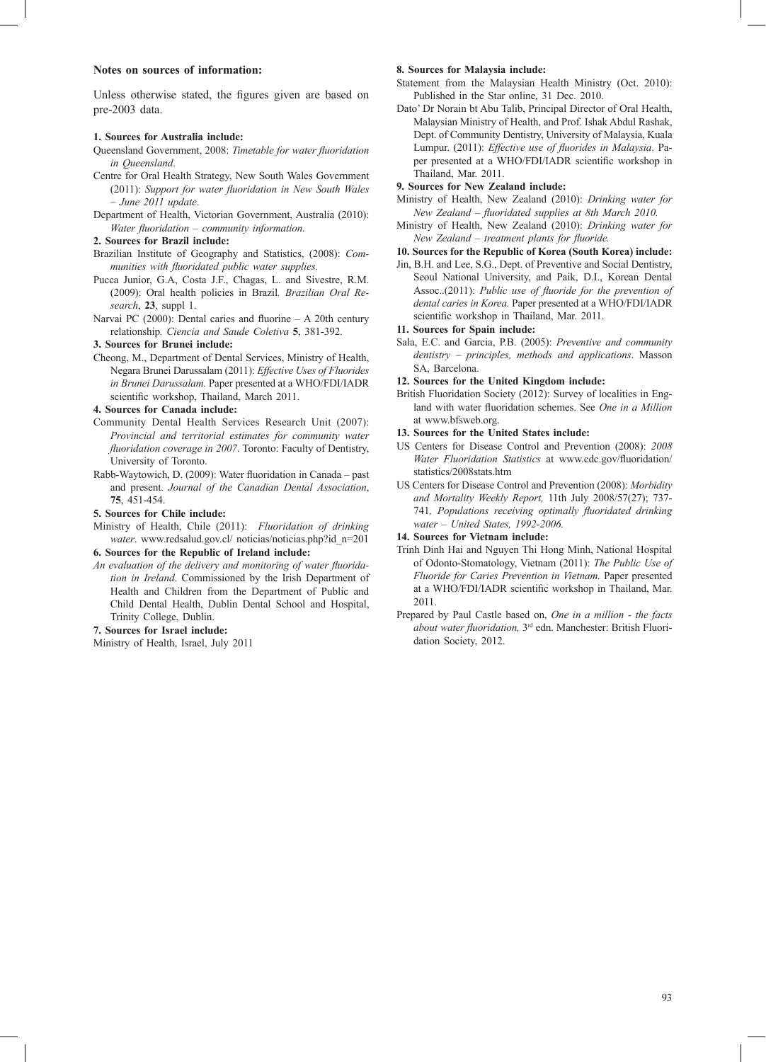**Notes on sources of information:**

Unless otherwise stated, the figures given are based on pre-2003 data.

**1. Sources for Australia include:**

Queensland Government, 2008: *Timetable for water fluoridation in Queensland*.

Centre for Oral Health Strategy, New South Wales Government (2011): *Support for water fluoridation in New South Wales – June 2011 update*.

Department of Health, Victorian Government, Australia (2010): *Water fluoridation – community information.*

**2. Sources for Brazil include:**

Brazilian Institute of Geography and Statistics, (2008): *Communities with fluoridated public water supplies.*

Pucca Junior, G.A, Costa J.F., Chagas, L. and Sivestre, R.M. (2009): Oral health policies in Brazil*. Brazilian Oral Research*, **23**, suppl 1.

Narvai PC (2000): Dental caries and fluorine – A 20th century relationship*. Ciencia and Saude Coletiva* **5**, 381-392.

**3. Sources for Brunei include:**

Cheong, M., Department of Dental Services, Ministry of Health, Negara Brunei Darussalam (2011): *Effective Uses of Fluorides in Brunei Darussalam.* Paper presented at a WHO/FDI/IADR scientific workshop, Thailand, March 2011.

**4. Sources for Canada include:**

Community Dental Health Services Research Unit (2007): *Provincial and territorial estimates for community water fluoridation coverage in 2007*. Toronto: Faculty of Dentistry, University of Toronto.

Rabb-Waytowich, D. (2009): Water fluoridation in Canada – past and present. *Journal of the Canadian Dental Association*, **75**, 451-454.

**5. Sources for Chile include:**

Ministry of Health, Chile (2011): *Fluoridation of drinking water*. www.redsalud.gov.cl/ noticias/noticias.php?id_n=201

**6. Sources for the Republic of Ireland include:**

*An evaluation of the delivery and monitoring of water fluoridation in Ireland*. Commissioned by the Irish Department of Health and Children from the Department of Public and Child Dental Health, Dublin Dental School and Hospital, Trinity College, Dublin.

**7. Sources for Israel include:**

Ministry of Health, Israel, July 2011

**8. Sources for Malaysia include:**

Statement from the Malaysian Health Ministry (Oct. 2010): Published in the Star online, 31 Dec. 2010.

Dato' Dr Norain bt Abu Talib, Principal Director of Oral Health, Malaysian Ministry of Health, and Prof. Ishak Abdul Rashak, Dept. of Community Dentistry, University of Malaysia, Kuala Lumpur. (2011): *Effective use of fluorides in Malaysia*. Paper presented at a WHO/FDI/IADR scientific workshop in Thailand, Mar. 2011.

**9. Sources for New Zealand include:**

Ministry of Health, New Zealand (2010): *Drinking water for New Zealand – fluoridated supplies at 8th March 2010.*

Ministry of Health, New Zealand (2010): *Drinking water for New Zealand – treatment plants for fluoride.*

**10. Sources for the Republic of Korea (South Korea) include:**

Jin, B.H. and Lee, S.G., Dept. of Preventive and Social Dentistry, Seoul National University, and Paik, D.I., Korean Dental Assoc..(2011): *Public use of fluoride for the prevention of dental caries in Korea.* Paper presented at a WHO/FDI/IADR scientific workshop in Thailand, Mar. 2011.

**11. Sources for Spain include:**

Sala, E.C. and Garcia, P.B. (2005): *Preventive and community dentistry – principles, methods and applications*. Masson SA, Barcelona.

**12. Sources for the United Kingdom include:**

British Fluoridation Society (2012): Survey of localities in England with water fluoridation schemes. See *One in a Million* at www.bfsweb.org.

**13. Sources for the United States include:**

US Centers for Disease Control and Prevention (2008): *2008 Water Fluoridation Statistics* at www.cdc.gov/fluoridation/statistics/2008stats.htm

US Centers for Disease Control and Prevention (2008): *Morbidity and Mortality Weekly Report,* 11th July 2008/57(27); 737-741*, Populations receiving optimally fluoridated drinking water – United States, 1992-2006.*

**14. Sources for Vietnam include:**

Trinh Dinh Hai and Nguyen Thi Hong Minh, National Hospital of Odonto-Stomatology, Vietnam (2011): *The Public Use of Fluoride for Caries Prevention in Vietnam.* Paper presented at a WHO/FDI/IADR scientific workshop in Thailand, Mar. 2011.

Prepared by Paul Castle based on, *One in a million - the facts about water fluoridation,* 3rd edn. Manchester: British Fluoridation Society, 2012.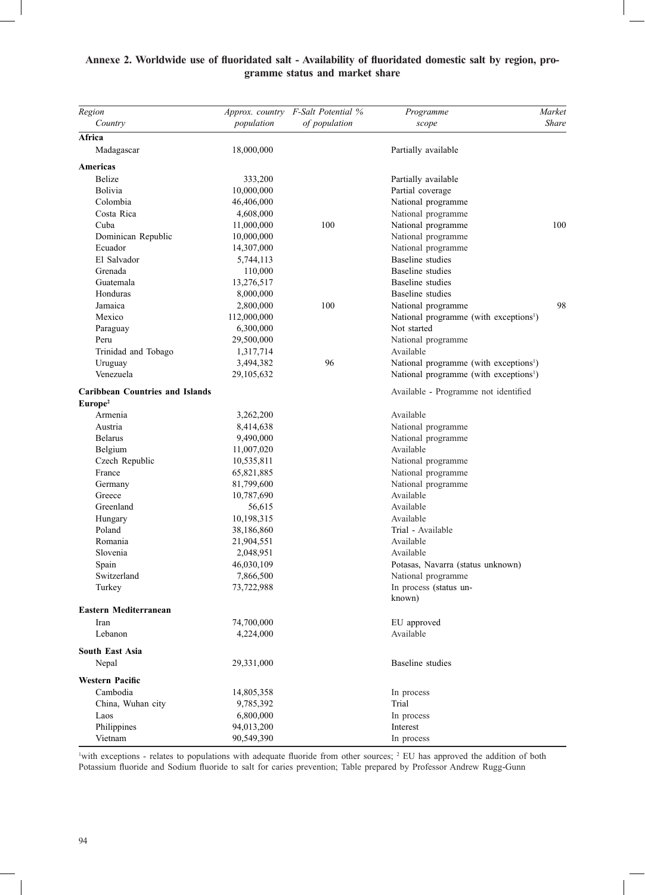**Annexe 2. Worldwide use of fluoridated salt - Availability of fluoridated domestic salt by region, programme status and market share**

| *Region* / *Country* | *Approx. country population* | *F-Salt Potential % of population* | *Programme scope* | *Market Share* |
|---|---|---|---|---|
| **Africa** | | | | |
| Madagascar | 18,000,000 | | Partially available | |
| **Americas** | | | | |
| Belize | 333,200 | | Partially available | |
| Bolivia | 10,000,000 | | Partial coverage | |
| Colombia | 46,406,000 | | National programme | |
| Costa Rica | 4,608,000 | | National programme | |
| Cuba | 11,000,000 | 100 | National programme | 100 |
| Dominican Republic | 10,000,000 | | National programme | |
| Ecuador | 14,307,000 | | National programme | |
| El Salvador | 5,744,113 | | Baseline studies | |
| Grenada | 110,000 | | Baseline studies | |
| Guatemala | 13,276,517 | | Baseline studies | |
| Honduras | 8,000,000 | | Baseline studies | |
| Jamaica | 2,800,000 | 100 | National programme | 98 |
| Mexico | 112,000,000 | | National programme (with exceptions[1]) | |
| Paraguay | 6,300,000 | | Not started | |
| Peru | 29,500,000 | | National programme | |
| Trinidad and Tobago | 1,317,714 | | Available | |
| Uruguay | 3,494,382 | 96 | National programme (with exceptions[1]) | |
| Venezuela | 29,105,632 | | National programme (with exceptions[1]) | |
| **Caribbean Countries and Islands** | | | Available - Programme not identified | |
| **Europe[2]** | | | | |
| Armenia | 3,262,200 | | Available | |
| Austria | 8,414,638 | | National programme | |
| Belarus | 9,490,000 | | National programme | |
| Belgium | 11,007,020 | | Available | |
| Czech Republic | 10,535,811 | | National programme | |
| France | 65,821,885 | | National programme | |
| Germany | 81,799,600 | | National programme | |
| Greece | 10,787,690 | | Available | |
| Greenland | 56,615 | | Available | |
| Hungary | 10,198,315 | | Available | |
| Poland | 38,186,860 | | Trial - Available | |
| Romania | 21,904,551 | | Available | |
| Slovenia | 2,048,951 | | Available | |
| Spain | 46,030,109 | | Potasas, Navarra (status unknown) | |
| Switzerland | 7,866,500 | | National programme | |
| Turkey | 73,722,988 | | In process (status unknown) | |
| **Eastern Mediterranean** | | | | |
| Iran | 74,700,000 | | EU approved | |
| Lebanon | 4,224,000 | | Available | |
| **South East Asia** | | | | |
| Nepal | 29,331,000 | | Baseline studies | |
| **Western Pacific** | | | | |
| Cambodia | 14,805,358 | | In process | |
| China, Wuhan city | 9,785,392 | | Trial | |
| Laos | 6,800,000 | | In process | |
| Philippines | 94,013,200 | | Interest | |
| Vietnam | 90,549,390 | | In process | |

[1]with exceptions - relates to populations with adequate fluoride from other sources; [2] EU has approved the addition of both Potassium fluoride and Sodium fluoride to salt for caries prevention; Table prepared by Professor Andrew Rugg-Gunn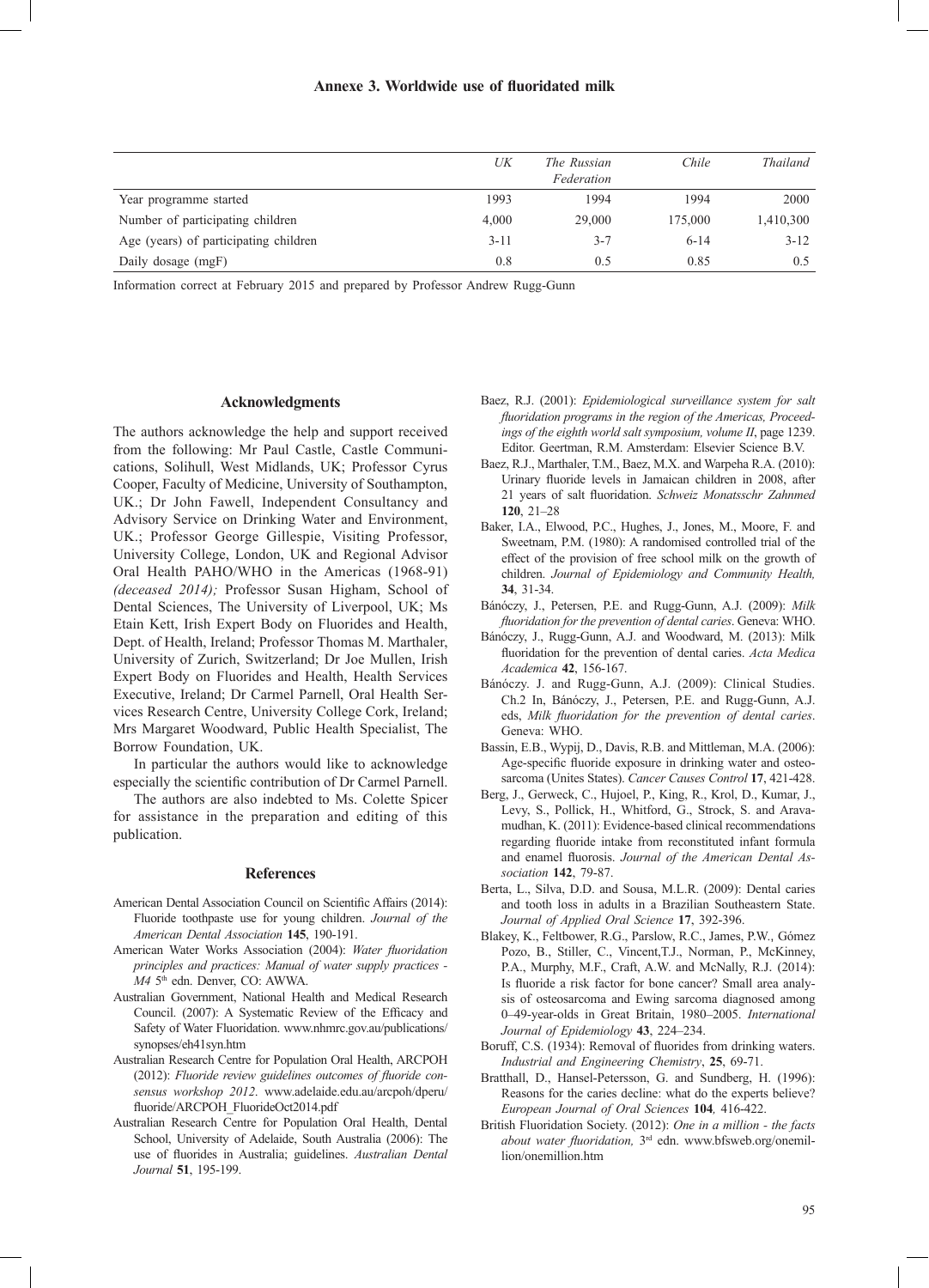### Annexe 3. Worldwide use of fluoridated milk

| | UK | The Russian Federation | Chile | Thailand |
|---|---|---|---|---|
| Year programme started | 1993 | 1994 | 1994 | 2000 |
| Number of participating children | 4,000 | 29,000 | 175,000 | 1,410,300 |
| Age (years) of participating children | 3-11 | 3-7 | 6-14 | 3-12 |
| Daily dosage (mgF) | 0.8 | 0.5 | 0.85 | 0.5 |

Information correct at February 2015 and prepared by Professor Andrew Rugg-Gunn

## Acknowledgments

The authors acknowledge the help and support received from the following: Mr Paul Castle, Castle Communications, Solihull, West Midlands, UK; Professor Cyrus Cooper, Faculty of Medicine, University of Southampton, UK.; Dr John Fawell, Independent Consultancy and Advisory Service on Drinking Water and Environment, UK.; Professor George Gillespie, Visiting Professor, University College, London, UK and Regional Advisor Oral Health PAHO/WHO in the Americas (1968-91) *(deceased 2014);* Professor Susan Higham, School of Dental Sciences, The University of Liverpool, UK; Ms Etain Kett, Irish Expert Body on Fluorides and Health, Dept. of Health, Ireland; Professor Thomas M. Marthaler, University of Zurich, Switzerland; Dr Joe Mullen, Irish Expert Body on Fluorides and Health, Health Services Executive, Ireland; Dr Carmel Parnell, Oral Health Services Research Centre, University College Cork, Ireland; Mrs Margaret Woodward, Public Health Specialist, The Borrow Foundation, UK.

In particular the authors would like to acknowledge especially the scientific contribution of Dr Carmel Parnell.

The authors are also indebted to Ms. Colette Spicer for assistance in the preparation and editing of this publication.

## References

American Dental Association Council on Scientific Affairs (2014): Fluoride toothpaste use for young children. *Journal of the American Dental Association* **145**, 190-191.

American Water Works Association (2004): *Water fluoridation principles and practices: Manual of water supply practices - M4* 5th edn. Denver, CO: AWWA.

Australian Government, National Health and Medical Research Council. (2007): A Systematic Review of the Efficacy and Safety of Water Fluoridation. www.nhmrc.gov.au/publications/synopses/eh41syn.htm

Australian Research Centre for Population Oral Health, ARCPOH (2012): *Fluoride review guidelines outcomes of fluoride consensus workshop 2012*. www.adelaide.edu.au/arcpoh/dperu/fluoride/ARCPOH_FluorideOct2014.pdf

Australian Research Centre for Population Oral Health, Dental School, University of Adelaide, South Australia (2006): The use of fluorides in Australia; guidelines. *Australian Dental Journal* **51**, 195-199.

Baez, R.J. (2001): *Epidemiological surveillance system for salt fluoridation programs in the region of the Americas, Proceedings of the eighth world salt symposium, volume II*, page 1239. Editor. Geertman, R.M. Amsterdam: Elsevier Science B.V.

Baez, R.J., Marthaler, T.M., Baez, M.X. and Warpeha R.A. (2010): Urinary fluoride levels in Jamaican children in 2008, after 21 years of salt fluoridation. *Schweiz Monatsschr Zahnmed* **120**, 21–28

Baker, I.A., Elwood, P.C., Hughes, J., Jones, M., Moore, F. and Sweetnam, P.M. (1980): A randomised controlled trial of the effect of the provision of free school milk on the growth of children. *Journal of Epidemiology and Community Health,* **34**, 31-34.

Bánóczy, J., Petersen, P.E. and Rugg-Gunn, A.J. (2009): *Milk fluoridation for the prevention of dental caries*. Geneva: WHO.

Bánóczy, J., Rugg-Gunn, A.J. and Woodward, M. (2013): Milk fluoridation for the prevention of dental caries. *Acta Medica Academica* **42**, 156-167.

Bánóczy. J. and Rugg-Gunn, A.J. (2009): Clinical Studies. Ch.2 In, Bánóczy, J., Petersen, P.E. and Rugg-Gunn, A.J. eds, *Milk fluoridation for the prevention of dental caries*. Geneva: WHO.

Bassin, E.B., Wypij, D., Davis, R.B. and Mittleman, M.A. (2006): Age-specific fluoride exposure in drinking water and osteosarcoma (Unites States). *Cancer Causes Control* **17**, 421-428.

Berg, J., Gerweck, C., Hujoel, P., King, R., Krol, D., Kumar, J., Levy, S., Pollick, H., Whitford, G., Strock, S. and Aravamudhan, K. (2011): Evidence-based clinical recommendations regarding fluoride intake from reconstituted infant formula and enamel fluorosis. *Journal of the American Dental Association* **142**, 79-87.

Berta, L., Silva, D.D. and Sousa, M.L.R. (2009): Dental caries and tooth loss in adults in a Brazilian Southeastern State. *Journal of Applied Oral Science* **17**, 392-396.

Blakey, K., Feltbower, R.G., Parslow, R.C., James, P.W., Gómez Pozo, B., Stiller, C., Vincent,T.J., Norman, P., McKinney, P.A., Murphy, M.F., Craft, A.W. and McNally, R.J. (2014): Is fluoride a risk factor for bone cancer? Small area analysis of osteosarcoma and Ewing sarcoma diagnosed among 0–49-year-olds in Great Britain, 1980–2005. *International Journal of Epidemiology* **43**, 224–234.

Boruff, C.S. (1934): Removal of fluorides from drinking waters. *Industrial and Engineering Chemistry*, **25**, 69-71.

Bratthall, D., Hansel-Petersson, G. and Sundberg, H. (1996): Reasons for the caries decline: what do the experts believe? *European Journal of Oral Sciences* **104***,* 416-422.

British Fluoridation Society. (2012): *One in a million - the facts about water fluoridation,* 3rd edn. www.bfsweb.org/onemillion/onemillion.htm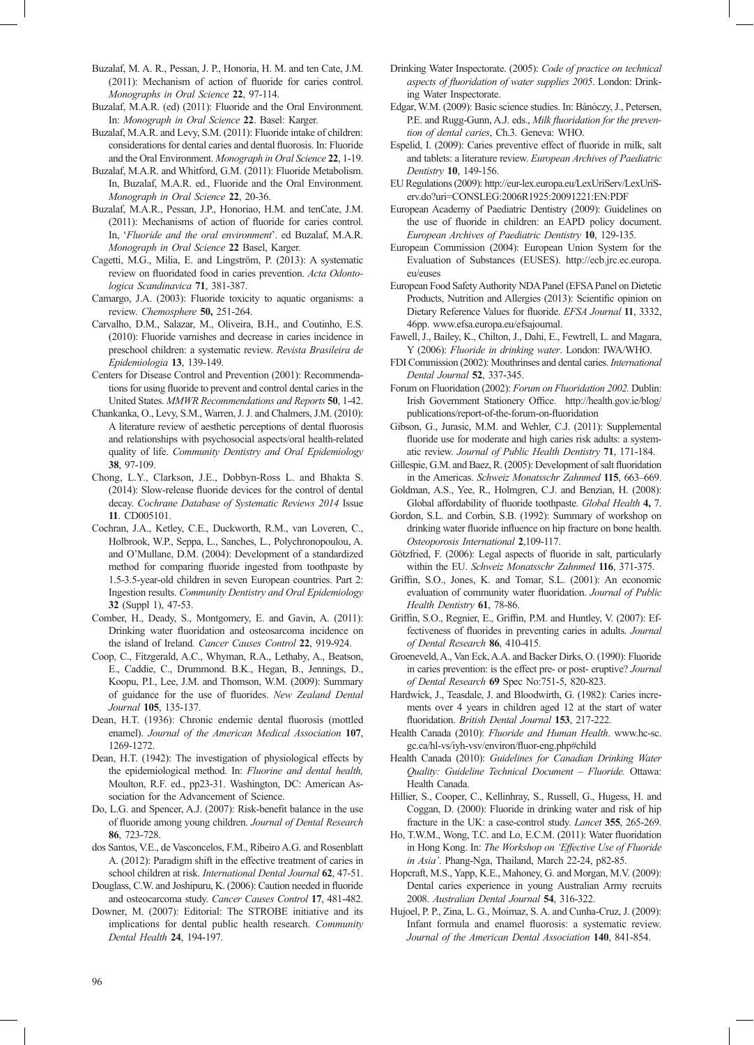Buzalaf, M. A. R., Pessan, J. P., Honoria, H. M. and ten Cate, J.M. (2011): Mechanism of action of fluoride for caries control. *Monographs in Oral Science* **22**, 97-114.

Buzalaf, M.A.R. (ed) (2011): Fluoride and the Oral Environment. In: *Monograph in Oral Science* **22**. Basel: Karger.

Buzalaf, M.A.R. and Levy, S.M. (2011): Fluoride intake of children: considerations for dental caries and dental fluorosis. In: Fluoride and the Oral Environment. *Monograph in Oral Science* **22**, 1-19.

Buzalaf, M.A.R. and Whitford, G.M. (2011): Fluoride Metabolism. In, Buzalaf, M.A.R. ed., Fluoride and the Oral Environment. *Monograph in Oral Science* **22**, 20-36.

Buzalaf, M.A.R., Pessan, J.P., Honoriao, H.M. and tenCate, J.M. (2011): Mechanisms of action of fluoride for caries control. In, '*Fluoride and the oral environment*'. ed Buzalaf, M.A.R. *Monograph in Oral Science* **22** Basel, Karger.

Cagetti, M.G., Milia, E. and Lingström, P. (2013): A systematic review on fluoridated food in caries prevention. *Acta Odontologica Scandinavica* **71**, 381-387.

Camargo, J.A. (2003): Fluoride toxicity to aquatic organisms: a review. *Chemosphere* **50,** 251-264.

Carvalho, D.M., Salazar, M., Oliveira, B.H., and Coutinho, E.S. (2010): Fluoride varnishes and decrease in caries incidence in preschool children: a systematic review. *Revista Brasileira de Epidemiologia* **13**, 139-149.

Centers for Disease Control and Prevention (2001): Recommendations for using fluoride to prevent and control dental caries in the United States. *MMWR Recommendations and Reports* **50**, 1-42.

Chankanka, O., Levy, S.M., Warren, J. J. and Chalmers, J.M. (2010): A literature review of aesthetic perceptions of dental fluorosis and relationships with psychosocial aspects/oral health-related quality of life. *Community Dentistry and Oral Epidemiology* **38**, 97-109.

Chong, L.Y., Clarkson, J.E., Dobbyn-Ross L. and Bhakta S. (2014): Slow-release fluoride devices for the control of dental decay. *Cochrane Database of Systematic Reviews 2014* Issue **11**. CD005101.

Cochran, J.A., Ketley, C.E., Duckworth, R.M., van Loveren, C., Holbrook, W.P., Seppa, L., Sanches, L., Polychronopoulou, A. and O'Mullane, D.M. (2004): Development of a standardized method for comparing fluoride ingested from toothpaste by 1.5-3.5-year-old children in seven European countries. Part 2: Ingestion results. *Community Dentistry and Oral Epidemiology* **32** (Suppl 1), 47-53.

Comber, H., Deady, S., Montgomery, E. and Gavin, A. (2011): Drinking water fluoridation and osteosarcoma incidence on the island of Ireland*. Cancer Causes Control* **22**, 919-924.

Coop, C., Fitzgerald, A.C., Whyman, R.A., Lethaby, A., Beatson, E., Caddie, C., Drummond. B.K., Hegan, B., Jennings, D., Koopu, P.I., Lee, J.M. and Thomson, W.M. (2009): Summary of guidance for the use of fluorides. *New Zealand Dental Journal* **105**, 135-137.

Dean, H.T. (1936): Chronic endemic dental fluorosis (mottled enamel). *Journal of the American Medical Association* **107**, 1269-1272.

Dean, H.T. (1942): The investigation of physiological effects by the epidemiological method. In: *Fluorine and dental health,* Moulton, R.F. ed., pp23-31. Washington, DC: American Association for the Advancement of Science.

Do, L.G. and Spencer, A.J. (2007): Risk-benefit balance in the use of fluoride among young children. *Journal of Dental Research* **86**, 723-728.

dos Santos, V.E., de Vasconcelos, F.M., Ribeiro A.G. and Rosenblatt A. (2012): Paradigm shift in the effective treatment of caries in school children at risk. *International Dental Journal* **62**, 47-51.

Douglass, C.W. and Joshipuru, K. (2006): Caution needed in fluoride and osteocarcoma study. *Cancer Causes Control* **17**, 481-482.

Downer, M. (2007): Editorial: The STROBE initiative and its implications for dental public health research. *Community Dental Health* **24**, 194-197.

Drinking Water Inspectorate. (2005): *Code of practice on technical aspects of fluoridation of water supplies 2005*. London: Drinking Water Inspectorate.

Edgar, W.M. (2009): Basic science studies. In: Bánóczy, J., Petersen, P.E. and Rugg-Gunn, A.J. eds., *Milk fluoridation for the prevention of dental caries*, Ch.3. Geneva: WHO.

Espelid, I. (2009): Caries preventive effect of fluoride in milk, salt and tablets: a literature review. *European Archives of Paediatric Dentistry* **10**, 149-156.

EU Regulations (2009): http://eur-lex.europa.eu/LexUriServ/LexUriServ.do?uri=CONSLEG:2006R1925:20091221:EN:PDF

European Academy of Paediatric Dentistry (2009): Guidelines on the use of fluoride in children: an EAPD policy document. *European Archives of Paediatric Dentistry* **10**, 129-135.

European Commission (2004): European Union System for the Evaluation of Substances (EUSES). http://ecb.jrc.ec.europa.eu/euses

European Food Safety Authority NDA Panel (EFSA Panel on Dietetic Products, Nutrition and Allergies (2013): Scientific opinion on Dietary Reference Values for fluoride. *EFSA Journal* **11**, 3332, 46pp. www.efsa.europa.eu/efsajournal.

Fawell, J., Bailey, K., Chilton, J., Dahi, E., Fewtrell, L. and Magara, Y (2006): *Fluoride in drinking water*. London: IWA/WHO.

FDI Commission (2002): Mouthrinses and dental caries. *International Dental Journal* **52**, 337-345.

Forum on Fluoridation (2002): *Forum on Fluoridation 2002.* Dublin: Irish Government Stationery Office. http://health.gov.ie/blog/publications/report-of-the-forum-on-fluoridation

Gibson, G., Jurasic, M.M. and Wehler, C.J. (2011): Supplemental fluoride use for moderate and high caries risk adults: a systematic review. *Journal of Public Health Dentistry* **71**, 171-184.

Gillespie, G.M. and Baez, R. (2005): Development of salt fluoridation in the Americas. *Schweiz Monatsschr Zahnmed* **115**, 663–669.

Goldman, A.S., Yee, R., Holmgren, C.J. and Benzian, H. (2008): Global affordability of fluoride toothpaste. *Global Health* **4,** 7.

Gordon, S.L. and Corbin, S.B. (1992): Summary of workshop on drinking water fluoride influence on hip fracture on bone health. *Osteoporosis International* **2**,109-117.

Götzfried, F. (2006): Legal aspects of fluoride in salt, particularly within the EU. *Schweiz Monatsschr Zahnmed* **116**, 371-375.

Griffin, S.O., Jones, K. and Tomar, S.L. (2001): An economic evaluation of community water fluoridation. *Journal of Public Health Dentistry* **61**, 78-86.

Griffin, S.O., Regnier, E., Griffin, P.M. and Huntley, V. (2007): Effectiveness of fluorides in preventing caries in adults. *Journal of Dental Research* **86**, 410-415.

Groeneveld, A., Van Eck, A.A. and Backer Dirks, O. (1990): Fluoride in caries prevention: is the effect pre- or post- eruptive? *Journal of Dental Research* **69** Spec No:751-5, 820-823.

Hardwick, J., Teasdale, J. and Bloodwirth, G. (1982): Caries increments over 4 years in children aged 12 at the start of water fluoridation. *British Dental Journal* **153**, 217-222.

Health Canada (2010): *Fluoride and Human Health*. www.hc-sc.gc.ca/hl-vs/iyh-vsv/environ/fluor-eng.php#child

Health Canada (2010): *Guidelines for Canadian Drinking Water Quality: Guideline Technical Document – Fluoride.* Ottawa: Health Canada.

Hillier, S., Cooper, C., Kellinhray, S., Russell, G., Hugess, H. and Coggan, D. (2000): Fluoride in drinking water and risk of hip fracture in the UK: a case-control study. *Lancet* **355**, 265-269.

Ho, T.W.M., Wong, T.C. and Lo, E.C.M. (2011): Water fluoridation in Hong Kong. In: *The Workshop on 'Effective Use of Fluoride in Asia'*. Phang-Nga, Thailand, March 22-24, p82-85.

Hopcraft, M.S., Yapp, K.E., Mahoney, G. and Morgan, M.V. (2009): Dental caries experience in young Australian Army recruits 2008. *Australian Dental Journal* **54**, 316-322.

Hujoel, P. P., Zina, L. G., Moimaz, S. A. and Cunha-Cruz, J. (2009): Infant formula and enamel fluorosis: a systematic review. *Journal of the American Dental Association* **140**, 841-854.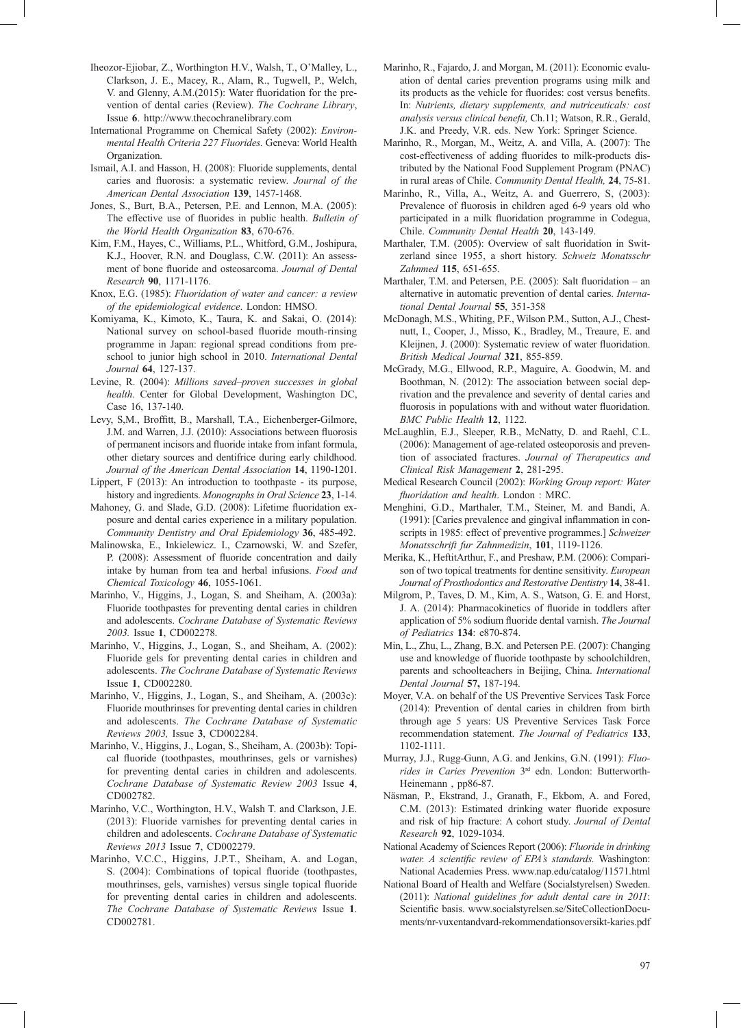Iheozor-Ejiobar, Z., Worthington H.V., Walsh, T., O'Malley, L., Clarkson, J. E., Macey, R., Alam, R., Tugwell, P., Welch, V. and Glenny, A.M.(2015): Water fluoridation for the prevention of dental caries (Review). *The Cochrane Library*, Issue **6**. http://www.thecochranelibrary.com

International Programme on Chemical Safety (2002): *Environmental Health Criteria 227 Fluorides.* Geneva: World Health Organization.

Ismail, A.I. and Hasson, H. (2008): Fluoride supplements, dental caries and fluorosis: a systematic review. *Journal of the American Dental Association* **139**, 1457-1468.

Jones, S., Burt, B.A., Petersen, P.E. and Lennon, M.A. (2005): The effective use of fluorides in public health. *Bulletin of the World Health Organization* **83**, 670-676.

Kim, F.M., Hayes, C., Williams, P.L., Whitford, G.M., Joshipura, K.J., Hoover, R.N. and Douglass, C.W. (2011): An assessment of bone fluoride and osteosarcoma. *Journal of Dental Research* **90**, 1171-1176.

Knox, E.G. (1985): *Fluoridation of water and cancer: a review of the epidemiological evidence*. London: HMSO.

Komiyama, K., Kimoto, K., Taura, K. and Sakai, O. (2014): National survey on school-based fluoride mouth-rinsing programme in Japan: regional spread conditions from preschool to junior high school in 2010. *International Dental Journal* **64**, 127-137.

Levine, R. (2004): *Millions saved–proven successes in global health*. Center for Global Development, Washington DC, Case 16, 137-140.

Levy, S,M., Broffitt, B., Marshall, T.A., Eichenberger-Gilmore, J.M. and Warren, J.J. (2010): Associations between fluorosis of permanent incisors and fluoride intake from infant formula, other dietary sources and dentifrice during early childhood. *Journal of the American Dental Association* **14**, 1190-1201.

Lippert, F (2013): An introduction to toothpaste - its purpose, history and ingredients. *Monographs in Oral Science* **23**, 1-14.

Mahoney, G. and Slade, G.D. (2008): Lifetime fluoridation exposure and dental caries experience in a military population. *Community Dentistry and Oral Epidemiology* **36**, 485-492.

Malinowska, E., Inkielewicz. I., Czarnowski, W. and Szefer, P. (2008): Assessment of fluoride concentration and daily intake by human from tea and herbal infusions. *Food and Chemical Toxicology* **46**, 1055-1061.

Marinho, V., Higgins, J., Logan, S. and Sheiham, A. (2003a): Fluoride toothpastes for preventing dental caries in children and adolescents. *Cochrane Database of Systematic Reviews 2003.* Issue **1**, CD002278.

Marinho, V., Higgins, J., Logan, S., and Sheiham, A. (2002): Fluoride gels for preventing dental caries in children and adolescents. *The Cochrane Database of Systematic Reviews* Issue **1**, CD002280.

Marinho, V., Higgins, J., Logan, S., and Sheiham, A. (2003c): Fluoride mouthrinses for preventing dental caries in children and adolescents. *The Cochrane Database of Systematic Reviews 2003,* Issue **3**, CD002284.

Marinho, V., Higgins, J., Logan, S., Sheiham, A. (2003b): Topical fluoride (toothpastes, mouthrinses, gels or varnishes) for preventing dental caries in children and adolescents. *Cochrane Database of Systematic Review 2003* Issue **4**, CD002782.

Marinho, V.C., Worthington, H.V., Walsh T. and Clarkson, J.E. (2013): Fluoride varnishes for preventing dental caries in children and adolescents. *Cochrane Database of Systematic Reviews 2013* Issue **7**, CD002279.

Marinho, V.C.C., Higgins, J.P.T., Sheiham, A. and Logan, S. (2004): Combinations of topical fluoride (toothpastes, mouthrinses, gels, varnishes) versus single topical fluoride for preventing dental caries in children and adolescents. *The Cochrane Database of Systematic Reviews* Issue **1**. CD002781.

Marinho, R., Fajardo, J. and Morgan, M. (2011): Economic evaluation of dental caries prevention programs using milk and its products as the vehicle for fluorides: cost versus benefits. In: *Nutrients, dietary supplements, and nutriceuticals: cost analysis versus clinical benefit,* Ch.11; Watson, R.R., Gerald, J.K. and Preedy, V.R. eds. New York: Springer Science.

Marinho, R., Morgan, M., Weitz, A. and Villa, A. (2007): The cost-effectiveness of adding fluorides to milk-products distributed by the National Food Supplement Program (PNAC) in rural areas of Chile. *Community Dental Health,* **24**, 75-81.

Marinho, R., Villa, A., Weitz, A. and Guerrero, S, (2003): Prevalence of fluorosis in children aged 6-9 years old who participated in a milk fluoridation programme in Codegua, Chile. *Community Dental Health* **20**, 143-149.

Marthaler, T.M. (2005): Overview of salt fluoridation in Switzerland since 1955, a short history. *Schweiz Monatsschr Zahnmed* **115**, 651-655.

Marthaler, T.M. and Petersen, P.E. (2005): Salt fluoridation – an alternative in automatic prevention of dental caries. *International Dental Journal* **55**, 351-358

McDonagh, M.S., Whiting, P.F., Wilson P.M., Sutton, A.J., Chestnutt, I., Cooper, J., Misso, K., Bradley, M., Treaure, E. and Kleijnen, J. (2000): Systematic review of water fluoridation. *British Medical Journal* **321**, 855-859.

McGrady, M.G., Ellwood, R.P., Maguire, A. Goodwin, M. and Boothman, N. (2012): The association between social deprivation and the prevalence and severity of dental caries and fluorosis in populations with and without water fluoridation. *BMC Public Health* **12**, 1122.

McLaughlin, E.J., Sleeper, R.B., McNatty, D. and Raehl, C.L. (2006): Management of age-related osteoporosis and prevention of associated fractures. *Journal of Therapeutics and Clinical Risk Management* **2**, 281-295.

Medical Research Council (2002): *Working Group report: Water fluoridation and health*. London : MRC.

Menghini, G.D., Marthaler, T.M., Steiner, M. and Bandi, A. (1991): [Caries prevalence and gingival inflammation in conscripts in 1985: effect of preventive programmes.] *Schweizer Monatsschrift fur Zahnmedizin*, **101**, 1119-1126.

Merika, K., HeftitArthur, F., and Preshaw, P.M. (2006): Comparison of two topical treatments for dentine sensitivity. *European Journal of Prosthodontics and Restorative Dentistry* **14**, 38-41.

Milgrom, P., Taves, D. M., Kim, A. S., Watson, G. E. and Horst, J. A. (2014): Pharmacokinetics of fluoride in toddlers after application of 5% sodium fluoride dental varnish. *The Journal of Pediatrics* **134**: e870-874.

Min, L., Zhu, L., Zhang, B.X. and Petersen P.E. (2007): Changing use and knowledge of fluoride toothpaste by schoolchildren, parents and schoolteachers in Beijing, China. *International Dental Journal* **57,** 187-194.

Moyer, V.A. on behalf of the US Preventive Services Task Force (2014): Prevention of dental caries in children from birth through age 5 years: US Preventive Services Task Force recommendation statement. *The Journal of Pediatrics* **133**, 1102-1111.

Murray, J.J., Rugg-Gunn, A.G. and Jenkins, G.N. (1991): *Fluorides in Caries Prevention* 3rd edn. London: Butterworth-Heinemann , pp86-87.

Näsman, P., Ekstrand, J., Granath, F., Ekbom, A. and Fored, C.M. (2013): Estimated drinking water fluoride exposure and risk of hip fracture: A cohort study. *Journal of Dental Research* **92**, 1029-1034.

National Academy of Sciences Report (2006): *Fluoride in drinking water. A scientific review of EPA's standards.* Washington: National Academies Press. www.nap.edu/catalog/11571.html

National Board of Health and Welfare (Socialstyrelsen) Sweden. (2011): *National guidelines for adult dental care in 2011*: Scientific basis. www.socialstyrelsen.se/SiteCollectionDocuments/nr-vuxentandvard-rekommendationsoversikt-karies.pdf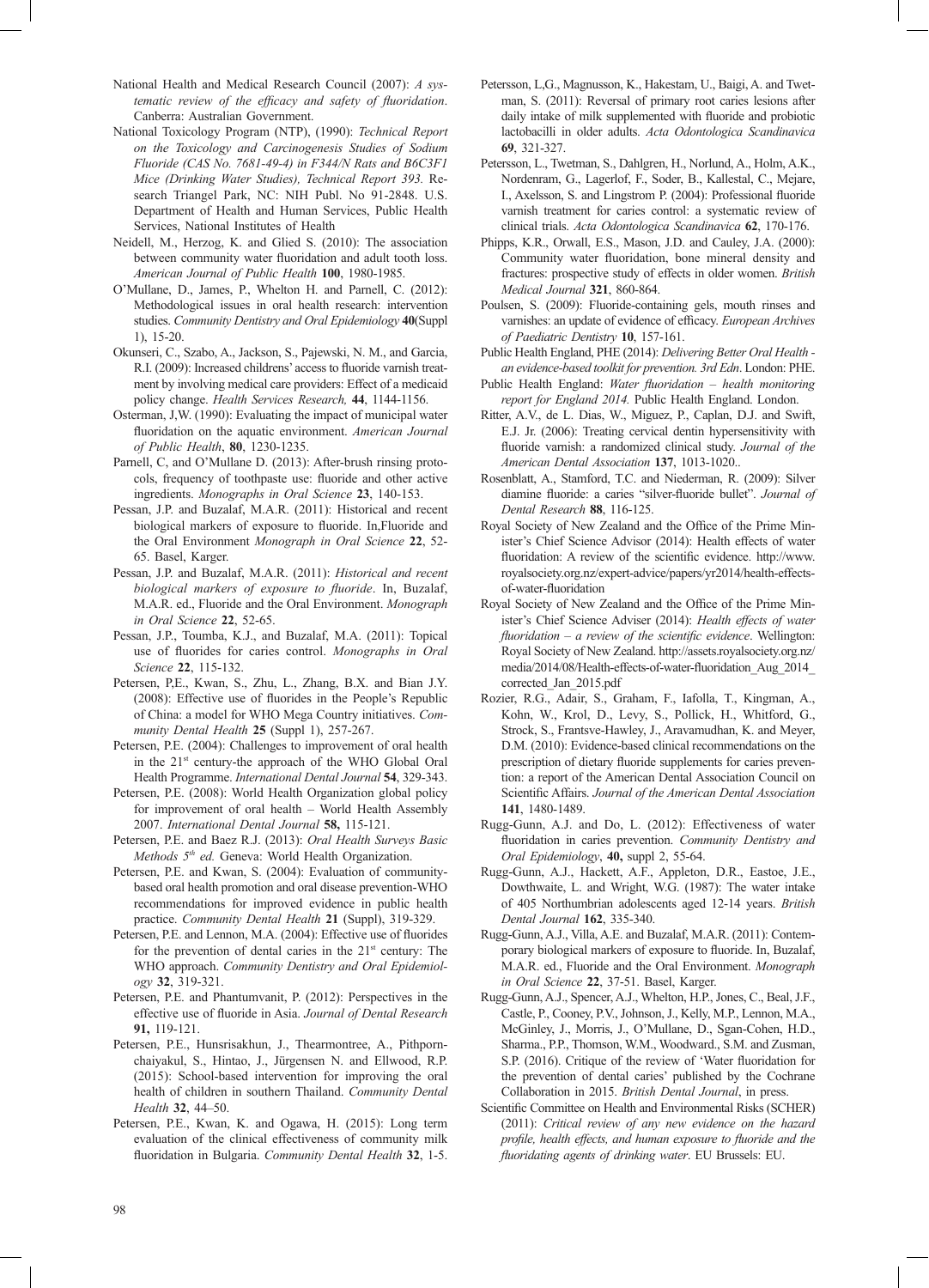National Health and Medical Research Council (2007): *A systematic review of the efficacy and safety of fluoridation*. Canberra: Australian Government.

National Toxicology Program (NTP), (1990): *Technical Report on the Toxicology and Carcinogenesis Studies of Sodium Fluoride (CAS No. 7681-49-4) in F344/N Rats and B6C3F1 Mice (Drinking Water Studies), Technical Report 393.* Research Triangel Park, NC: NIH Publ. No 91-2848. U.S. Department of Health and Human Services, Public Health Services, National Institutes of Health

Neidell, M., Herzog, K. and Glied S. (2010): The association between community water fluoridation and adult tooth loss. *American Journal of Public Health* **100**, 1980-1985.

O'Mullane, D., James, P., Whelton H. and Parnell, C. (2012): Methodological issues in oral health research: intervention studies. *Community Dentistry and Oral Epidemiology* **40**(Suppl 1), 15-20.

Okunseri, C., Szabo, A., Jackson, S., Pajewski, N. M., and Garcia, R.I. (2009): Increased childrens' access to fluoride varnish treatment by involving medical care providers: Effect of a medicaid policy change. *Health Services Research,* **44**, 1144-1156.

Osterman, J,W. (1990): Evaluating the impact of municipal water fluoridation on the aquatic environment. *American Journal of Public Health*, **80**, 1230-1235.

Parnell, C and O'Mullane D. (2013): After-brush rinsing protocols, frequency of toothpaste use: fluoride and other active ingredients. *Monographs in Oral Science* **23**, 140-153.

Pessan, J.P. and Buzalaf, M.A.R. (2011): Historical and recent biological markers of exposure to fluoride. In,Fluoride and the Oral Environment *Monograph in Oral Science* **22**, 52-65. Basel, Karger.

Pessan, J.P. and Buzalaf, M.A.R. (2011): *Historical and recent biological markers of exposure to fluoride*. In, Buzalaf, M.A.R. ed., Fluoride and the Oral Environment. *Monograph in Oral Science* **22**, 52-65.

Pessan, J.P., Toumba, K.J., and Buzalaf, M.A. (2011): Topical use of fluorides for caries control. *Monographs in Oral Science* **22**, 115-132.

Petersen, P,E., Kwan, S., Zhu, L., Zhang, B.X. and Bian J.Y. (2008): Effective use of fluorides in the People's Republic of China: a model for WHO Mega Country initiatives. *Community Dental Health* **25** (Suppl 1), 257-267.

Petersen, P.E. (2004): Challenges to improvement of oral health in the 21st century-the approach of the WHO Global Oral Health Programme. *International Dental Journal* **54**, 329-343.

Petersen, P.E. (2008): World Health Organization global policy for improvement of oral health – World Health Assembly 2007. *International Dental Journal* **58,** 115-121.

Petersen, P.E. and Baez R.J. (2013): *Oral Health Surveys Basic Methods 5th ed.* Geneva: World Health Organization.

Petersen, P.E. and Kwan, S. (2004): Evaluation of community-based oral health promotion and oral disease prevention-WHO recommendations for improved evidence in public health practice. *Community Dental Health* **21** (Suppl), 319-329.

Petersen, P.E. and Lennon, M.A. (2004): Effective use of fluorides for the prevention of dental caries in the 21st century: The WHO approach. *Community Dentistry and Oral Epidemiology* **32**, 319-321.

Petersen, P.E. and Phantumvanit, P. (2012): Perspectives in the effective use of fluoride in Asia. *Journal of Dental Research* **91,** 119-121.

Petersen, P.E., Hunsrisakhun, J., Thearmontree, A., Pithpornchaiyakul, S., Hintao, J., Jürgensen N. and Ellwood, R.P. (2015): School-based intervention for improving the oral health of children in southern Thailand. *Community Dental Health* **32**, 44–50.

Petersen, P.E., Kwan, K. and Ogawa, H. (2015): Long term evaluation of the clinical effectiveness of community milk fluoridation in Bulgaria. *Community Dental Health* **32**, 1-5.

Petersson, L,G., Magnusson, K., Hakestam, U., Baigi, A. and Twetman, S. (2011): Reversal of primary root caries lesions after daily intake of milk supplemented with fluoride and probiotic lactobacilli in older adults. *Acta Odontologica Scandinavica* **69**, 321-327.

Petersson, L., Twetman, S., Dahlgren, H., Norlund, A., Holm, A.K., Nordenram, G., Lagerlof, F., Soder, B., Kallestal, C., Mejare, I., Axelsson, S. and Lingstrom P. (2004): Professional fluoride varnish treatment for caries control: a systematic review of clinical trials. *Acta Odontologica Scandinavica* **62**, 170-176.

Phipps, K.R., Orwall, E.S., Mason, J.D. and Cauley, J.A. (2000): Community water fluoridation, bone mineral density and fractures: prospective study of effects in older women. *British Medical Journal* **321**, 860-864.

Poulsen, S. (2009): Fluoride-containing gels, mouth rinses and varnishes: an update of evidence of efficacy. *European Archives of Paediatric Dentistry* **10**, 157-161.

Public Health England, PHE (2014): *Delivering Better Oral Health - an evidence-based toolkit for prevention. 3rd Edn*. London: PHE.

Public Health England: *Water fluoridation – health monitoring report for England 2014.* Public Health England. London.

Ritter, A.V., de L. Dias, W., Miguez, P., Caplan, D.J. and Swift, E.J. Jr. (2006): Treating cervical dentin hypersensitivity with fluoride varnish: a randomized clinical study. *Journal of the American Dental Association* **137**, 1013-1020..

Rosenblatt, A., Stamford, T.C. and Niederman, R. (2009): Silver diamine fluoride: a caries "silver-fluoride bullet". *Journal of Dental Research* **88**, 116-125.

Royal Society of New Zealand and the Office of the Prime Minister's Chief Science Advisor (2014): Health effects of water fluoridation: A review of the scientific evidence. http://www.royalsociety.org.nz/expert-advice/papers/yr2014/health-effects-of-water-fluoridation

Royal Society of New Zealand and the Office of the Prime Minister's Chief Science Adviser (2014): *Health effects of water fluoridation – a review of the scientific evidence*. Wellington: Royal Society of New Zealand. http://assets.royalsociety.org.nz/media/2014/08/Health-effects-of-water-fluoridation_Aug_2014_corrected_Jan_2015.pdf

Rozier, R.G., Adair, S., Graham, F., Iafolla, T., Kingman, A., Kohn, W., Krol, D., Levy, S., Pollick, H., Whitford, G., Strock, S., Frantsve-Hawley, J., Aravamudhan, K. and Meyer, D.M. (2010): Evidence-based clinical recommendations on the prescription of dietary fluoride supplements for caries prevention: a report of the American Dental Association Council on Scientific Affairs. *Journal of the American Dental Association* **141**, 1480-1489.

Rugg-Gunn, A.J. and Do, L. (2012): Effectiveness of water fluoridation in caries prevention. *Community Dentistry and Oral Epidemiology*, **40,** suppl 2, 55-64.

Rugg-Gunn, A.J., Hackett, A.F., Appleton, D.R., Eastoe, J.E., Dowthwaite, L. and Wright, W.G. (1987): The water intake of 405 Northumbrian adolescents aged 12-14 years. *British Dental Journal* **162**, 335-340.

Rugg-Gunn, A.J., Villa, A.E. and Buzalaf, M.A.R. (2011): Contemporary biological markers of exposure to fluoride. In, Buzalaf, M.A.R. ed., Fluoride and the Oral Environment. *Monograph in Oral Science* **22**, 37-51. Basel, Karger.

Rugg-Gunn, A.J., Spencer, A.J., Whelton, H.P., Jones, C., Beal, J.F., Castle, P., Cooney, P.V., Johnson, J., Kelly, M.P., Lennon, M.A., McGinley, J., Morris, J., O'Mullane, D., Sgan-Cohen, H.D., Sharma., P.P., Thomson, W.M., Woodward., S.M. and Zusman, S.P. (2016). Critique of the review of 'Water fluoridation for the prevention of dental caries' published by the Cochrane Collaboration in 2015. *British Dental Journal*, in press.

Scientific Committee on Health and Environmental Risks (SCHER) (2011): *Critical review of any new evidence on the hazard profile, health effects, and human exposure to fluoride and the fluoridating agents of drinking water*. EU Brussels: EU.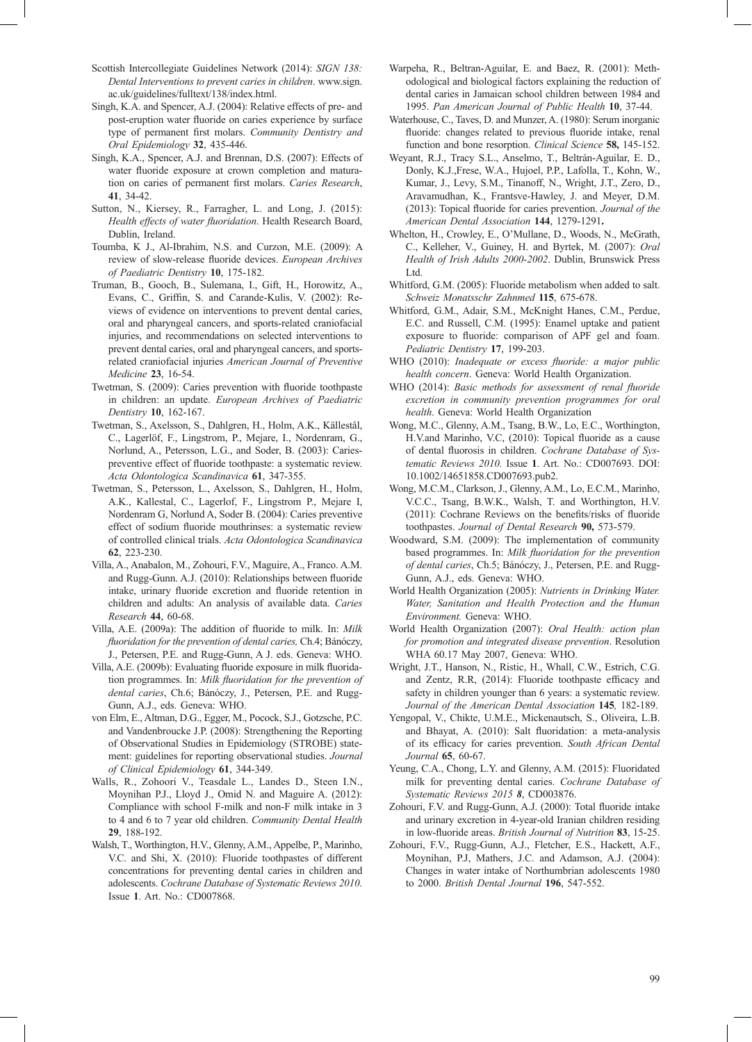Scottish Intercollegiate Guidelines Network (2014): *SIGN 138: Dental Interventions to prevent caries in children*. www.sign.ac.uk/guidelines/fulltext/138/index.html.

Singh, K.A. and Spencer, A.J. (2004): Relative effects of pre- and post-eruption water fluoride on caries experience by surface type of permanent first molars. *Community Dentistry and Oral Epidemiology* **32**, 435-446.

Singh, K.A., Spencer, A.J. and Brennan, D.S. (2007): Effects of water fluoride exposure at crown completion and maturation on caries of permanent first molars. *Caries Research*, **41**, 34-42.

Sutton, N., Kiersey, R., Farragher, L. and Long, J. (2015): *Health effects of water fluoridation*. Health Research Board, Dublin, Ireland.

Toumba, K J., Al-Ibrahim, N.S. and Curzon, M.E. (2009): A review of slow-release fluoride devices. *European Archives of Paediatric Dentistry* **10**, 175-182.

Truman, B., Gooch, B., Sulemana, I., Gift, H., Horowitz, A., Evans, C., Griffin, S. and Carande-Kulis, V. (2002): Reviews of evidence on interventions to prevent dental caries, oral and pharyngeal cancers, and sports-related craniofacial injuries, and recommendations on selected interventions to prevent dental caries, oral and pharyngeal cancers, and sports-related craniofacial injuries *American Journal of Preventive Medicine* **23**, 16-54.

Twetman, S. (2009): Caries prevention with fluoride toothpaste in children: an update. *European Archives of Paediatric Dentistry* **10**, 162-167.

Twetman, S., Axelsson, S., Dahlgren, H., Holm, A.K., Källestål, C., Lagerlöf, F., Lingstrom, P., Mejare, I., Nordenram, G., Norlund, A., Petersson, L.G., and Soder, B. (2003): Caries-preventive effect of fluoride toothpaste: a systematic review. *Acta Odontologica Scandinavica* **61**, 347-355.

Twetman, S., Petersson, L., Axelsson, S., Dahlgren, H., Holm, A.K., Kallestal, C., Lagerlof, F., Lingstrom P., Mejare I, Nordenram G, Norlund A, Soder B. (2004): Caries preventive effect of sodium fluoride mouthrinses: a systematic review of controlled clinical trials. *Acta Odontologica Scandinavica* **62**, 223-230.

Villa, A., Anabalon, M., Zohouri, F.V., Maguire, A., Franco. A.M. and Rugg-Gunn. A.J. (2010): Relationships between fluoride intake, urinary fluoride excretion and fluoride retention in children and adults: An analysis of available data. *Caries Research* **44**, 60-68.

Villa, A.E. (2009a): The addition of fluoride to milk. In: *Milk fluoridation for the prevention of dental caries,* Ch.4; Bánóczy, J., Petersen, P.E. and Rugg-Gunn, A J. eds. Geneva: WHO.

Villa, A.E. (2009b): Evaluating fluoride exposure in milk fluoridation programmes. In: *Milk fluoridation for the prevention of dental caries*, Ch.6; Bánóczy, J., Petersen, P.E. and Rugg-Gunn, A.J., eds. Geneva: WHO.

von Elm, E., Altman, D.G., Egger, M., Pocock, S.J., Gotzsche, P.C. and Vandenbroucke J.P. (2008): Strengthening the Reporting of Observational Studies in Epidemiology (STROBE) statement: guidelines for reporting observational studies. *Journal of Clinical Epidemiology* **61**, 344-349.

Walls, R., Zohoori V., Teasdale L., Landes D., Steen I.N., Moynihan P.J., Lloyd J., Omid N. and Maguire A. (2012): Compliance with school F-milk and non-F milk intake in 3 to 4 and 6 to 7 year old children. *Community Dental Health* **29**, 188-192.

Walsh, T., Worthington, H.V., Glenny, A.M., Appelbe, P., Marinho, V.C. and Shi, X. (2010): Fluoride toothpastes of different concentrations for preventing dental caries in children and adolescents. *Cochrane Database of Systematic Reviews 2010*. Issue **1**. Art. No.: CD007868.

Warpeha, R., Beltran-Aguilar, E. and Baez, R. (2001): Methodological and biological factors explaining the reduction of dental caries in Jamaican school children between 1984 and 1995. *Pan American Journal of Public Health* **10**, 37-44.

Waterhouse, C., Taves, D. and Munzer, A. (1980): Serum inorganic fluoride: changes related to previous fluoride intake, renal function and bone resorption. *Clinical Science* **58,** 145-152.

Weyant, R.J., Tracy S.L., Anselmo, T., Beltrán-Aguilar, E. D., Donly, K.J.,Frese, W.A., Hujoel, P.P., Lafolla, T., Kohn, W., Kumar, J., Levy, S.M., Tinanoff, N., Wright, J.T., Zero, D., Aravamudhan, K., Frantsve-Hawley, J. and Meyer, D.M. (2013): Topical fluoride for caries prevention. *Journal of the American Dental Association* **144**, 1279-1291**.**

Whelton, H., Crowley, E., O'Mullane, D., Woods, N., McGrath, C., Kelleher, V., Guiney, H. and Byrtek, M. (2007): *Oral Health of Irish Adults 2000-2002*. Dublin, Brunswick Press Ltd.

Whitford, G.M. (2005): Fluoride metabolism when added to salt. *Schweiz Monatsschr Zahnmed* **115**, 675-678.

Whitford, G.M., Adair, S.M., McKnight Hanes, C.M., Perdue, E.C. and Russell, C.M. (1995): Enamel uptake and patient exposure to fluoride: comparison of APF gel and foam. *Pediatric Dentistry* **17**, 199-203.

WHO (2010): *Inadequate or excess fluoride: a major public health concern*. Geneva: World Health Organization.

WHO (2014): *Basic methods for assessment of renal fluoride excretion in community prevention programmes for oral health*. Geneva: World Health Organization

Wong, M.C., Glenny, A.M., Tsang, B.W., Lo, E.C., Worthington, H.V.and Marinho, V.C, (2010): Topical fluoride as a cause of dental fluorosis in children. *Cochrane Database of Systematic Reviews 2010.* Issue **1**. Art. No.: CD007693. DOI: 10.1002/14651858.CD007693.pub2.

Wong, M.C.M., Clarkson, J., Glenny, A.M., Lo, E.C.M., Marinho, V.C.C., Tsang, B.W.K., Walsh, T. and Worthington, H.V. (2011): Cochrane Reviews on the benefits/risks of fluoride toothpastes. *Journal of Dental Research* **90,** 573-579.

Woodward, S.M. (2009): The implementation of community based programmes. In: *Milk fluoridation for the prevention of dental caries*, Ch.5; Bánóczy, J., Petersen, P.E. and Rugg-Gunn, A.J., eds. Geneva: WHO.

World Health Organization (2005): *Nutrients in Drinking Water. Water, Sanitation and Health Protection and the Human Environment.* Geneva: WHO.

World Health Organization (2007): *Oral Health: action plan for promotion and integrated disease prevention*. Resolution WHA 60.17 May 2007, Geneva: WHO.

Wright, J.T., Hanson, N., Ristic, H., Whall, C.W., Estrich, C.G. and Zentz, R.R, (2014): Fluoride toothpaste efficacy and safety in children younger than 6 years: a systematic review. *Journal of the American Dental Association* **145***,* 182-189.

Yengopal, V., Chikte, U.M.E., Mickenautsch, S., Oliveira, L.B. and Bhayat, A. (2010): Salt fluoridation: a meta-analysis of its efficacy for caries prevention. *South African Dental Journal* **65**, 60-67.

Yeung, C.A., Chong, L.Y. and Glenny, A.M. (2015): Fluoridated milk for preventing dental caries. *Cochrane Database of Systematic Reviews 2015* ***8***, CD003876.

Zohouri, F.V. and Rugg-Gunn, A.J. (2000): Total fluoride intake and urinary excretion in 4-year-old Iranian children residing in low-fluoride areas. *British Journal of Nutrition* **83**, 15-25.

Zohouri, F.V., Rugg-Gunn, A.J., Fletcher, E.S., Hackett, A.F., Moynihan, P.J, Mathers, J.C. and Adamson, A.J. (2004): Changes in water intake of Northumbrian adolescents 1980 to 2000. *British Dental Journal* **196**, 547-552.